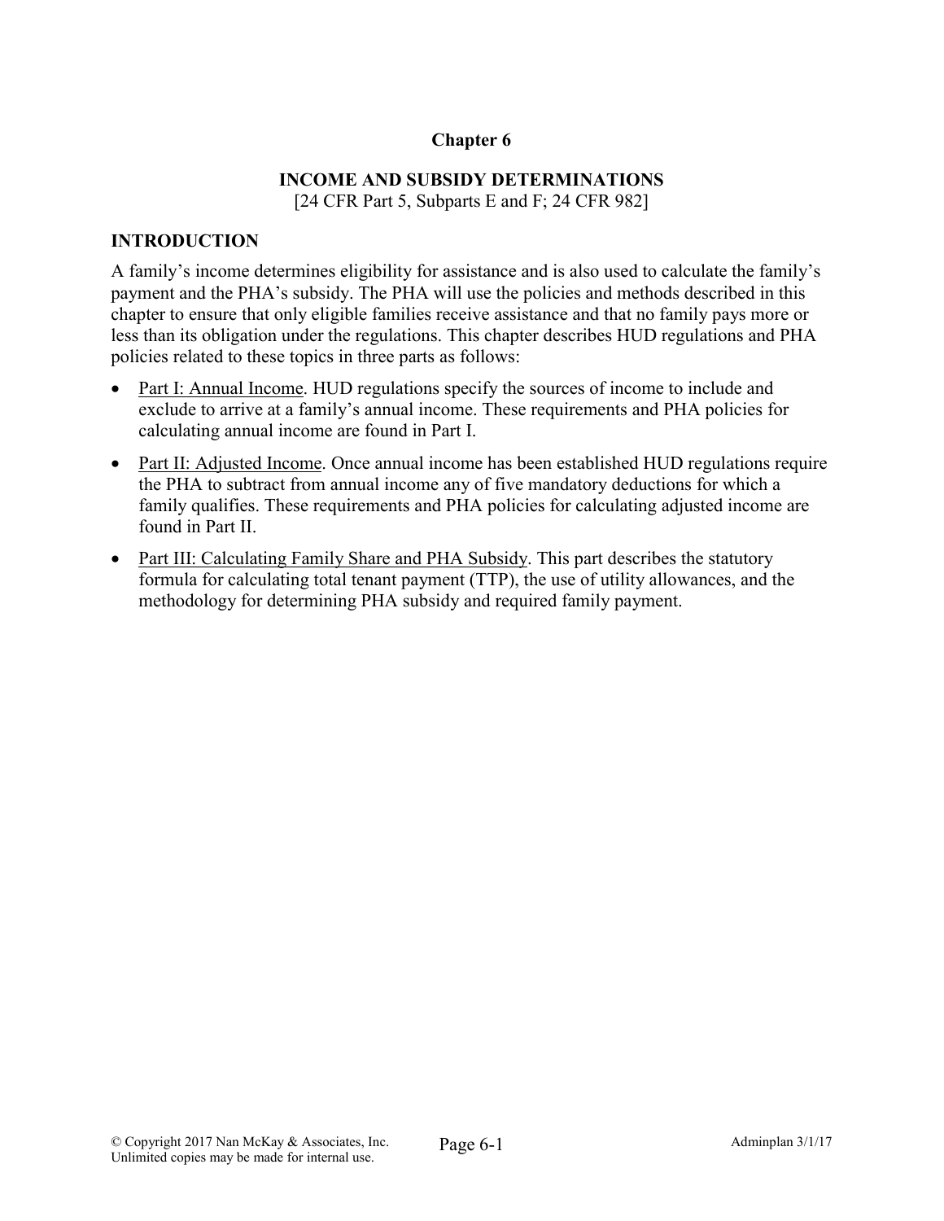# Chapter 6

## INCOME AND SUBSIDY DETERMINATIONS

[24 CFR Part 5, Subparts E and F; 24 CFR 982]

### INTRODUCTION

A family's income determines eligibility for assistance and is also used to calculate the family's payment and the PHA's subsidy. The PHA will use the policies and methods described in this chapter to ensure that only eligible families receive assistance and that no family pays more or less than its obligation under the regulations. This chapter describes HUD regulations and PHA policies related to these topics in three parts as follows:

- Part I: Annual Income. HUD regulations specify the sources of income to include and exclude to arrive at a family's annual income. These requirements and PHA policies for calculating annual income are found in Part I.
- Part II: Adjusted Income. Once annual income has been established HUD regulations require the PHA to subtract from annual income any of five mandatory deductions for which a family qualifies. These requirements and PHA policies for calculating adjusted income are found in Part II.
- Part III: Calculating Family Share and PHA Subsidy. This part describes the statutory formula for calculating total tenant payment (TTP), the use of utility allowances, and the methodology for determining PHA subsidy and required family payment.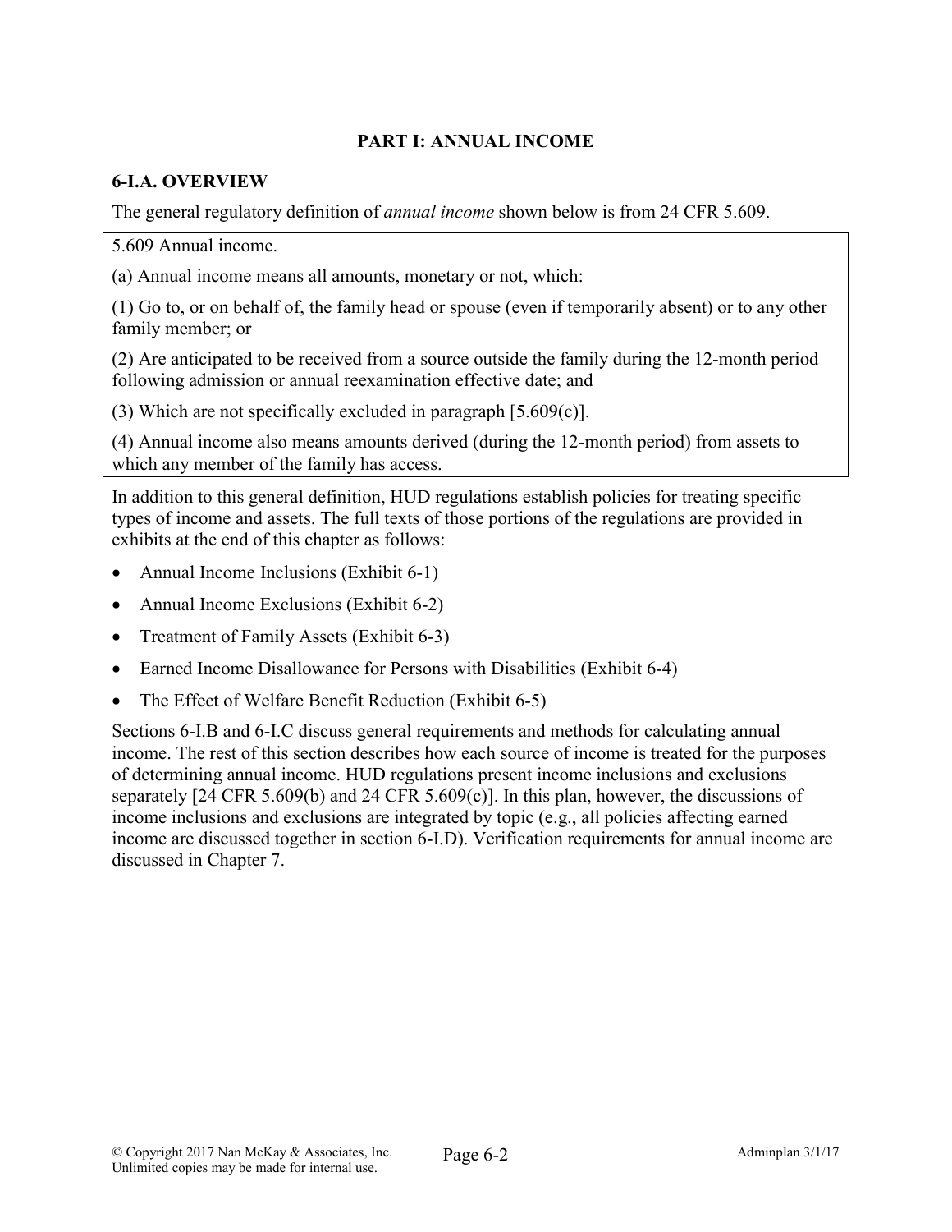## PART I: ANNUAL INCOME

### 6-I.A. OVERVIEW

The general regulatory definition of *annual income* shown below is from 24 CFR 5.609.

> 5.609 Annual income.
>
> (a) Annual income means all amounts, monetary or not, which:
>
> (1) Go to, or on behalf of, the family head or spouse (even if temporarily absent) or to any other family member; or
>
> (2) Are anticipated to be received from a source outside the family during the 12-month period following admission or annual reexamination effective date; and
>
> (3) Which are not specifically excluded in paragraph [5.609(c)].
>
> (4) Annual income also means amounts derived (during the 12-month period) from assets to which any member of the family has access.

In addition to this general definition, HUD regulations establish policies for treating specific types of income and assets. The full texts of those portions of the regulations are provided in exhibits at the end of this chapter as follows:

- Annual Income Inclusions (Exhibit 6-1)
- Annual Income Exclusions (Exhibit 6-2)
- Treatment of Family Assets (Exhibit 6-3)
- Earned Income Disallowance for Persons with Disabilities (Exhibit 6-4)
- The Effect of Welfare Benefit Reduction (Exhibit 6-5)

Sections 6-I.B and 6-I.C discuss general requirements and methods for calculating annual income. The rest of this section describes how each source of income is treated for the purposes of determining annual income. HUD regulations present income inclusions and exclusions separately [24 CFR 5.609(b) and 24 CFR 5.609(c)]. In this plan, however, the discussions of income inclusions and exclusions are integrated by topic (e.g., all policies affecting earned income are discussed together in section 6-I.D). Verification requirements for annual income are discussed in Chapter 7.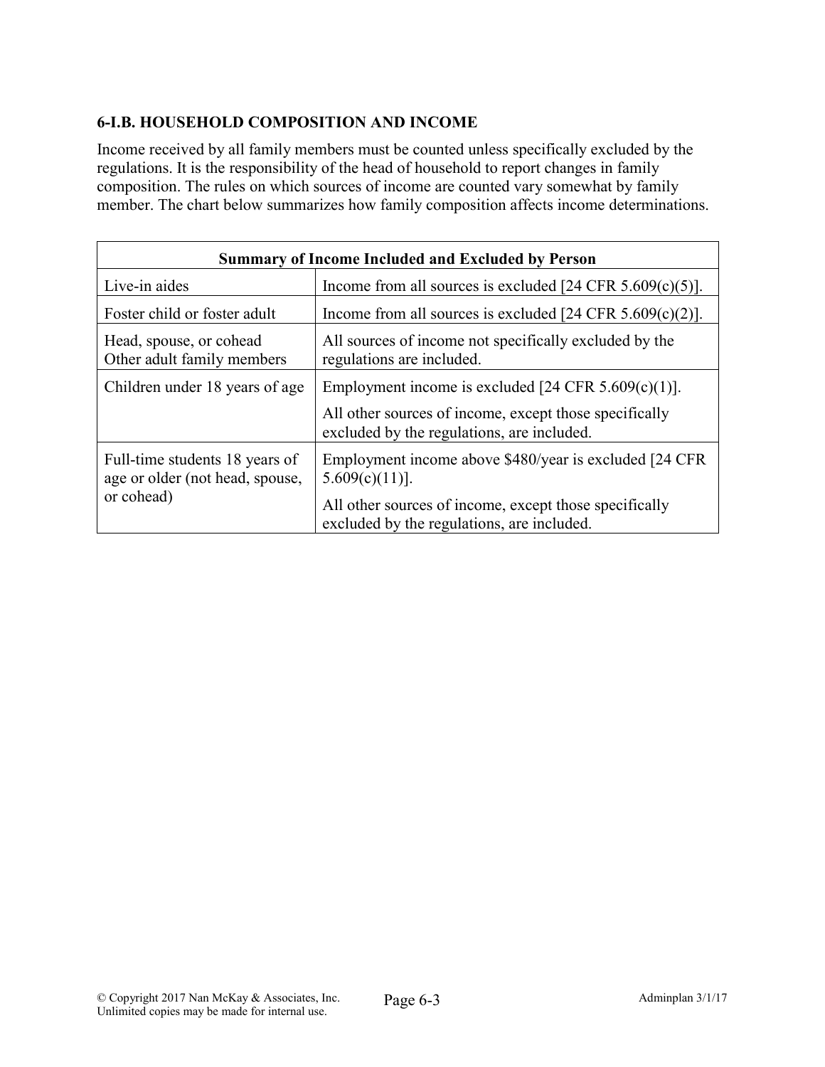### 6-I.B. HOUSEHOLD COMPOSITION AND INCOME

Income received by all family members must be counted unless specifically excluded by the regulations. It is the responsibility of the head of household to report changes in family composition. The rules on which sources of income are counted vary somewhat by family member. The chart below summarizes how family composition affects income determinations.

| **Summary of Income Included and Excluded by Person** | |
|---|---|
| Live-in aides | Income from all sources is excluded [24 CFR 5.609(c)(5)]. |
| Foster child or foster adult | Income from all sources is excluded [24 CFR 5.609(c)(2)]. |
| Head, spouse, or cohead<br>Other adult family members | All sources of income not specifically excluded by the regulations are included. |
| Children under 18 years of age | Employment income is excluded [24 CFR 5.609(c)(1)].<br>All other sources of income, except those specifically excluded by the regulations, are included. |
| Full-time students 18 years of age or older (not head, spouse, or cohead) | Employment income above $480/year is excluded [24 CFR 5.609(c)(11)].<br>All other sources of income, except those specifically excluded by the regulations, are included. |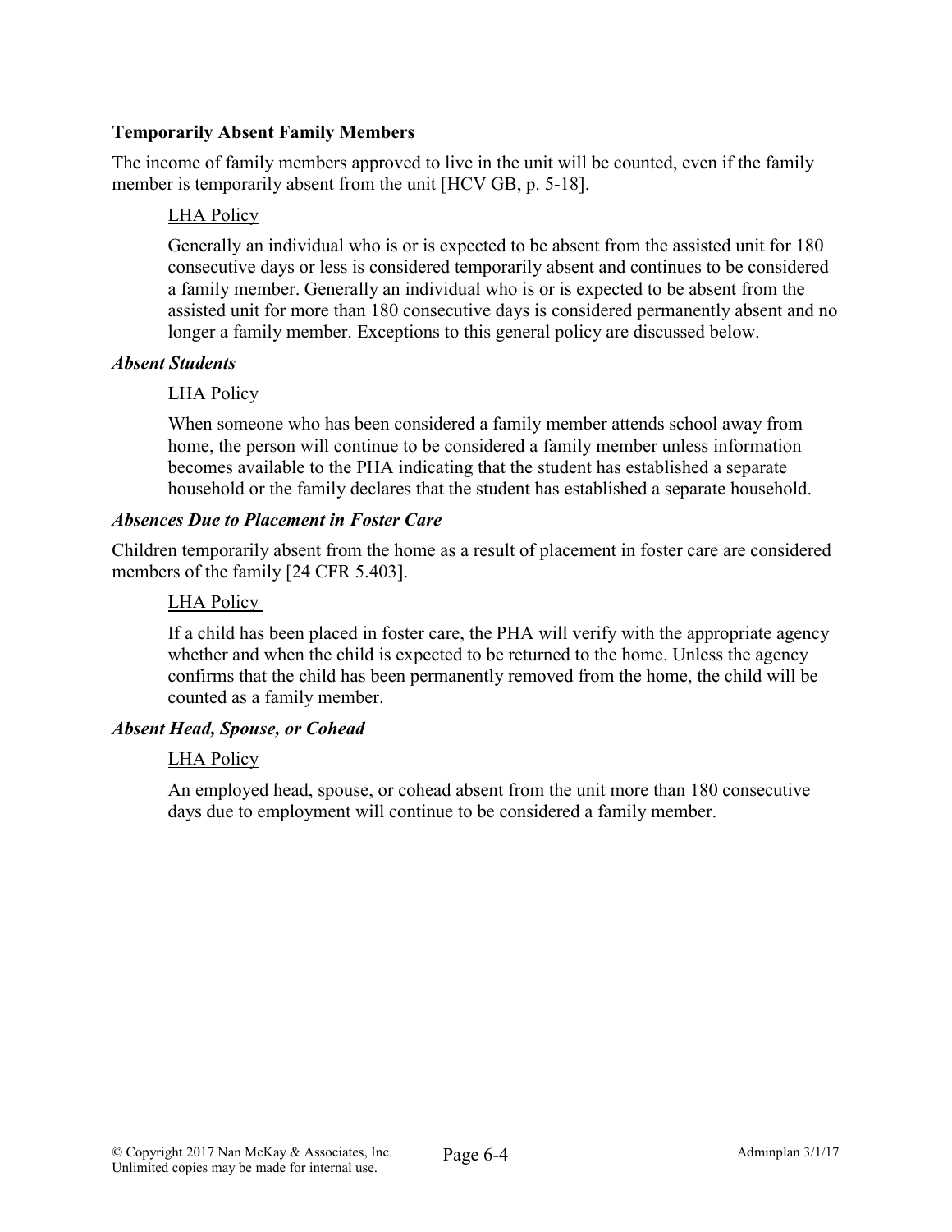**Temporarily Absent Family Members**

The income of family members approved to live in the unit will be counted, even if the family member is temporarily absent from the unit [HCV GB, p. 5-18].

<u>LHA Policy</u>

Generally an individual who is or is expected to be absent from the assisted unit for 180 consecutive days or less is considered temporarily absent and continues to be considered a family member. Generally an individual who is or is expected to be absent from the assisted unit for more than 180 consecutive days is considered permanently absent and no longer a family member. Exceptions to this general policy are discussed below.

***Absent Students***

<u>LHA Policy</u>

When someone who has been considered a family member attends school away from home, the person will continue to be considered a family member unless information becomes available to the PHA indicating that the student has established a separate household or the family declares that the student has established a separate household.

***Absences Due to Placement in Foster Care***

Children temporarily absent from the home as a result of placement in foster care are considered members of the family [24 CFR 5.403].

<u>LHA Policy</u>

If a child has been placed in foster care, the PHA will verify with the appropriate agency whether and when the child is expected to be returned to the home. Unless the agency confirms that the child has been permanently removed from the home, the child will be counted as a family member.

***Absent Head, Spouse, or Cohead***

<u>LHA Policy</u>

An employed head, spouse, or cohead absent from the unit more than 180 consecutive days due to employment will continue to be considered a family member.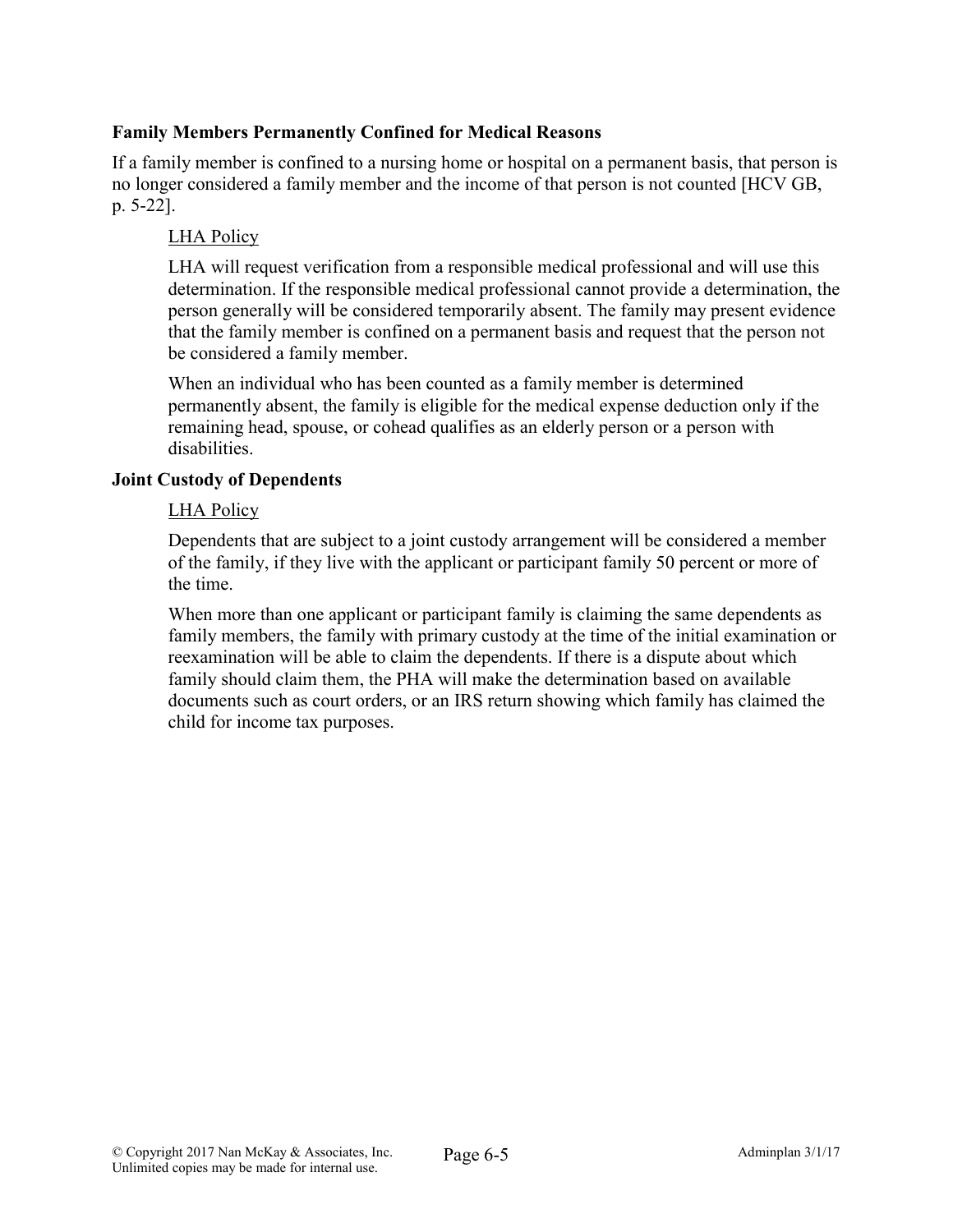**Family Members Permanently Confined for Medical Reasons**

If a family member is confined to a nursing home or hospital on a permanent basis, that person is no longer considered a family member and the income of that person is not counted [HCV GB, p. 5-22].

<u>LHA Policy</u>

LHA will request verification from a responsible medical professional and will use this determination. If the responsible medical professional cannot provide a determination, the person generally will be considered temporarily absent. The family may present evidence that the family member is confined on a permanent basis and request that the person not be considered a family member.

When an individual who has been counted as a family member is determined permanently absent, the family is eligible for the medical expense deduction only if the remaining head, spouse, or cohead qualifies as an elderly person or a person with disabilities.

**Joint Custody of Dependents**

<u>LHA Policy</u>

Dependents that are subject to a joint custody arrangement will be considered a member of the family, if they live with the applicant or participant family 50 percent or more of the time.

When more than one applicant or participant family is claiming the same dependents as family members, the family with primary custody at the time of the initial examination or reexamination will be able to claim the dependents. If there is a dispute about which family should claim them, the PHA will make the determination based on available documents such as court orders, or an IRS return showing which family has claimed the child for income tax purposes.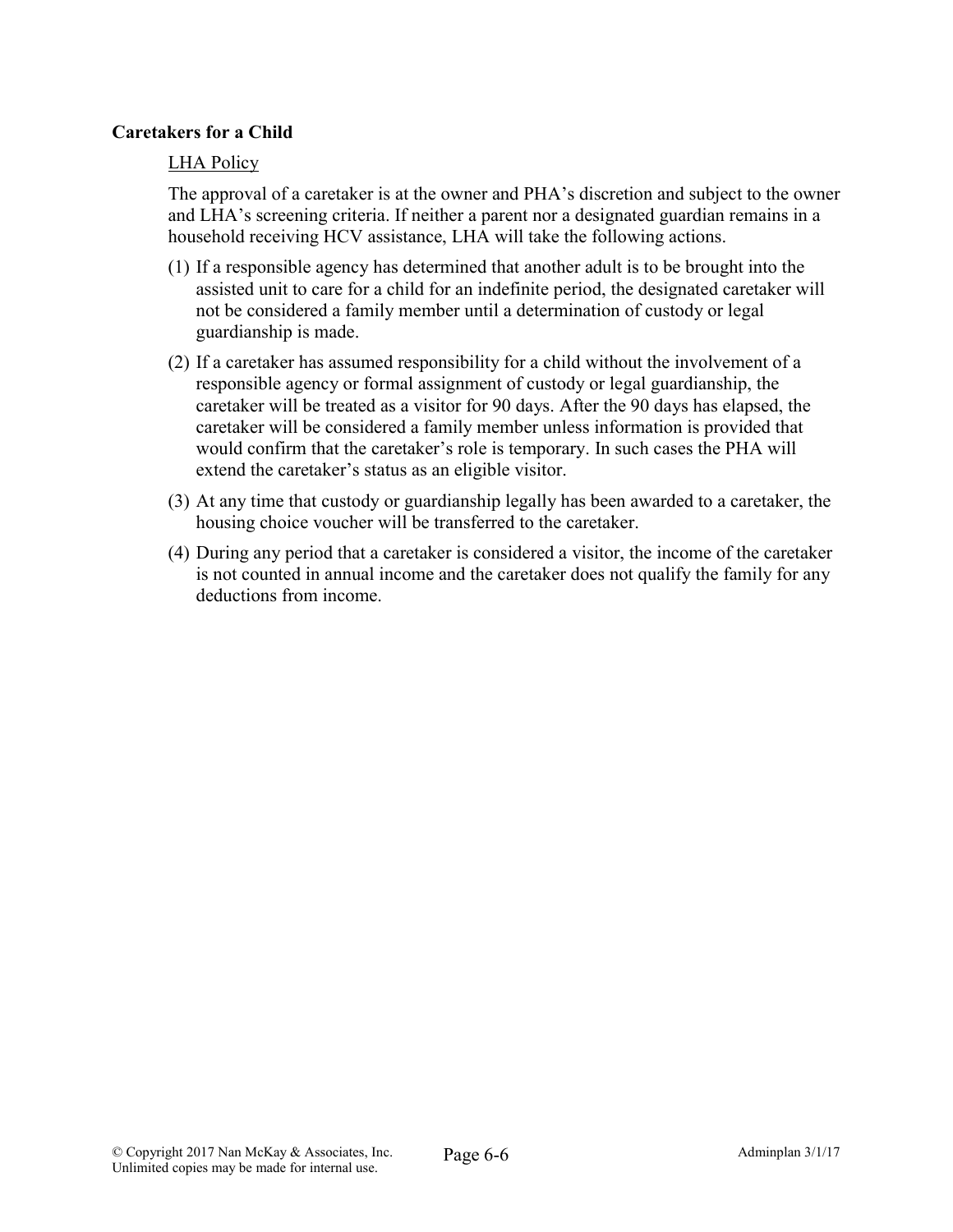**Caretakers for a Child**

LHA Policy

The approval of a caretaker is at the owner and PHA's discretion and subject to the owner and LHA's screening criteria. If neither a parent nor a designated guardian remains in a household receiving HCV assistance, LHA will take the following actions.

(1) If a responsible agency has determined that another adult is to be brought into the assisted unit to care for a child for an indefinite period, the designated caretaker will not be considered a family member until a determination of custody or legal guardianship is made.

(2) If a caretaker has assumed responsibility for a child without the involvement of a responsible agency or formal assignment of custody or legal guardianship, the caretaker will be treated as a visitor for 90 days. After the 90 days has elapsed, the caretaker will be considered a family member unless information is provided that would confirm that the caretaker's role is temporary. In such cases the PHA will extend the caretaker's status as an eligible visitor.

(3) At any time that custody or guardianship legally has been awarded to a caretaker, the housing choice voucher will be transferred to the caretaker.

(4) During any period that a caretaker is considered a visitor, the income of the caretaker is not counted in annual income and the caretaker does not qualify the family for any deductions from income.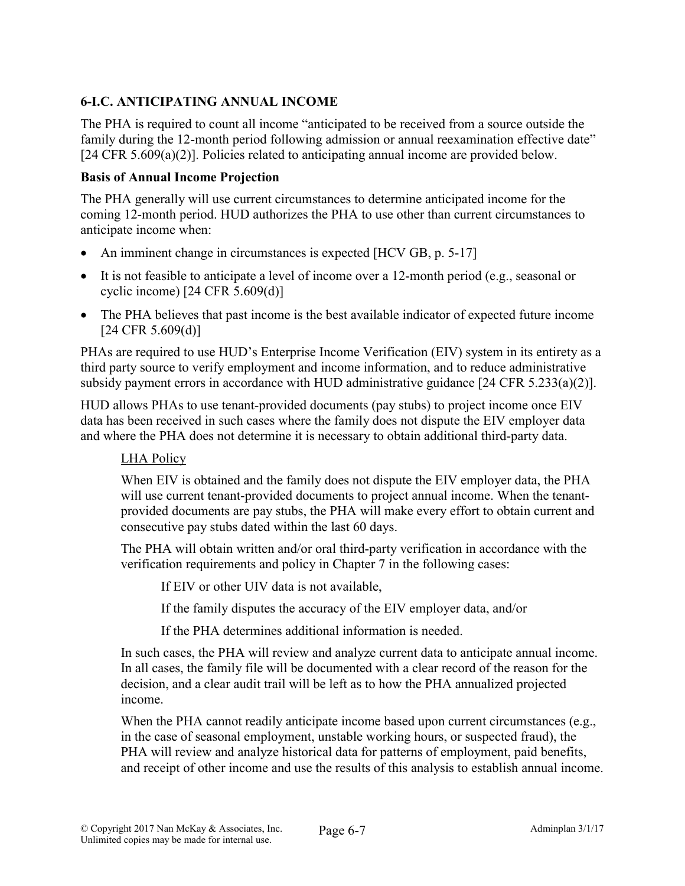### 6-I.C. ANTICIPATING ANNUAL INCOME

The PHA is required to count all income "anticipated to be received from a source outside the family during the 12-month period following admission or annual reexamination effective date" [24 CFR 5.609(a)(2)]. Policies related to anticipating annual income are provided below.

**Basis of Annual Income Projection**

The PHA generally will use current circumstances to determine anticipated income for the coming 12-month period. HUD authorizes the PHA to use other than current circumstances to anticipate income when:

- An imminent change in circumstances is expected [HCV GB, p. 5-17]
- It is not feasible to anticipate a level of income over a 12-month period (e.g., seasonal or cyclic income) [24 CFR 5.609(d)]
- The PHA believes that past income is the best available indicator of expected future income [24 CFR 5.609(d)]

PHAs are required to use HUD's Enterprise Income Verification (EIV) system in its entirety as a third party source to verify employment and income information, and to reduce administrative subsidy payment errors in accordance with HUD administrative guidance [24 CFR 5.233(a)(2)].

HUD allows PHAs to use tenant-provided documents (pay stubs) to project income once EIV data has been received in such cases where the family does not dispute the EIV employer data and where the PHA does not determine it is necessary to obtain additional third-party data.

LHA Policy

When EIV is obtained and the family does not dispute the EIV employer data, the PHA will use current tenant-provided documents to project annual income. When the tenant-provided documents are pay stubs, the PHA will make every effort to obtain current and consecutive pay stubs dated within the last 60 days.

The PHA will obtain written and/or oral third-party verification in accordance with the verification requirements and policy in Chapter 7 in the following cases:

If EIV or other UIV data is not available,

If the family disputes the accuracy of the EIV employer data, and/or

If the PHA determines additional information is needed.

In such cases, the PHA will review and analyze current data to anticipate annual income. In all cases, the family file will be documented with a clear record of the reason for the decision, and a clear audit trail will be left as to how the PHA annualized projected income.

When the PHA cannot readily anticipate income based upon current circumstances (e.g., in the case of seasonal employment, unstable working hours, or suspected fraud), the PHA will review and analyze historical data for patterns of employment, paid benefits, and receipt of other income and use the results of this analysis to establish annual income.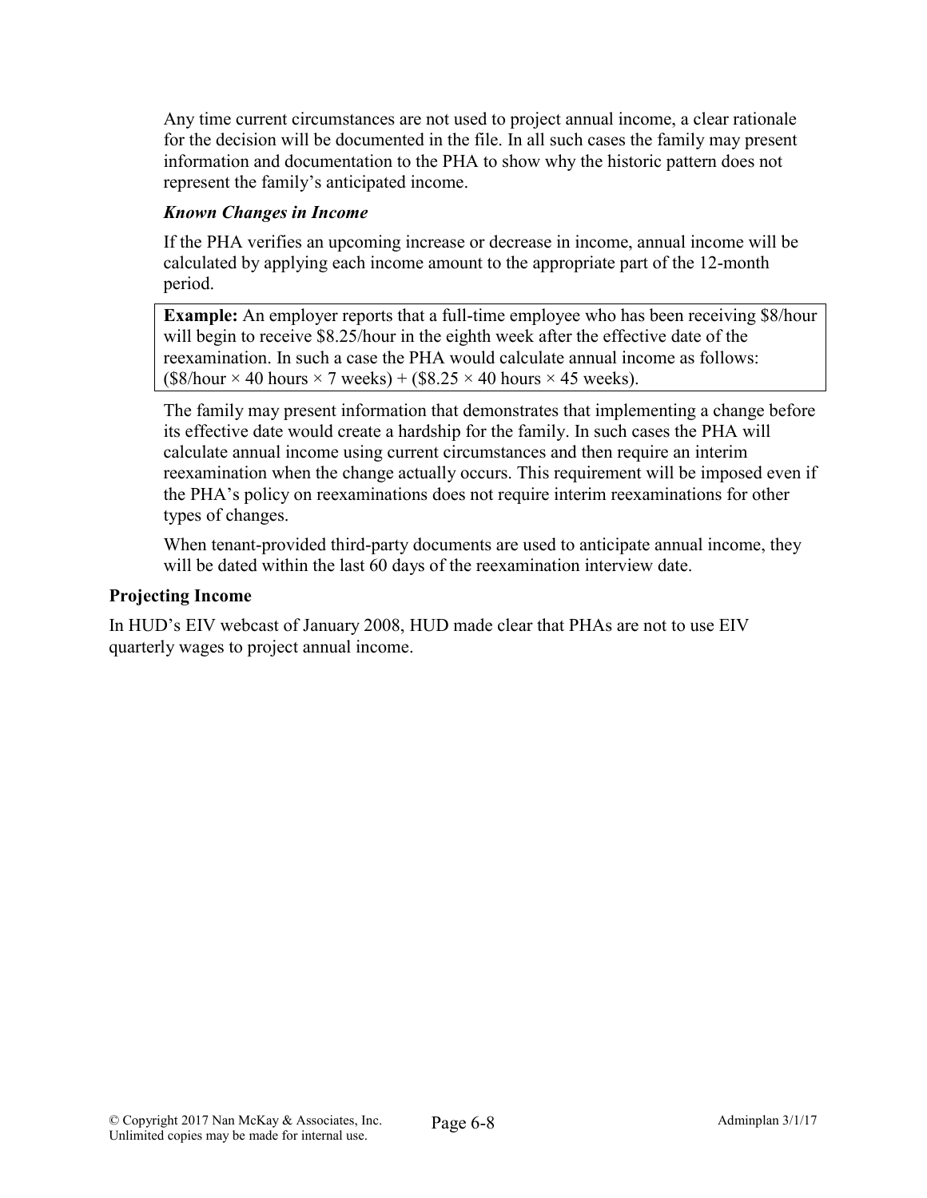Any time current circumstances are not used to project annual income, a clear rationale for the decision will be documented in the file. In all such cases the family may present information and documentation to the PHA to show why the historic pattern does not represent the family's anticipated income.

***Known Changes in Income***

If the PHA verifies an upcoming increase or decrease in income, annual income will be calculated by applying each income amount to the appropriate part of the 12-month period.

> **Example:** An employer reports that a full-time employee who has been receiving $8/hour will begin to receive $8.25/hour in the eighth week after the effective date of the reexamination. In such a case the PHA would calculate annual income as follows: ($8/hour × 40 hours × 7 weeks) + ($8.25 × 40 hours × 45 weeks).

The family may present information that demonstrates that implementing a change before its effective date would create a hardship for the family. In such cases the PHA will calculate annual income using current circumstances and then require an interim reexamination when the change actually occurs. This requirement will be imposed even if the PHA's policy on reexaminations does not require interim reexaminations for other types of changes.

When tenant-provided third-party documents are used to anticipate annual income, they will be dated within the last 60 days of the reexamination interview date.

**Projecting Income**

In HUD's EIV webcast of January 2008, HUD made clear that PHAs are not to use EIV quarterly wages to project annual income.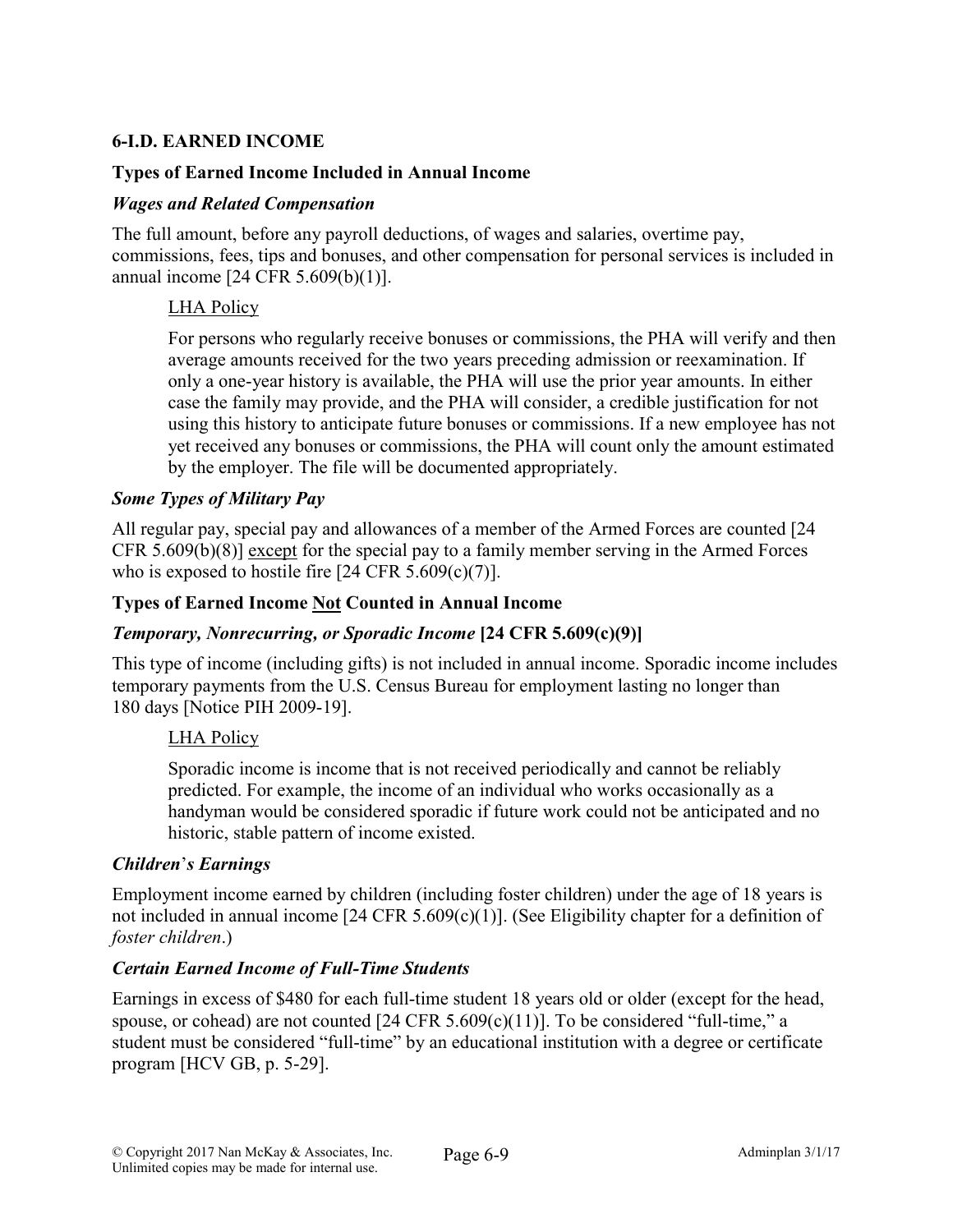## 6-I.D. EARNED INCOME

### Types of Earned Income Included in Annual Income

#### *Wages and Related Compensation*

The full amount, before any payroll deductions, of wages and salaries, overtime pay, commissions, fees, tips and bonuses, and other compensation for personal services is included in annual income [24 CFR 5.609(b)(1)].

> LHA Policy
>
> For persons who regularly receive bonuses or commissions, the PHA will verify and then average amounts received for the two years preceding admission or reexamination. If only a one-year history is available, the PHA will use the prior year amounts. In either case the family may provide, and the PHA will consider, a credible justification for not using this history to anticipate future bonuses or commissions. If a new employee has not yet received any bonuses or commissions, the PHA will count only the amount estimated by the employer. The file will be documented appropriately.

#### *Some Types of Military Pay*

All regular pay, special pay and allowances of a member of the Armed Forces are counted [24 CFR 5.609(b)(8)] except for the special pay to a family member serving in the Armed Forces who is exposed to hostile fire [24 CFR 5.609(c)(7)].

### Types of Earned Income Not Counted in Annual Income

#### *Temporary, Nonrecurring, or Sporadic Income* [24 CFR 5.609(c)(9)]

This type of income (including gifts) is not included in annual income. Sporadic income includes temporary payments from the U.S. Census Bureau for employment lasting no longer than 180 days [Notice PIH 2009-19].

> LHA Policy
>
> Sporadic income is income that is not received periodically and cannot be reliably predicted. For example, the income of an individual who works occasionally as a handyman would be considered sporadic if future work could not be anticipated and no historic, stable pattern of income existed.

#### *Children's Earnings*

Employment income earned by children (including foster children) under the age of 18 years is not included in annual income [24 CFR 5.609(c)(1)]. (See Eligibility chapter for a definition of *foster children*.)

#### *Certain Earned Income of Full-Time Students*

Earnings in excess of $480 for each full-time student 18 years old or older (except for the head, spouse, or cohead) are not counted [24 CFR 5.609(c)(11)]. To be considered "full-time," a student must be considered "full-time" by an educational institution with a degree or certificate program [HCV GB, p. 5-29].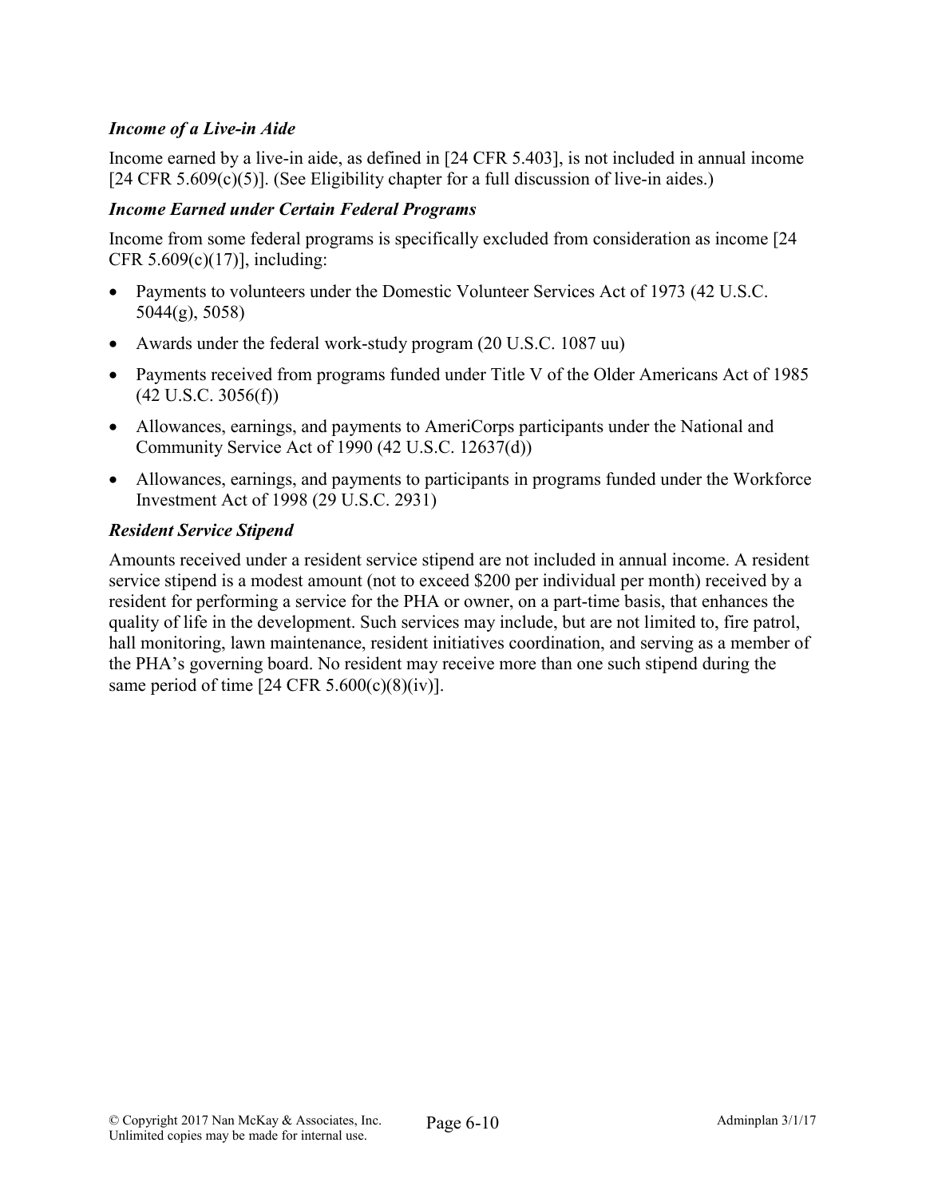### *Income of a Live-in Aide*

Income earned by a live-in aide, as defined in [24 CFR 5.403], is not included in annual income [24 CFR 5.609(c)(5)]. (See Eligibility chapter for a full discussion of live-in aides.)

### *Income Earned under Certain Federal Programs*

Income from some federal programs is specifically excluded from consideration as income [24 CFR 5.609(c)(17)], including:

- Payments to volunteers under the Domestic Volunteer Services Act of 1973 (42 U.S.C. 5044(g), 5058)
- Awards under the federal work-study program (20 U.S.C. 1087 uu)
- Payments received from programs funded under Title V of the Older Americans Act of 1985 (42 U.S.C. 3056(f))
- Allowances, earnings, and payments to AmeriCorps participants under the National and Community Service Act of 1990 (42 U.S.C. 12637(d))
- Allowances, earnings, and payments to participants in programs funded under the Workforce Investment Act of 1998 (29 U.S.C. 2931)

### *Resident Service Stipend*

Amounts received under a resident service stipend are not included in annual income. A resident service stipend is a modest amount (not to exceed $200 per individual per month) received by a resident for performing a service for the PHA or owner, on a part-time basis, that enhances the quality of life in the development. Such services may include, but are not limited to, fire patrol, hall monitoring, lawn maintenance, resident initiatives coordination, and serving as a member of the PHA's governing board. No resident may receive more than one such stipend during the same period of time [24 CFR 5.600(c)(8)(iv)].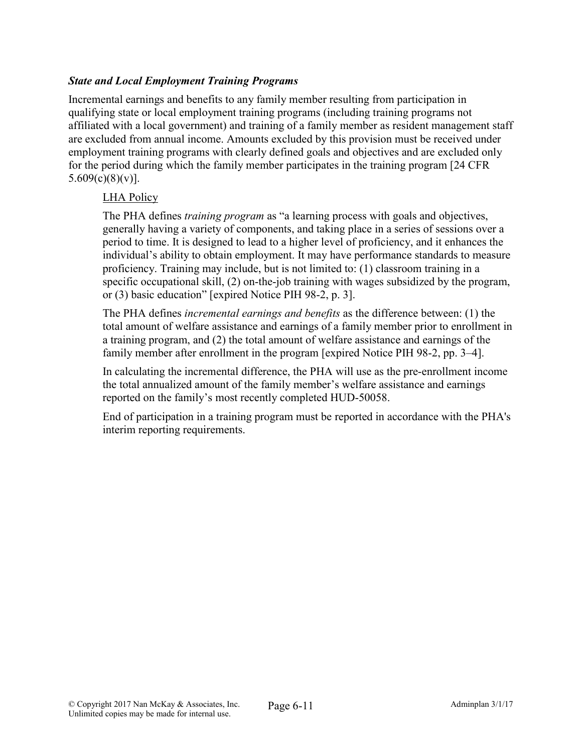### *State and Local Employment Training Programs*

Incremental earnings and benefits to any family member resulting from participation in qualifying state or local employment training programs (including training programs not affiliated with a local government) and training of a family member as resident management staff are excluded from annual income. Amounts excluded by this provision must be received under employment training programs with clearly defined goals and objectives and are excluded only for the period during which the family member participates in the training program [24 CFR 5.609(c)(8)(v)].

<u>LHA Policy</u>

The PHA defines *training program* as "a learning process with goals and objectives, generally having a variety of components, and taking place in a series of sessions over a period to time. It is designed to lead to a higher level of proficiency, and it enhances the individual's ability to obtain employment. It may have performance standards to measure proficiency. Training may include, but is not limited to: (1) classroom training in a specific occupational skill, (2) on-the-job training with wages subsidized by the program, or (3) basic education" [expired Notice PIH 98-2, p. 3].

The PHA defines *incremental earnings and benefits* as the difference between: (1) the total amount of welfare assistance and earnings of a family member prior to enrollment in a training program, and (2) the total amount of welfare assistance and earnings of the family member after enrollment in the program [expired Notice PIH 98-2, pp. 3–4].

In calculating the incremental difference, the PHA will use as the pre-enrollment income the total annualized amount of the family member's welfare assistance and earnings reported on the family's most recently completed HUD-50058.

End of participation in a training program must be reported in accordance with the PHA's interim reporting requirements.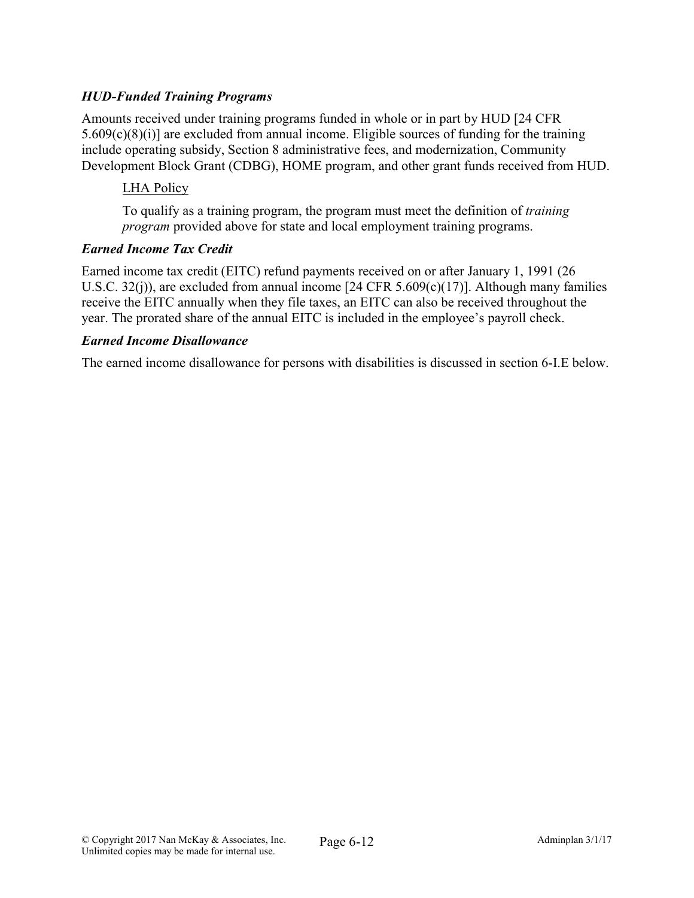*HUD-Funded Training Programs*

Amounts received under training programs funded in whole or in part by HUD [24 CFR 5.609(c)(8)(i)] are excluded from annual income. Eligible sources of funding for the training include operating subsidy, Section 8 administrative fees, and modernization, Community Development Block Grant (CDBG), HOME program, and other grant funds received from HUD.

> <u>LHA Policy</u>
>
> To qualify as a training program, the program must meet the definition of *training program* provided above for state and local employment training programs.

*Earned Income Tax Credit*

Earned income tax credit (EITC) refund payments received on or after January 1, 1991 (26 U.S.C. 32(j)), are excluded from annual income [24 CFR 5.609(c)(17)]. Although many families receive the EITC annually when they file taxes, an EITC can also be received throughout the year. The prorated share of the annual EITC is included in the employee's payroll check.

*Earned Income Disallowance*

The earned income disallowance for persons with disabilities is discussed in section 6-I.E below.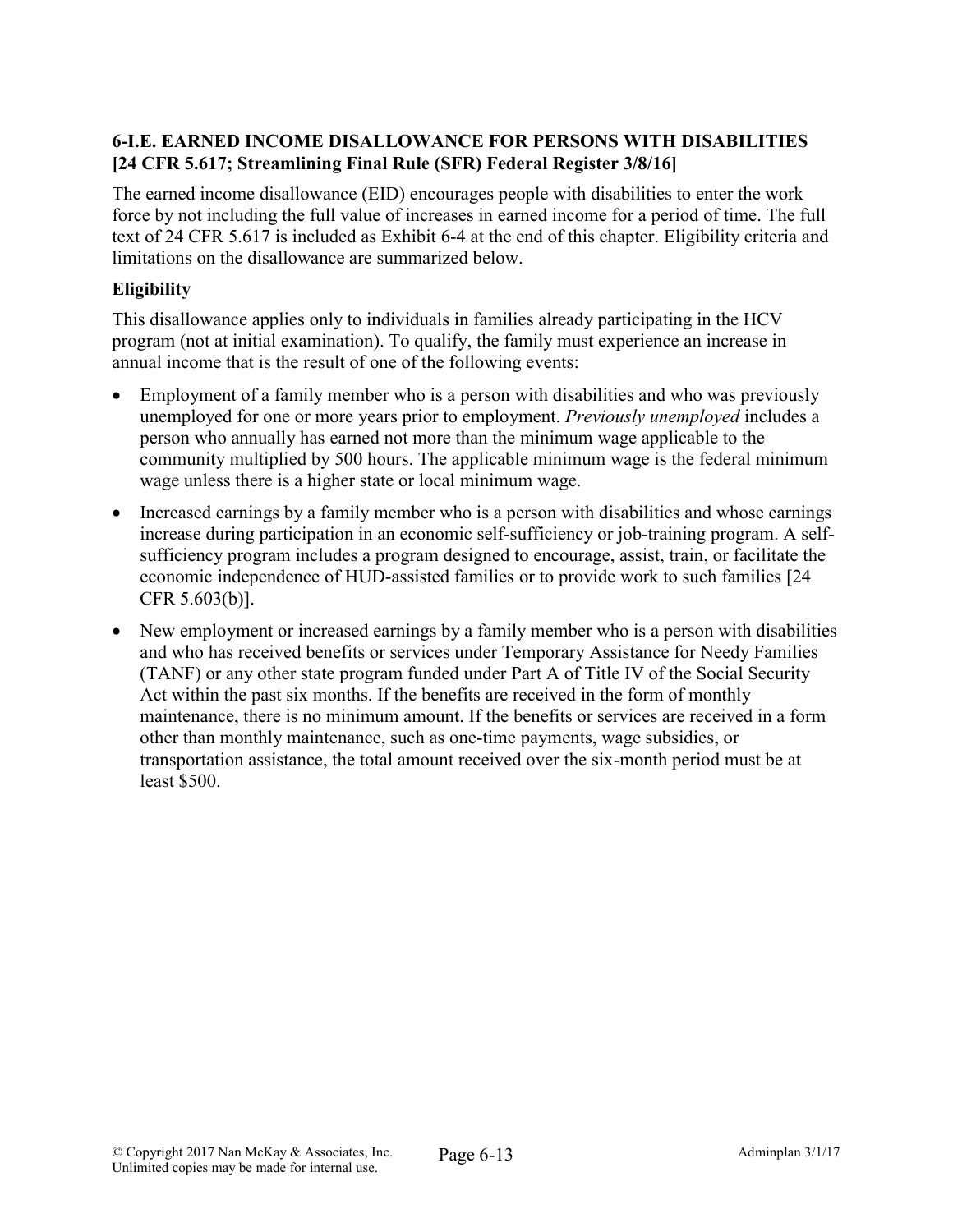### 6-I.E. EARNED INCOME DISALLOWANCE FOR PERSONS WITH DISABILITIES [24 CFR 5.617; Streamlining Final Rule (SFR) Federal Register 3/8/16]

The earned income disallowance (EID) encourages people with disabilities to enter the work force by not including the full value of increases in earned income for a period of time. The full text of 24 CFR 5.617 is included as Exhibit 6-4 at the end of this chapter. Eligibility criteria and limitations on the disallowance are summarized below.

#### Eligibility

This disallowance applies only to individuals in families already participating in the HCV program (not at initial examination). To qualify, the family must experience an increase in annual income that is the result of one of the following events:

- Employment of a family member who is a person with disabilities and who was previously unemployed for one or more years prior to employment. *Previously unemployed* includes a person who annually has earned not more than the minimum wage applicable to the community multiplied by 500 hours. The applicable minimum wage is the federal minimum wage unless there is a higher state or local minimum wage.
- Increased earnings by a family member who is a person with disabilities and whose earnings increase during participation in an economic self-sufficiency or job-training program. A self-sufficiency program includes a program designed to encourage, assist, train, or facilitate the economic independence of HUD-assisted families or to provide work to such families [24 CFR 5.603(b)].
- New employment or increased earnings by a family member who is a person with disabilities and who has received benefits or services under Temporary Assistance for Needy Families (TANF) or any other state program funded under Part A of Title IV of the Social Security Act within the past six months. If the benefits are received in the form of monthly maintenance, there is no minimum amount. If the benefits or services are received in a form other than monthly maintenance, such as one-time payments, wage subsidies, or transportation assistance, the total amount received over the six-month period must be at least $500.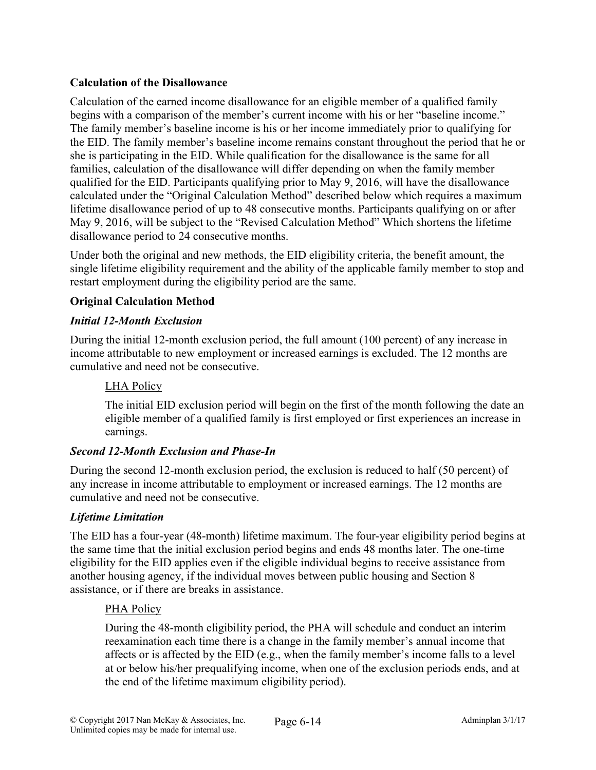### Calculation of the Disallowance

Calculation of the earned income disallowance for an eligible member of a qualified family begins with a comparison of the member's current income with his or her "baseline income." The family member's baseline income is his or her income immediately prior to qualifying for the EID. The family member's baseline income remains constant throughout the period that he or she is participating in the EID. While qualification for the disallowance is the same for all families, calculation of the disallowance will differ depending on when the family member qualified for the EID. Participants qualifying prior to May 9, 2016, will have the disallowance calculated under the "Original Calculation Method" described below which requires a maximum lifetime disallowance period of up to 48 consecutive months. Participants qualifying on or after May 9, 2016, will be subject to the "Revised Calculation Method" Which shortens the lifetime disallowance period to 24 consecutive months.

Under both the original and new methods, the EID eligibility criteria, the benefit amount, the single lifetime eligibility requirement and the ability of the applicable family member to stop and restart employment during the eligibility period are the same.

### Original Calculation Method

#### *Initial 12-Month Exclusion*

During the initial 12-month exclusion period, the full amount (100 percent) of any increase in income attributable to new employment or increased earnings is excluded. The 12 months are cumulative and need not be consecutive.

> <u>LHA Policy</u>
>
> The initial EID exclusion period will begin on the first of the month following the date an eligible member of a qualified family is first employed or first experiences an increase in earnings.

#### *Second 12-Month Exclusion and Phase-In*

During the second 12-month exclusion period, the exclusion is reduced to half (50 percent) of any increase in income attributable to employment or increased earnings. The 12 months are cumulative and need not be consecutive.

#### *Lifetime Limitation*

The EID has a four-year (48-month) lifetime maximum. The four-year eligibility period begins at the same time that the initial exclusion period begins and ends 48 months later. The one-time eligibility for the EID applies even if the eligible individual begins to receive assistance from another housing agency, if the individual moves between public housing and Section 8 assistance, or if there are breaks in assistance.

> <u>PHA Policy</u>
>
> During the 48-month eligibility period, the PHA will schedule and conduct an interim reexamination each time there is a change in the family member's annual income that affects or is affected by the EID (e.g., when the family member's income falls to a level at or below his/her prequalifying income, when one of the exclusion periods ends, and at the end of the lifetime maximum eligibility period).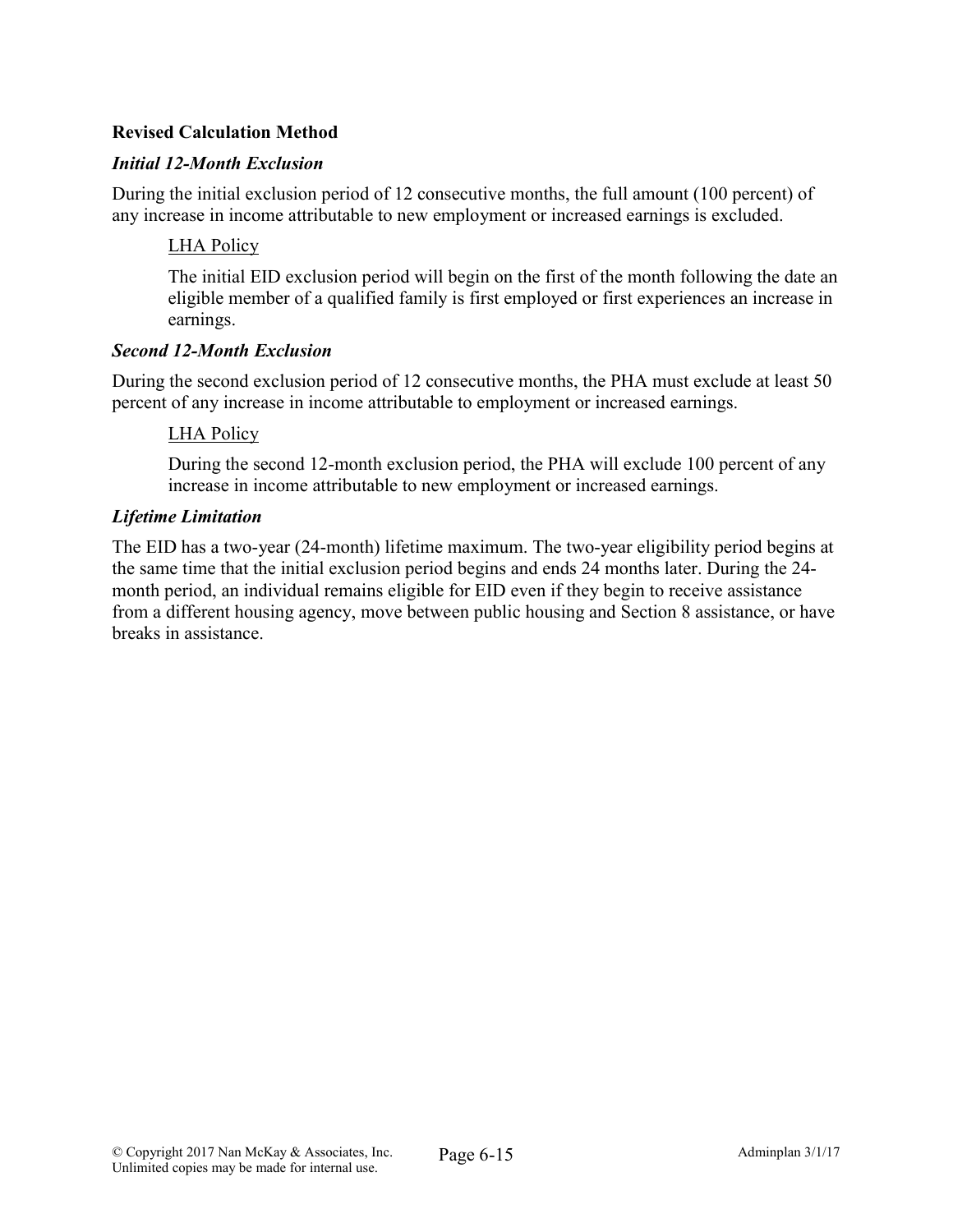**Revised Calculation Method**

***Initial 12-Month Exclusion***

During the initial exclusion period of 12 consecutive months, the full amount (100 percent) of any increase in income attributable to new employment or increased earnings is excluded.

> LHA Policy
>
> The initial EID exclusion period will begin on the first of the month following the date an eligible member of a qualified family is first employed or first experiences an increase in earnings.

***Second 12-Month Exclusion***

During the second exclusion period of 12 consecutive months, the PHA must exclude at least 50 percent of any increase in income attributable to employment or increased earnings.

> LHA Policy
>
> During the second 12-month exclusion period, the PHA will exclude 100 percent of any increase in income attributable to new employment or increased earnings.

***Lifetime Limitation***

The EID has a two-year (24-month) lifetime maximum. The two-year eligibility period begins at the same time that the initial exclusion period begins and ends 24 months later. During the 24-month period, an individual remains eligible for EID even if they begin to receive assistance from a different housing agency, move between public housing and Section 8 assistance, or have breaks in assistance.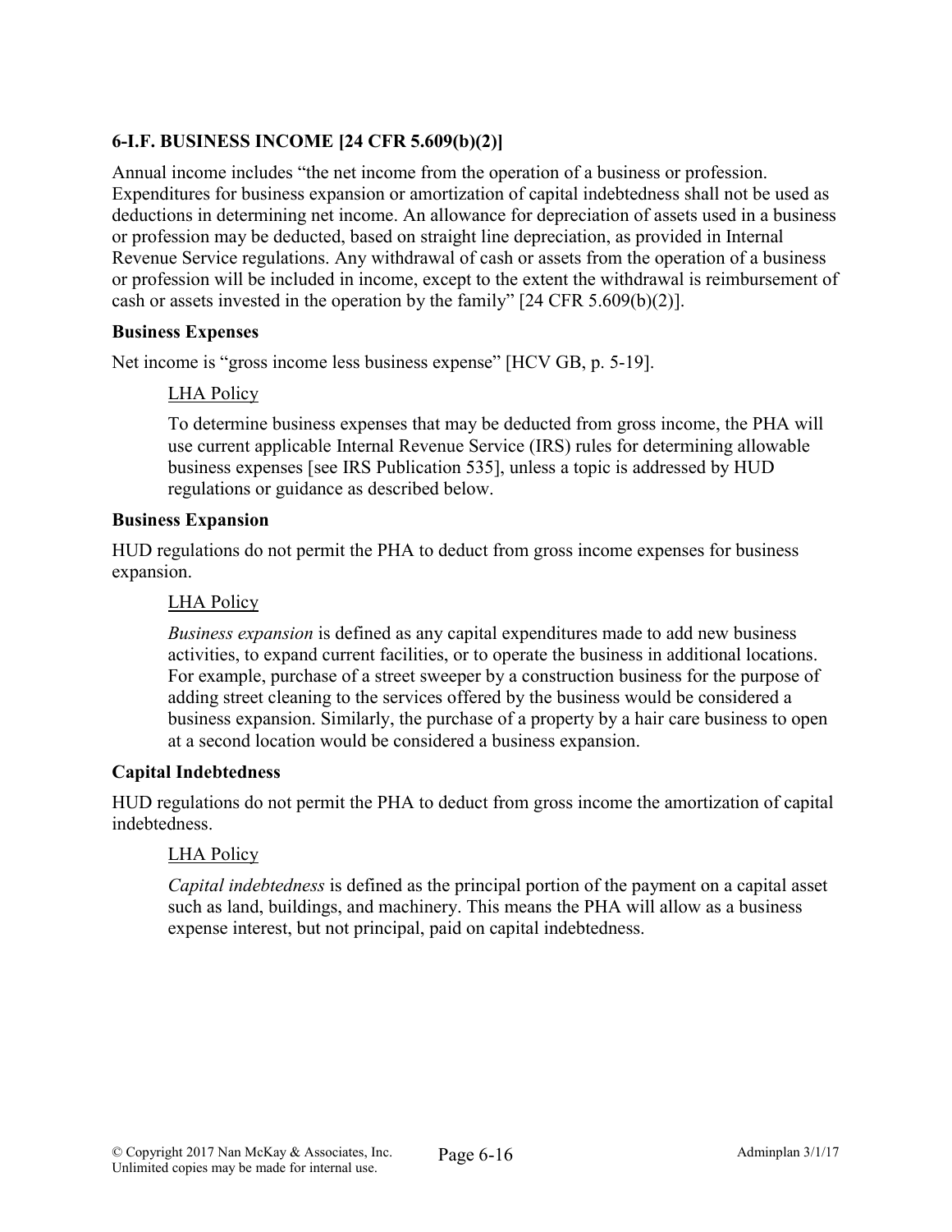### 6-I.F. BUSINESS INCOME [24 CFR 5.609(b)(2)]

Annual income includes "the net income from the operation of a business or profession. Expenditures for business expansion or amortization of capital indebtedness shall not be used as deductions in determining net income. An allowance for depreciation of assets used in a business or profession may be deducted, based on straight line depreciation, as provided in Internal Revenue Service regulations. Any withdrawal of cash or assets from the operation of a business or profession will be included in income, except to the extent the withdrawal is reimbursement of cash or assets invested in the operation by the family" [24 CFR 5.609(b)(2)].

**Business Expenses**

Net income is "gross income less business expense" [HCV GB, p. 5-19].

> LHA Policy
>
> To determine business expenses that may be deducted from gross income, the PHA will use current applicable Internal Revenue Service (IRS) rules for determining allowable business expenses [see IRS Publication 535], unless a topic is addressed by HUD regulations or guidance as described below.

**Business Expansion**

HUD regulations do not permit the PHA to deduct from gross income expenses for business expansion.

> LHA Policy
>
> *Business expansion* is defined as any capital expenditures made to add new business activities, to expand current facilities, or to operate the business in additional locations. For example, purchase of a street sweeper by a construction business for the purpose of adding street cleaning to the services offered by the business would be considered a business expansion. Similarly, the purchase of a property by a hair care business to open at a second location would be considered a business expansion.

**Capital Indebtedness**

HUD regulations do not permit the PHA to deduct from gross income the amortization of capital indebtedness.

> LHA Policy
>
> *Capital indebtedness* is defined as the principal portion of the payment on a capital asset such as land, buildings, and machinery. This means the PHA will allow as a business expense interest, but not principal, paid on capital indebtedness.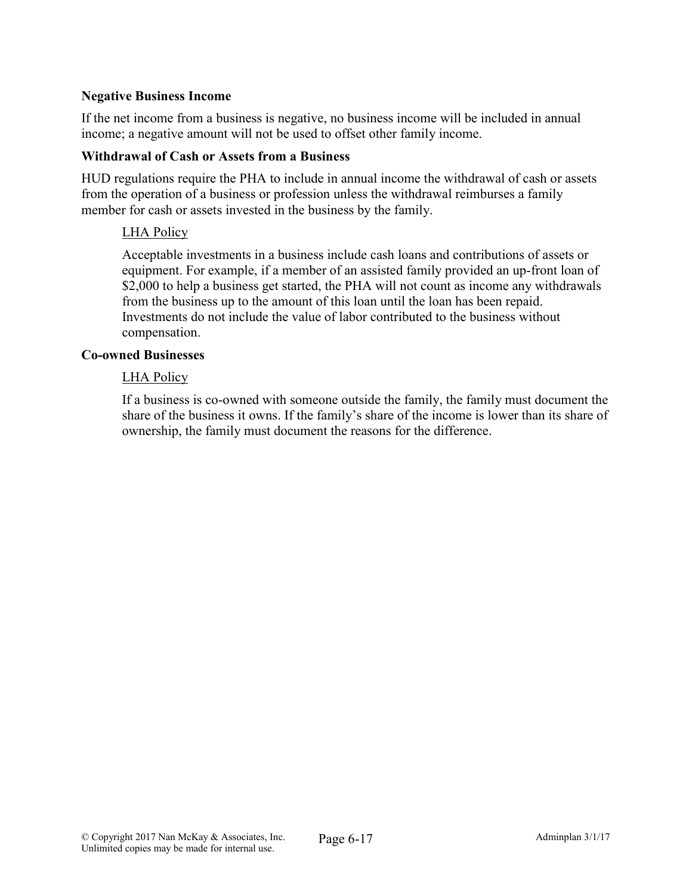### Negative Business Income

If the net income from a business is negative, no business income will be included in annual income; a negative amount will not be used to offset other family income.

### Withdrawal of Cash or Assets from a Business

HUD regulations require the PHA to include in annual income the withdrawal of cash or assets from the operation of a business or profession unless the withdrawal reimburses a family member for cash or assets invested in the business by the family.

> LHA Policy
>
> Acceptable investments in a business include cash loans and contributions of assets or equipment. For example, if a member of an assisted family provided an up-front loan of $2,000 to help a business get started, the PHA will not count as income any withdrawals from the business up to the amount of this loan until the loan has been repaid. Investments do not include the value of labor contributed to the business without compensation.

### Co-owned Businesses

> LHA Policy
>
> If a business is co-owned with someone outside the family, the family must document the share of the business it owns. If the family's share of the income is lower than its share of ownership, the family must document the reasons for the difference.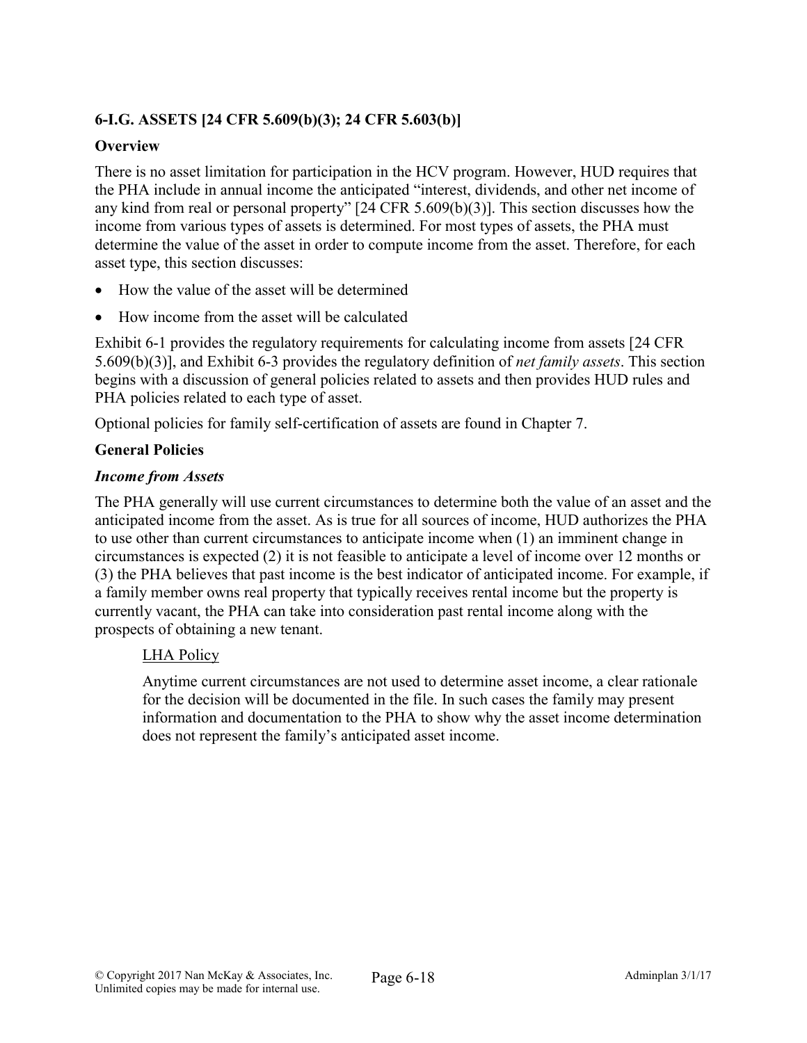## 6-I.G. ASSETS [24 CFR 5.609(b)(3); 24 CFR 5.603(b)]

### Overview

There is no asset limitation for participation in the HCV program. However, HUD requires that the PHA include in annual income the anticipated "interest, dividends, and other net income of any kind from real or personal property" [24 CFR 5.609(b)(3)]. This section discusses how the income from various types of assets is determined. For most types of assets, the PHA must determine the value of the asset in order to compute income from the asset. Therefore, for each asset type, this section discusses:

- How the value of the asset will be determined
- How income from the asset will be calculated

Exhibit 6-1 provides the regulatory requirements for calculating income from assets [24 CFR 5.609(b)(3)], and Exhibit 6-3 provides the regulatory definition of *net family assets*. This section begins with a discussion of general policies related to assets and then provides HUD rules and PHA policies related to each type of asset.

Optional policies for family self-certification of assets are found in Chapter 7.

### General Policies

#### *Income from Assets*

The PHA generally will use current circumstances to determine both the value of an asset and the anticipated income from the asset. As is true for all sources of income, HUD authorizes the PHA to use other than current circumstances to anticipate income when (1) an imminent change in circumstances is expected (2) it is not feasible to anticipate a level of income over 12 months or (3) the PHA believes that past income is the best indicator of anticipated income. For example, if a family member owns real property that typically receives rental income but the property is currently vacant, the PHA can take into consideration past rental income along with the prospects of obtaining a new tenant.

> LHA Policy
>
> Anytime current circumstances are not used to determine asset income, a clear rationale for the decision will be documented in the file. In such cases the family may present information and documentation to the PHA to show why the asset income determination does not represent the family's anticipated asset income.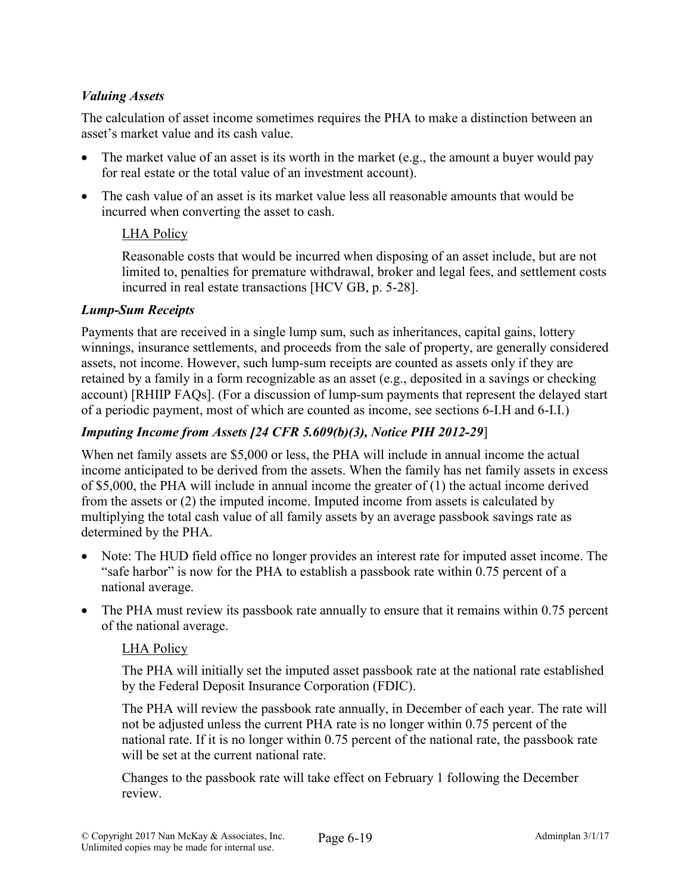### *Valuing Assets*

The calculation of asset income sometimes requires the PHA to make a distinction between an asset's market value and its cash value.

- The market value of an asset is its worth in the market (e.g., the amount a buyer would pay for real estate or the total value of an investment account).
- The cash value of an asset is its market value less all reasonable amounts that would be incurred when converting the asset to cash.

  LHA Policy

  Reasonable costs that would be incurred when disposing of an asset include, but are not limited to, penalties for premature withdrawal, broker and legal fees, and settlement costs incurred in real estate transactions [HCV GB, p. 5-28].

### *Lump-Sum Receipts*

Payments that are received in a single lump sum, such as inheritances, capital gains, lottery winnings, insurance settlements, and proceeds from the sale of property, are generally considered assets, not income. However, such lump-sum receipts are counted as assets only if they are retained by a family in a form recognizable as an asset (e.g., deposited in a savings or checking account) [RHIIP FAQs]. (For a discussion of lump-sum payments that represent the delayed start of a periodic payment, most of which are counted as income, see sections 6-I.H and 6-I.I.)

### *Imputing Income from Assets [24 CFR 5.609(b)(3), Notice PIH 2012-29]*

When net family assets are $5,000 or less, the PHA will include in annual income the actual income anticipated to be derived from the assets. When the family has net family assets in excess of $5,000, the PHA will include in annual income the greater of (1) the actual income derived from the assets or (2) the imputed income. Imputed income from assets is calculated by multiplying the total cash value of all family assets by an average passbook savings rate as determined by the PHA.

- Note: The HUD field office no longer provides an interest rate for imputed asset income. The "safe harbor" is now for the PHA to establish a passbook rate within 0.75 percent of a national average.
- The PHA must review its passbook rate annually to ensure that it remains within 0.75 percent of the national average.

  LHA Policy

  The PHA will initially set the imputed asset passbook rate at the national rate established by the Federal Deposit Insurance Corporation (FDIC).

  The PHA will review the passbook rate annually, in December of each year. The rate will not be adjusted unless the current PHA rate is no longer within 0.75 percent of the national rate. If it is no longer within 0.75 percent of the national rate, the passbook rate will be set at the current national rate.

  Changes to the passbook rate will take effect on February 1 following the December review.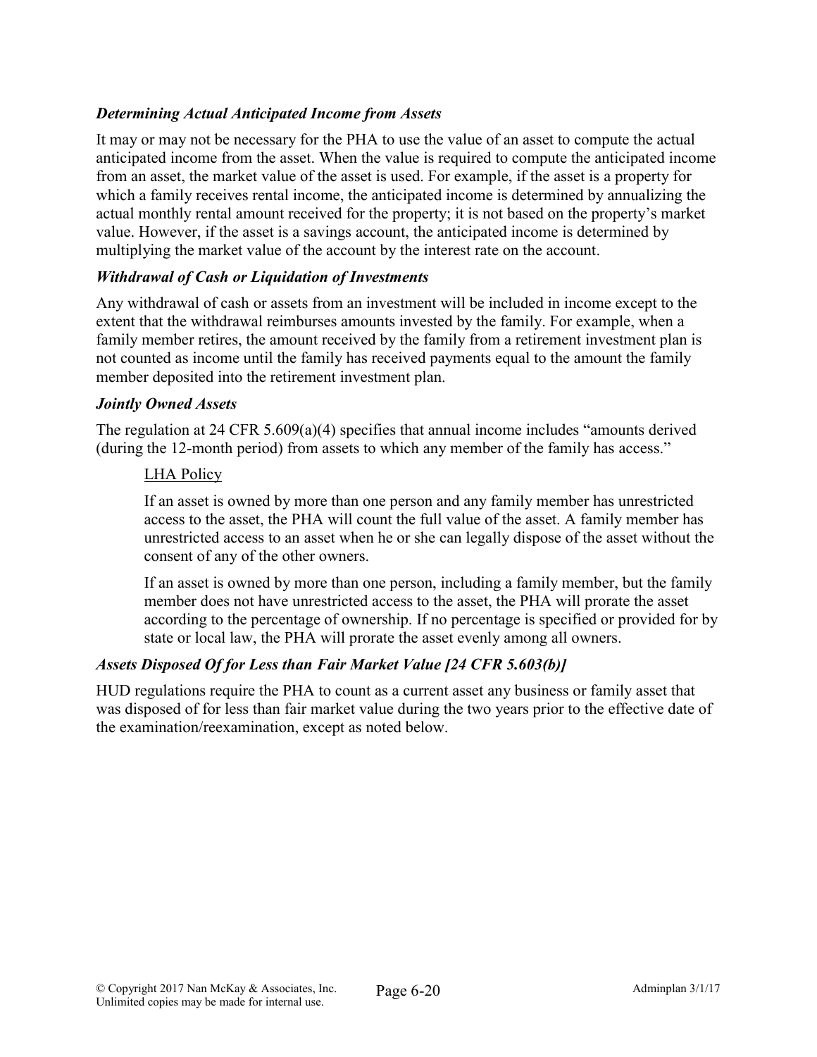### *Determining Actual Anticipated Income from Assets*

It may or may not be necessary for the PHA to use the value of an asset to compute the actual anticipated income from the asset. When the value is required to compute the anticipated income from an asset, the market value of the asset is used. For example, if the asset is a property for which a family receives rental income, the anticipated income is determined by annualizing the actual monthly rental amount received for the property; it is not based on the property's market value. However, if the asset is a savings account, the anticipated income is determined by multiplying the market value of the account by the interest rate on the account.

### *Withdrawal of Cash or Liquidation of Investments*

Any withdrawal of cash or assets from an investment will be included in income except to the extent that the withdrawal reimburses amounts invested by the family. For example, when a family member retires, the amount received by the family from a retirement investment plan is not counted as income until the family has received payments equal to the amount the family member deposited into the retirement investment plan.

### *Jointly Owned Assets*

The regulation at 24 CFR 5.609(a)(4) specifies that annual income includes "amounts derived (during the 12-month period) from assets to which any member of the family has access."

> <u>LHA Policy</u>
>
> If an asset is owned by more than one person and any family member has unrestricted access to the asset, the PHA will count the full value of the asset. A family member has unrestricted access to an asset when he or she can legally dispose of the asset without the consent of any of the other owners.
>
> If an asset is owned by more than one person, including a family member, but the family member does not have unrestricted access to the asset, the PHA will prorate the asset according to the percentage of ownership. If no percentage is specified or provided for by state or local law, the PHA will prorate the asset evenly among all owners.

### *Assets Disposed Of for Less than Fair Market Value [24 CFR 5.603(b)]*

HUD regulations require the PHA to count as a current asset any business or family asset that was disposed of for less than fair market value during the two years prior to the effective date of the examination/reexamination, except as noted below.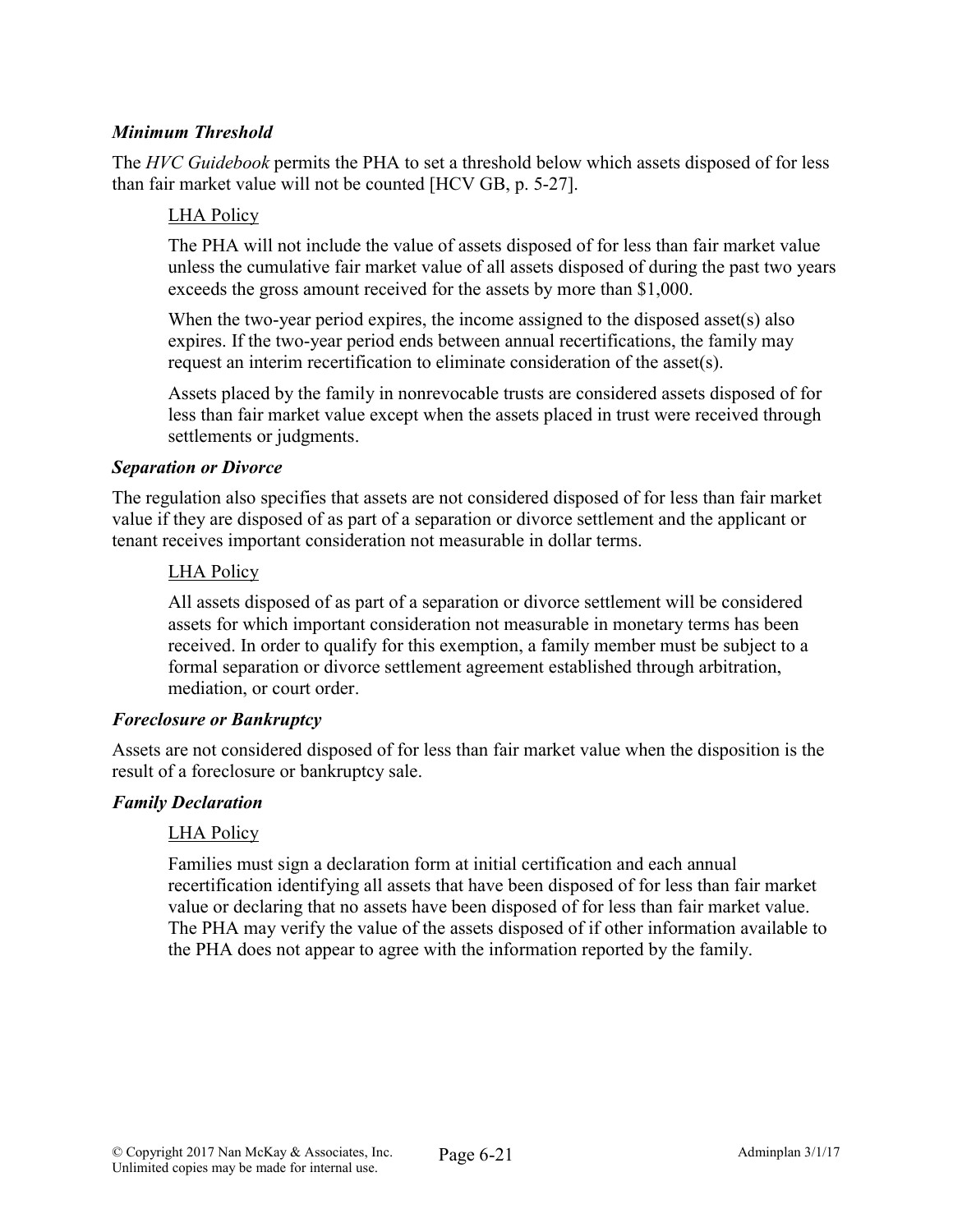#### *Minimum Threshold*

The *HVC Guidebook* permits the PHA to set a threshold below which assets disposed of for less than fair market value will not be counted [HCV GB, p. 5-27].

<u>LHA Policy</u>

The PHA will not include the value of assets disposed of for less than fair market value unless the cumulative fair market value of all assets disposed of during the past two years exceeds the gross amount received for the assets by more than $1,000.

When the two-year period expires, the income assigned to the disposed asset(s) also expires. If the two-year period ends between annual recertifications, the family may request an interim recertification to eliminate consideration of the asset(s).

Assets placed by the family in nonrevocable trusts are considered assets disposed of for less than fair market value except when the assets placed in trust were received through settlements or judgments.

#### *Separation or Divorce*

The regulation also specifies that assets are not considered disposed of for less than fair market value if they are disposed of as part of a separation or divorce settlement and the applicant or tenant receives important consideration not measurable in dollar terms.

<u>LHA Policy</u>

All assets disposed of as part of a separation or divorce settlement will be considered assets for which important consideration not measurable in monetary terms has been received. In order to qualify for this exemption, a family member must be subject to a formal separation or divorce settlement agreement established through arbitration, mediation, or court order.

#### *Foreclosure or Bankruptcy*

Assets are not considered disposed of for less than fair market value when the disposition is the result of a foreclosure or bankruptcy sale.

#### *Family Declaration*

<u>LHA Policy</u>

Families must sign a declaration form at initial certification and each annual recertification identifying all assets that have been disposed of for less than fair market value or declaring that no assets have been disposed of for less than fair market value. The PHA may verify the value of the assets disposed of if other information available to the PHA does not appear to agree with the information reported by the family.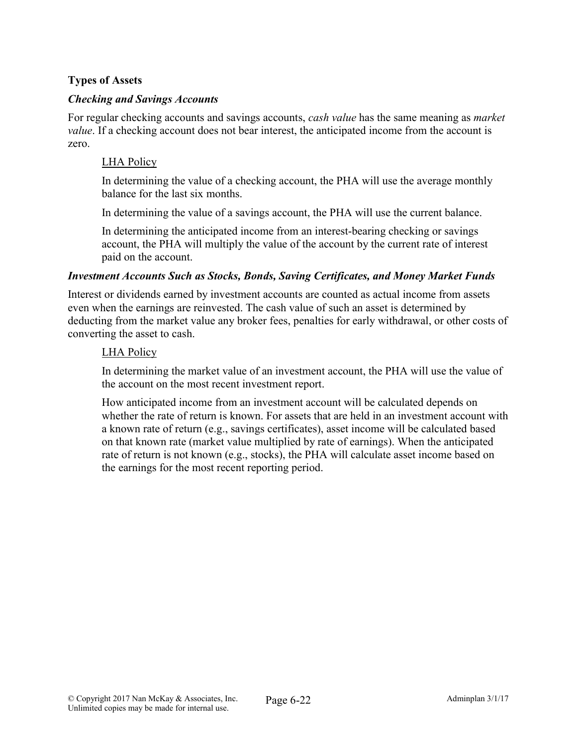**Types of Assets**

***Checking and Savings Accounts***

For regular checking accounts and savings accounts, *cash value* has the same meaning as *market value*. If a checking account does not bear interest, the anticipated income from the account is zero.

LHA Policy

In determining the value of a checking account, the PHA will use the average monthly balance for the last six months.

In determining the value of a savings account, the PHA will use the current balance.

In determining the anticipated income from an interest-bearing checking or savings account, the PHA will multiply the value of the account by the current rate of interest paid on the account.

***Investment Accounts Such as Stocks, Bonds, Saving Certificates, and Money Market Funds***

Interest or dividends earned by investment accounts are counted as actual income from assets even when the earnings are reinvested. The cash value of such an asset is determined by deducting from the market value any broker fees, penalties for early withdrawal, or other costs of converting the asset to cash.

LHA Policy

In determining the market value of an investment account, the PHA will use the value of the account on the most recent investment report.

How anticipated income from an investment account will be calculated depends on whether the rate of return is known. For assets that are held in an investment account with a known rate of return (e.g., savings certificates), asset income will be calculated based on that known rate (market value multiplied by rate of earnings). When the anticipated rate of return is not known (e.g., stocks), the PHA will calculate asset income based on the earnings for the most recent reporting period.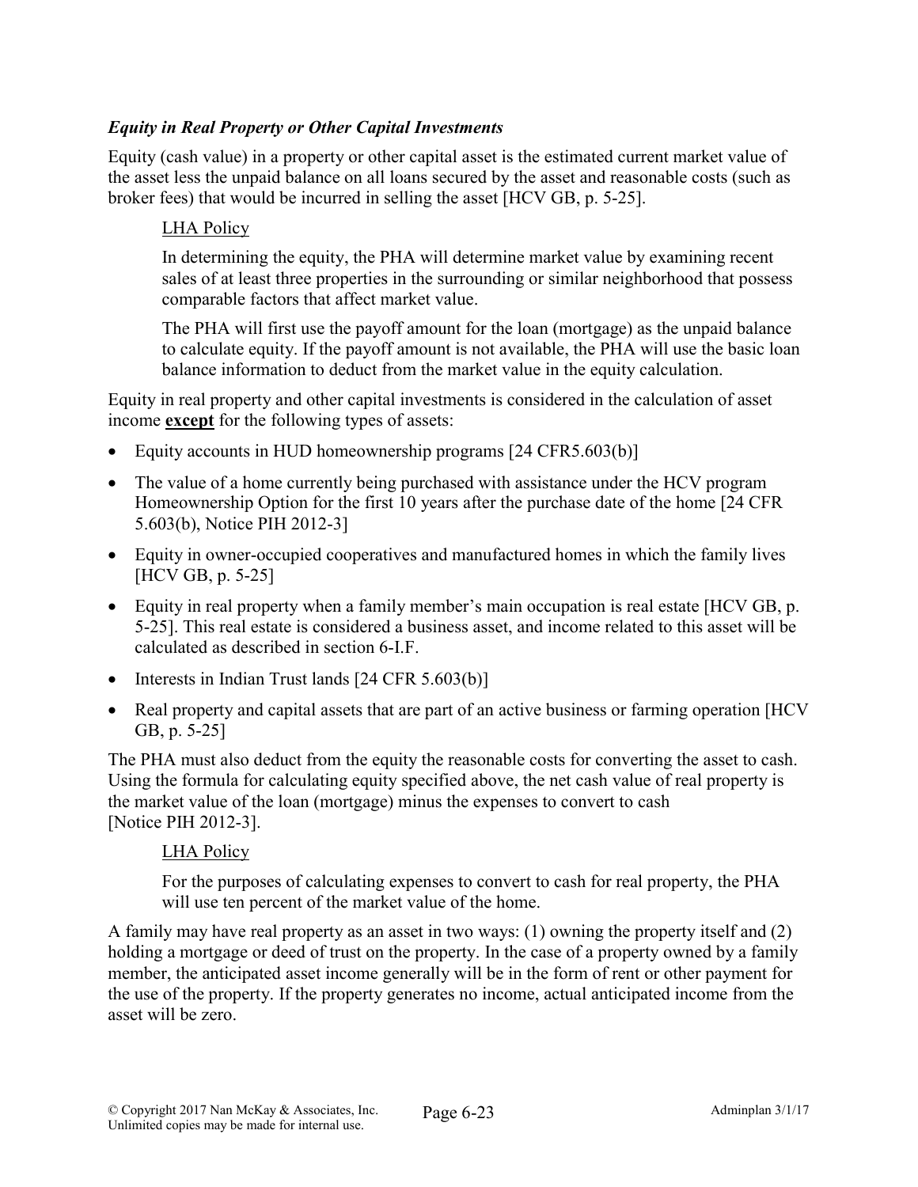### *Equity in Real Property or Other Capital Investments*

Equity (cash value) in a property or other capital asset is the estimated current market value of the asset less the unpaid balance on all loans secured by the asset and reasonable costs (such as broker fees) that would be incurred in selling the asset [HCV GB, p. 5-25].

> <u>LHA Policy</u>
>
> In determining the equity, the PHA will determine market value by examining recent sales of at least three properties in the surrounding or similar neighborhood that possess comparable factors that affect market value.
>
> The PHA will first use the payoff amount for the loan (mortgage) as the unpaid balance to calculate equity. If the payoff amount is not available, the PHA will use the basic loan balance information to deduct from the market value in the equity calculation.

Equity in real property and other capital investments is considered in the calculation of asset income <u>**except**</u> for the following types of assets:

- Equity accounts in HUD homeownership programs [24 CFR5.603(b)]
- The value of a home currently being purchased with assistance under the HCV program Homeownership Option for the first 10 years after the purchase date of the home [24 CFR 5.603(b), Notice PIH 2012-3]
- Equity in owner-occupied cooperatives and manufactured homes in which the family lives [HCV GB, p. 5-25]
- Equity in real property when a family member's main occupation is real estate [HCV GB, p. 5-25]. This real estate is considered a business asset, and income related to this asset will be calculated as described in section 6-I.F.
- Interests in Indian Trust lands [24 CFR 5.603(b)]
- Real property and capital assets that are part of an active business or farming operation [HCV GB, p. 5-25]

The PHA must also deduct from the equity the reasonable costs for converting the asset to cash. Using the formula for calculating equity specified above, the net cash value of real property is the market value of the loan (mortgage) minus the expenses to convert to cash [Notice PIH 2012-3].

> <u>LHA Policy</u>
>
> For the purposes of calculating expenses to convert to cash for real property, the PHA will use ten percent of the market value of the home.

A family may have real property as an asset in two ways: (1) owning the property itself and (2) holding a mortgage or deed of trust on the property. In the case of a property owned by a family member, the anticipated asset income generally will be in the form of rent or other payment for the use of the property. If the property generates no income, actual anticipated income from the asset will be zero.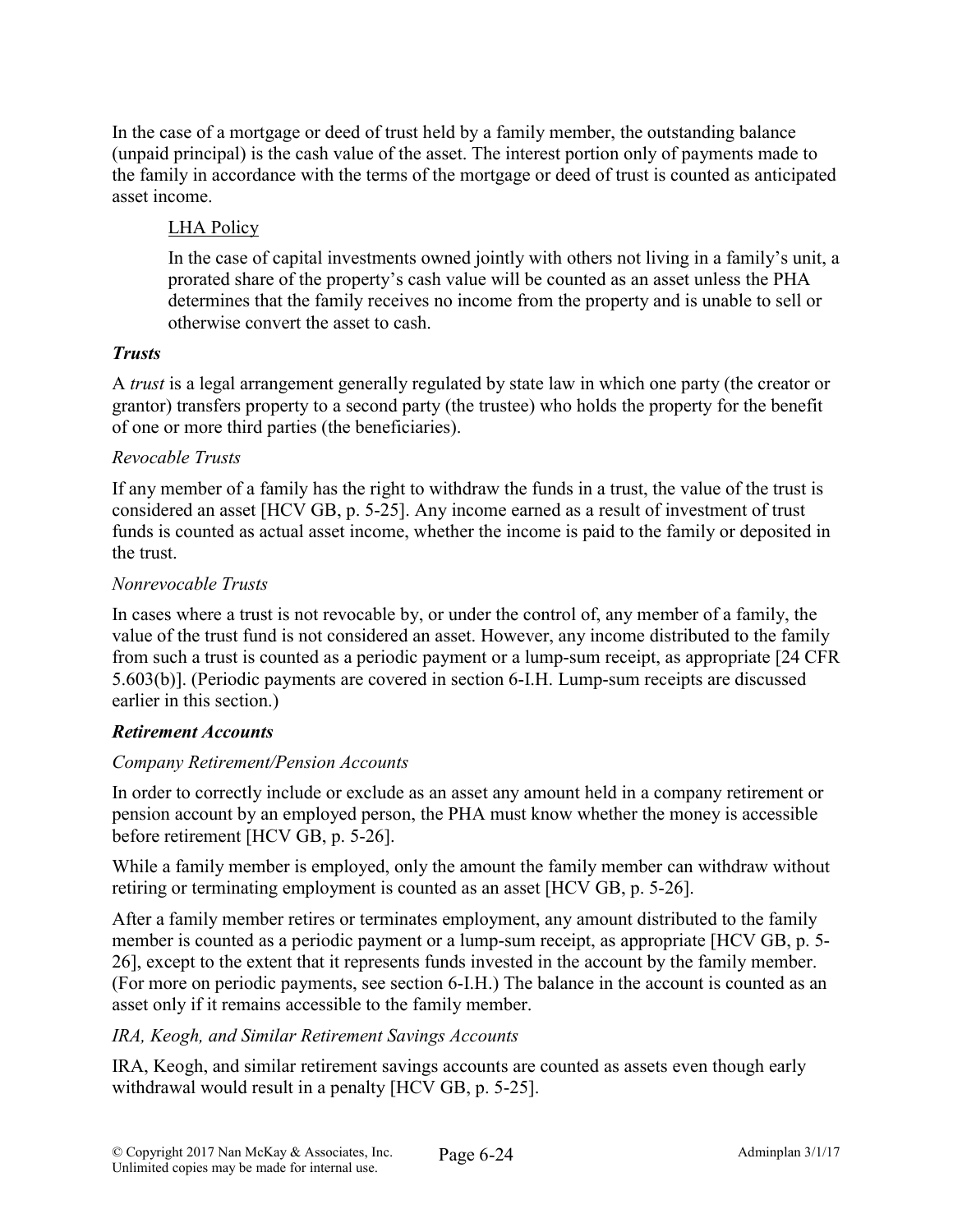In the case of a mortgage or deed of trust held by a family member, the outstanding balance (unpaid principal) is the cash value of the asset. The interest portion only of payments made to the family in accordance with the terms of the mortgage or deed of trust is counted as anticipated asset income.

> LHA Policy
>
> In the case of capital investments owned jointly with others not living in a family's unit, a prorated share of the property's cash value will be counted as an asset unless the PHA determines that the family receives no income from the property and is unable to sell or otherwise convert the asset to cash.

***Trusts***

A *trust* is a legal arrangement generally regulated by state law in which one party (the creator or grantor) transfers property to a second party (the trustee) who holds the property for the benefit of one or more third parties (the beneficiaries).

*Revocable Trusts*

If any member of a family has the right to withdraw the funds in a trust, the value of the trust is considered an asset [HCV GB, p. 5-25]. Any income earned as a result of investment of trust funds is counted as actual asset income, whether the income is paid to the family or deposited in the trust.

*Nonrevocable Trusts*

In cases where a trust is not revocable by, or under the control of, any member of a family, the value of the trust fund is not considered an asset. However, any income distributed to the family from such a trust is counted as a periodic payment or a lump-sum receipt, as appropriate [24 CFR 5.603(b)]. (Periodic payments are covered in section 6-I.H. Lump-sum receipts are discussed earlier in this section.)

***Retirement Accounts***

*Company Retirement/Pension Accounts*

In order to correctly include or exclude as an asset any amount held in a company retirement or pension account by an employed person, the PHA must know whether the money is accessible before retirement [HCV GB, p. 5-26].

While a family member is employed, only the amount the family member can withdraw without retiring or terminating employment is counted as an asset [HCV GB, p. 5-26].

After a family member retires or terminates employment, any amount distributed to the family member is counted as a periodic payment or a lump-sum receipt, as appropriate [HCV GB, p. 5-26], except to the extent that it represents funds invested in the account by the family member. (For more on periodic payments, see section 6-I.H.) The balance in the account is counted as an asset only if it remains accessible to the family member.

*IRA, Keogh, and Similar Retirement Savings Accounts*

IRA, Keogh, and similar retirement savings accounts are counted as assets even though early withdrawal would result in a penalty [HCV GB, p. 5-25].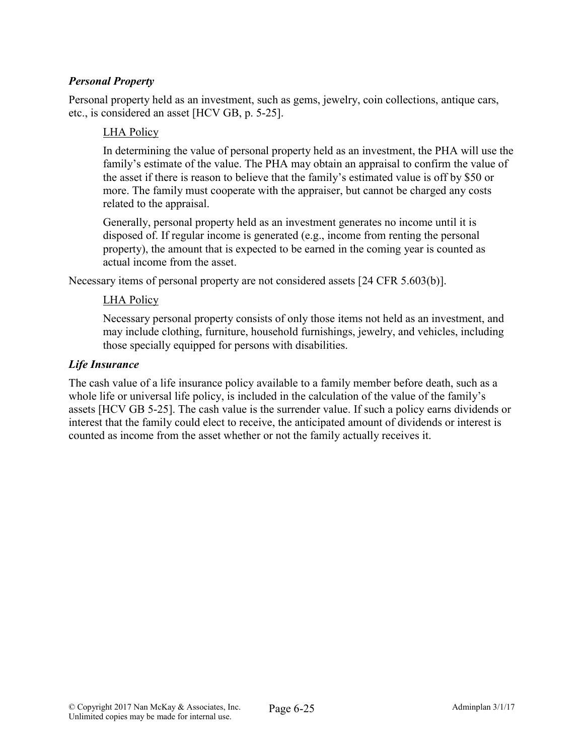### *Personal Property*

Personal property held as an investment, such as gems, jewelry, coin collections, antique cars, etc., is considered an asset [HCV GB, p. 5-25].

> <u>LHA Policy</u>
>
> In determining the value of personal property held as an investment, the PHA will use the family's estimate of the value. The PHA may obtain an appraisal to confirm the value of the asset if there is reason to believe that the family's estimated value is off by $50 or more. The family must cooperate with the appraiser, but cannot be charged any costs related to the appraisal.
>
> Generally, personal property held as an investment generates no income until it is disposed of. If regular income is generated (e.g., income from renting the personal property), the amount that is expected to be earned in the coming year is counted as actual income from the asset.

Necessary items of personal property are not considered assets [24 CFR 5.603(b)].

> <u>LHA Policy</u>
>
> Necessary personal property consists of only those items not held as an investment, and may include clothing, furniture, household furnishings, jewelry, and vehicles, including those specially equipped for persons with disabilities.

### *Life Insurance*

The cash value of a life insurance policy available to a family member before death, such as a whole life or universal life policy, is included in the calculation of the value of the family's assets [HCV GB 5-25]. The cash value is the surrender value. If such a policy earns dividends or interest that the family could elect to receive, the anticipated amount of dividends or interest is counted as income from the asset whether or not the family actually receives it.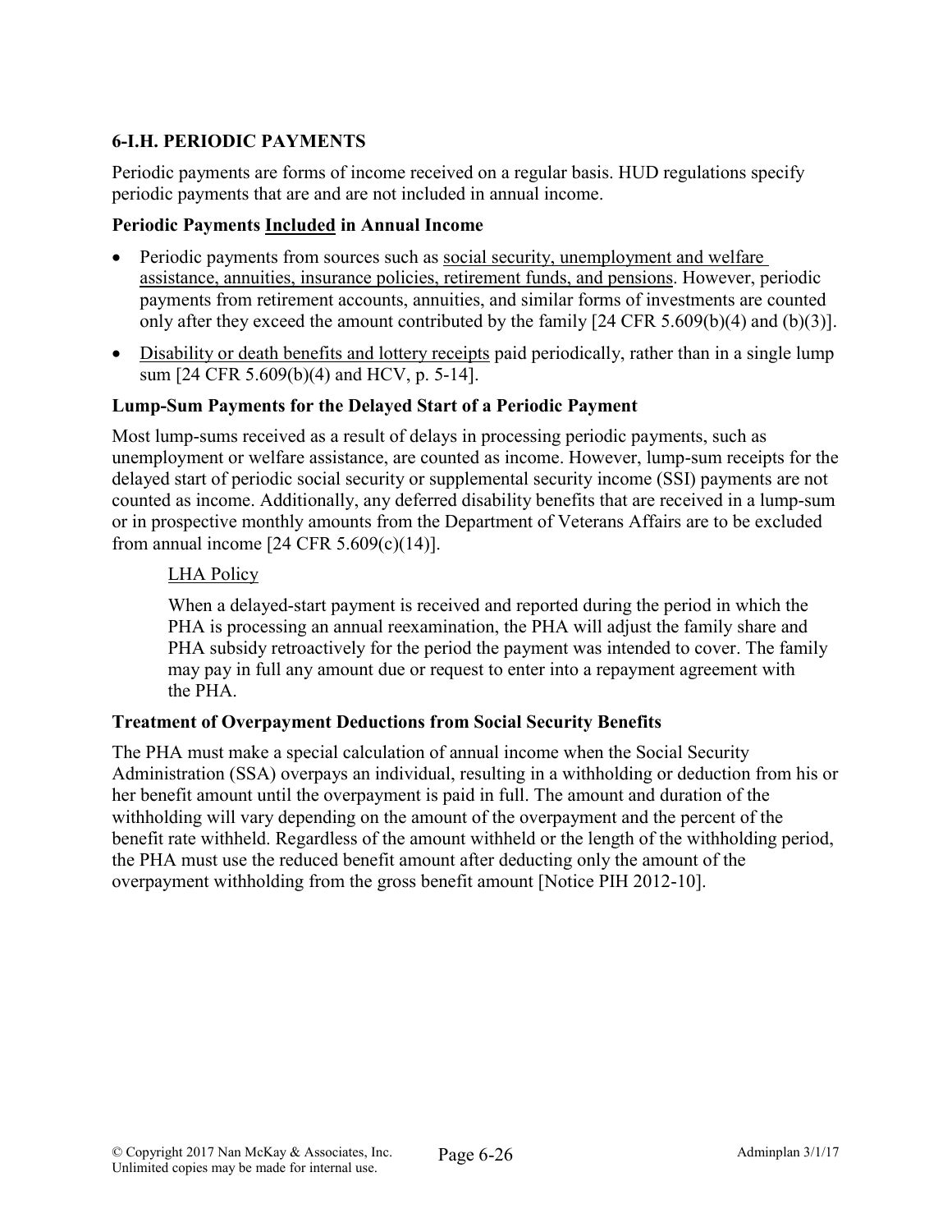## 6-I.H. PERIODIC PAYMENTS

Periodic payments are forms of income received on a regular basis. HUD regulations specify periodic payments that are and are not included in annual income.

### Periodic Payments Included in Annual Income

- Periodic payments from sources such as social security, unemployment and welfare assistance, annuities, insurance policies, retirement funds, and pensions. However, periodic payments from retirement accounts, annuities, and similar forms of investments are counted only after they exceed the amount contributed by the family [24 CFR 5.609(b)(4) and (b)(3)].
- Disability or death benefits and lottery receipts paid periodically, rather than in a single lump sum [24 CFR 5.609(b)(4) and HCV, p. 5-14].

### Lump-Sum Payments for the Delayed Start of a Periodic Payment

Most lump-sums received as a result of delays in processing periodic payments, such as unemployment or welfare assistance, are counted as income. However, lump-sum receipts for the delayed start of periodic social security or supplemental security income (SSI) payments are not counted as income. Additionally, any deferred disability benefits that are received in a lump-sum or in prospective monthly amounts from the Department of Veterans Affairs are to be excluded from annual income [24 CFR 5.609(c)(14)].

> LHA Policy
>
> When a delayed-start payment is received and reported during the period in which the PHA is processing an annual reexamination, the PHA will adjust the family share and PHA subsidy retroactively for the period the payment was intended to cover. The family may pay in full any amount due or request to enter into a repayment agreement with the PHA.

### Treatment of Overpayment Deductions from Social Security Benefits

The PHA must make a special calculation of annual income when the Social Security Administration (SSA) overpays an individual, resulting in a withholding or deduction from his or her benefit amount until the overpayment is paid in full. The amount and duration of the withholding will vary depending on the amount of the overpayment and the percent of the benefit rate withheld. Regardless of the amount withheld or the length of the withholding period, the PHA must use the reduced benefit amount after deducting only the amount of the overpayment withholding from the gross benefit amount [Notice PIH 2012-10].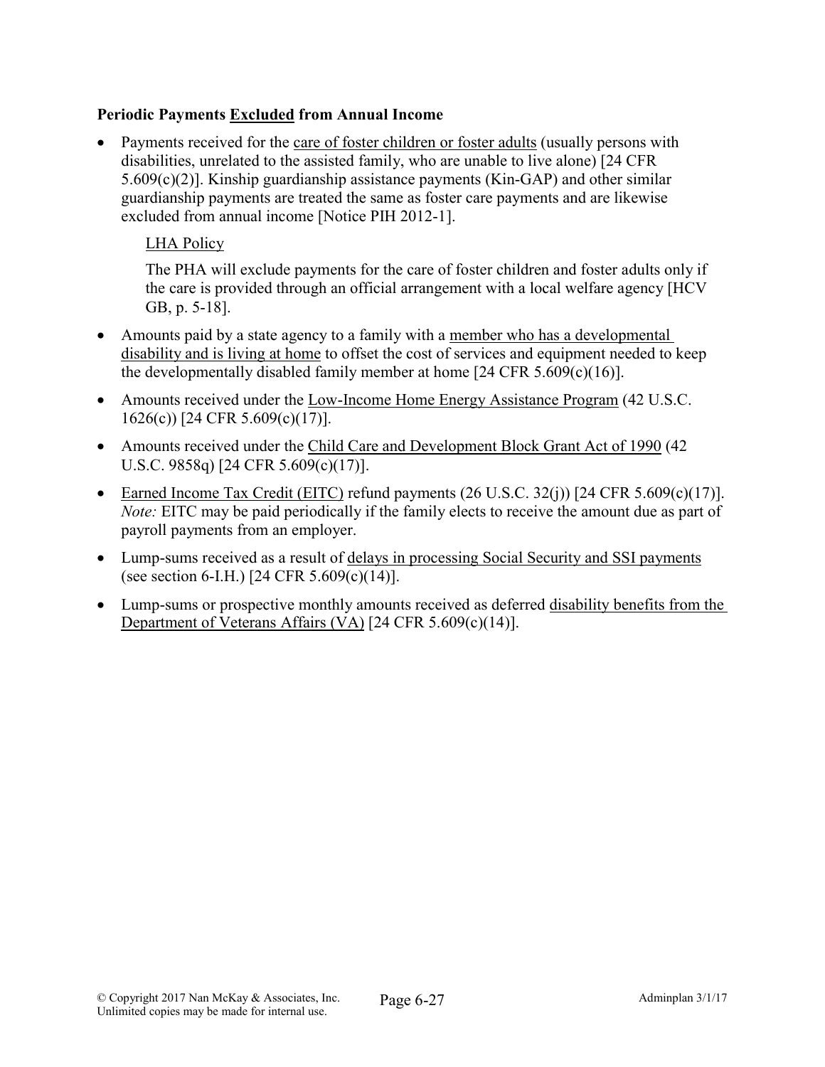**Periodic Payments Excluded from Annual Income**

- Payments received for the care of foster children or foster adults (usually persons with disabilities, unrelated to the assisted family, who are unable to live alone) [24 CFR 5.609(c)(2)]. Kinship guardianship assistance payments (Kin-GAP) and other similar guardianship payments are treated the same as foster care payments and are likewise excluded from annual income [Notice PIH 2012-1].

  LHA Policy

  The PHA will exclude payments for the care of foster children and foster adults only if the care is provided through an official arrangement with a local welfare agency [HCV GB, p. 5-18].

- Amounts paid by a state agency to a family with a member who has a developmental disability and is living at home to offset the cost of services and equipment needed to keep the developmentally disabled family member at home [24 CFR 5.609(c)(16)].
- Amounts received under the Low-Income Home Energy Assistance Program (42 U.S.C. 1626(c)) [24 CFR 5.609(c)(17)].
- Amounts received under the Child Care and Development Block Grant Act of 1990 (42 U.S.C. 9858q) [24 CFR 5.609(c)(17)].
- Earned Income Tax Credit (EITC) refund payments (26 U.S.C. 32(j)) [24 CFR 5.609(c)(17)]. *Note:* EITC may be paid periodically if the family elects to receive the amount due as part of payroll payments from an employer.
- Lump-sums received as a result of delays in processing Social Security and SSI payments (see section 6-I.H.) [24 CFR 5.609(c)(14)].
- Lump-sums or prospective monthly amounts received as deferred disability benefits from the Department of Veterans Affairs (VA) [24 CFR 5.609(c)(14)].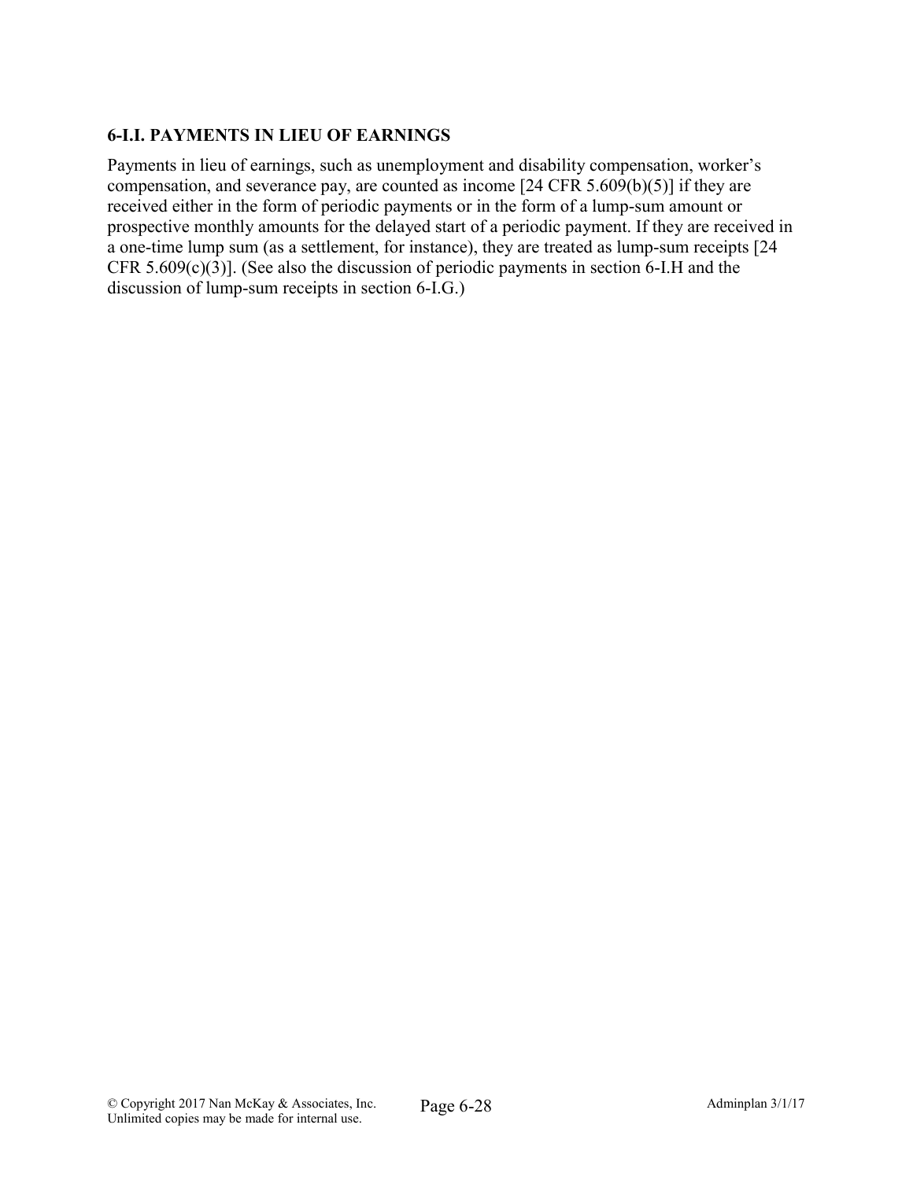### 6-I.I. PAYMENTS IN LIEU OF EARNINGS

Payments in lieu of earnings, such as unemployment and disability compensation, worker's compensation, and severance pay, are counted as income [24 CFR 5.609(b)(5)] if they are received either in the form of periodic payments or in the form of a lump-sum amount or prospective monthly amounts for the delayed start of a periodic payment. If they are received in a one-time lump sum (as a settlement, for instance), they are treated as lump-sum receipts [24 CFR 5.609(c)(3)]. (See also the discussion of periodic payments in section 6-I.H and the discussion of lump-sum receipts in section 6-I.G.)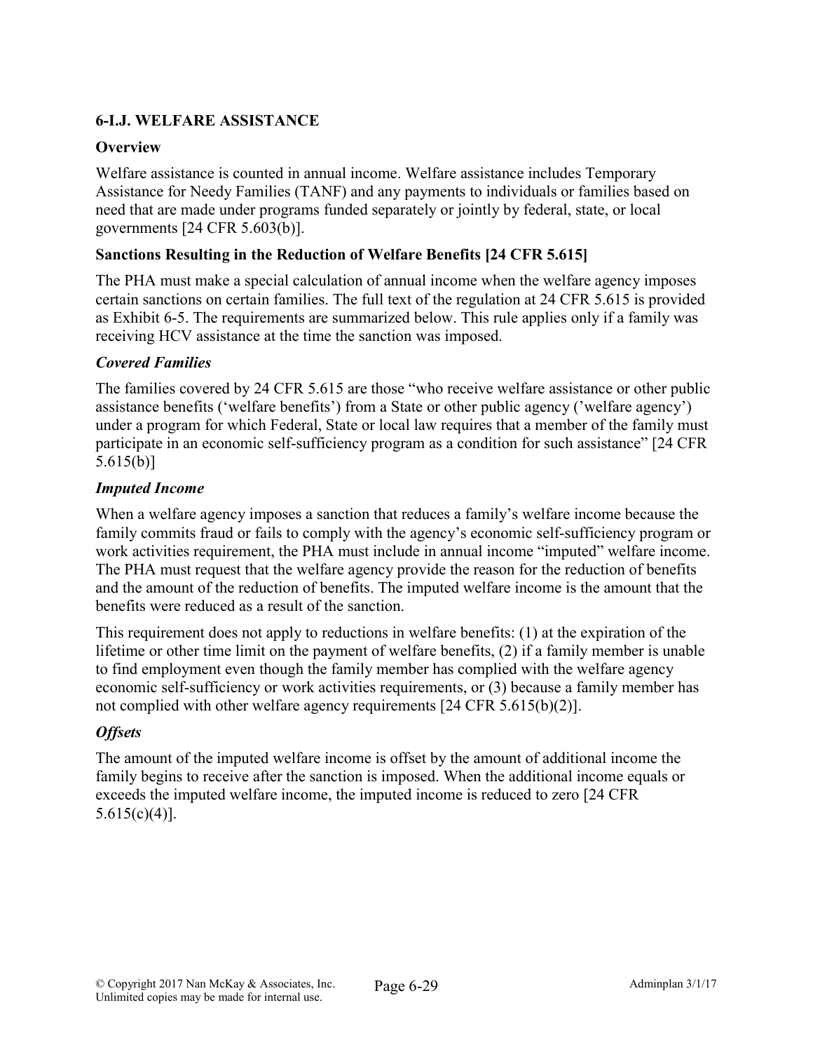## 6-I.J. WELFARE ASSISTANCE

### Overview

Welfare assistance is counted in annual income. Welfare assistance includes Temporary Assistance for Needy Families (TANF) and any payments to individuals or families based on need that are made under programs funded separately or jointly by federal, state, or local governments [24 CFR 5.603(b)].

### Sanctions Resulting in the Reduction of Welfare Benefits [24 CFR 5.615]

The PHA must make a special calculation of annual income when the welfare agency imposes certain sanctions on certain families. The full text of the regulation at 24 CFR 5.615 is provided as Exhibit 6-5. The requirements are summarized below. This rule applies only if a family was receiving HCV assistance at the time the sanction was imposed.

#### *Covered Families*

The families covered by 24 CFR 5.615 are those "who receive welfare assistance or other public assistance benefits ('welfare benefits') from a State or other public agency ('welfare agency') under a program for which Federal, State or local law requires that a member of the family must participate in an economic self-sufficiency program as a condition for such assistance" [24 CFR 5.615(b)]

#### *Imputed Income*

When a welfare agency imposes a sanction that reduces a family's welfare income because the family commits fraud or fails to comply with the agency's economic self-sufficiency program or work activities requirement, the PHA must include in annual income "imputed" welfare income. The PHA must request that the welfare agency provide the reason for the reduction of benefits and the amount of the reduction of benefits. The imputed welfare income is the amount that the benefits were reduced as a result of the sanction.

This requirement does not apply to reductions in welfare benefits: (1) at the expiration of the lifetime or other time limit on the payment of welfare benefits, (2) if a family member is unable to find employment even though the family member has complied with the welfare agency economic self-sufficiency or work activities requirements, or (3) because a family member has not complied with other welfare agency requirements [24 CFR 5.615(b)(2)].

#### *Offsets*

The amount of the imputed welfare income is offset by the amount of additional income the family begins to receive after the sanction is imposed. When the additional income equals or exceeds the imputed welfare income, the imputed income is reduced to zero [24 CFR 5.615(c)(4)].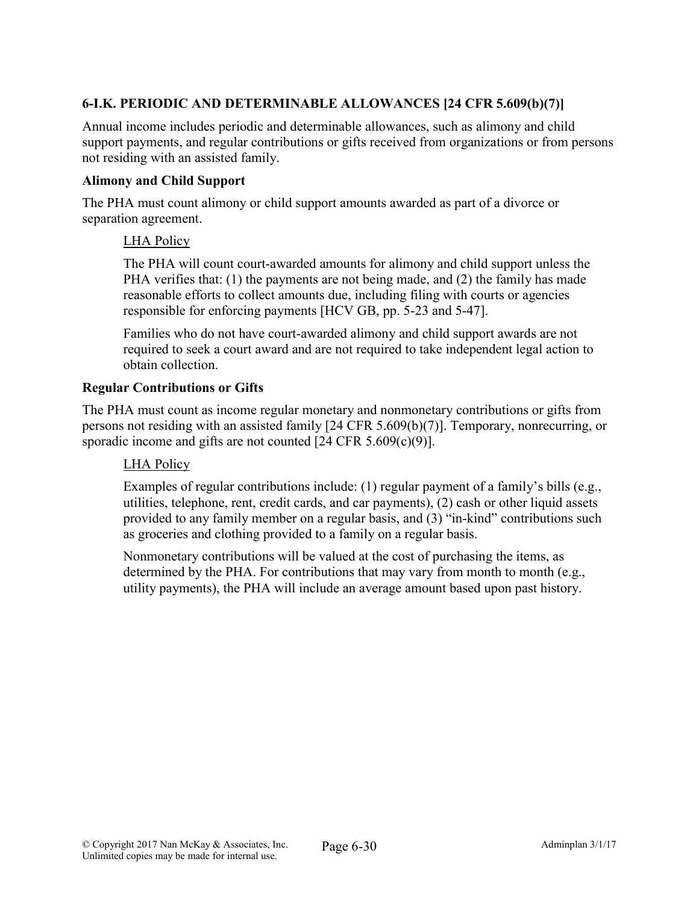## 6-I.K. PERIODIC AND DETERMINABLE ALLOWANCES [24 CFR 5.609(b)(7)]

Annual income includes periodic and determinable allowances, such as alimony and child support payments, and regular contributions or gifts received from organizations or from persons not residing with an assisted family.

### Alimony and Child Support

The PHA must count alimony or child support amounts awarded as part of a divorce or separation agreement.

LHA Policy

The PHA will count court-awarded amounts for alimony and child support unless the PHA verifies that: (1) the payments are not being made, and (2) the family has made reasonable efforts to collect amounts due, including filing with courts or agencies responsible for enforcing payments [HCV GB, pp. 5-23 and 5-47].

Families who do not have court-awarded alimony and child support awards are not required to seek a court award and are not required to take independent legal action to obtain collection.

### Regular Contributions or Gifts

The PHA must count as income regular monetary and nonmonetary contributions or gifts from persons not residing with an assisted family [24 CFR 5.609(b)(7)]. Temporary, nonrecurring, or sporadic income and gifts are not counted [24 CFR 5.609(c)(9)].

LHA Policy

Examples of regular contributions include: (1) regular payment of a family's bills (e.g., utilities, telephone, rent, credit cards, and car payments), (2) cash or other liquid assets provided to any family member on a regular basis, and (3) "in-kind" contributions such as groceries and clothing provided to a family on a regular basis.

Nonmonetary contributions will be valued at the cost of purchasing the items, as determined by the PHA. For contributions that may vary from month to month (e.g., utility payments), the PHA will include an average amount based upon past history.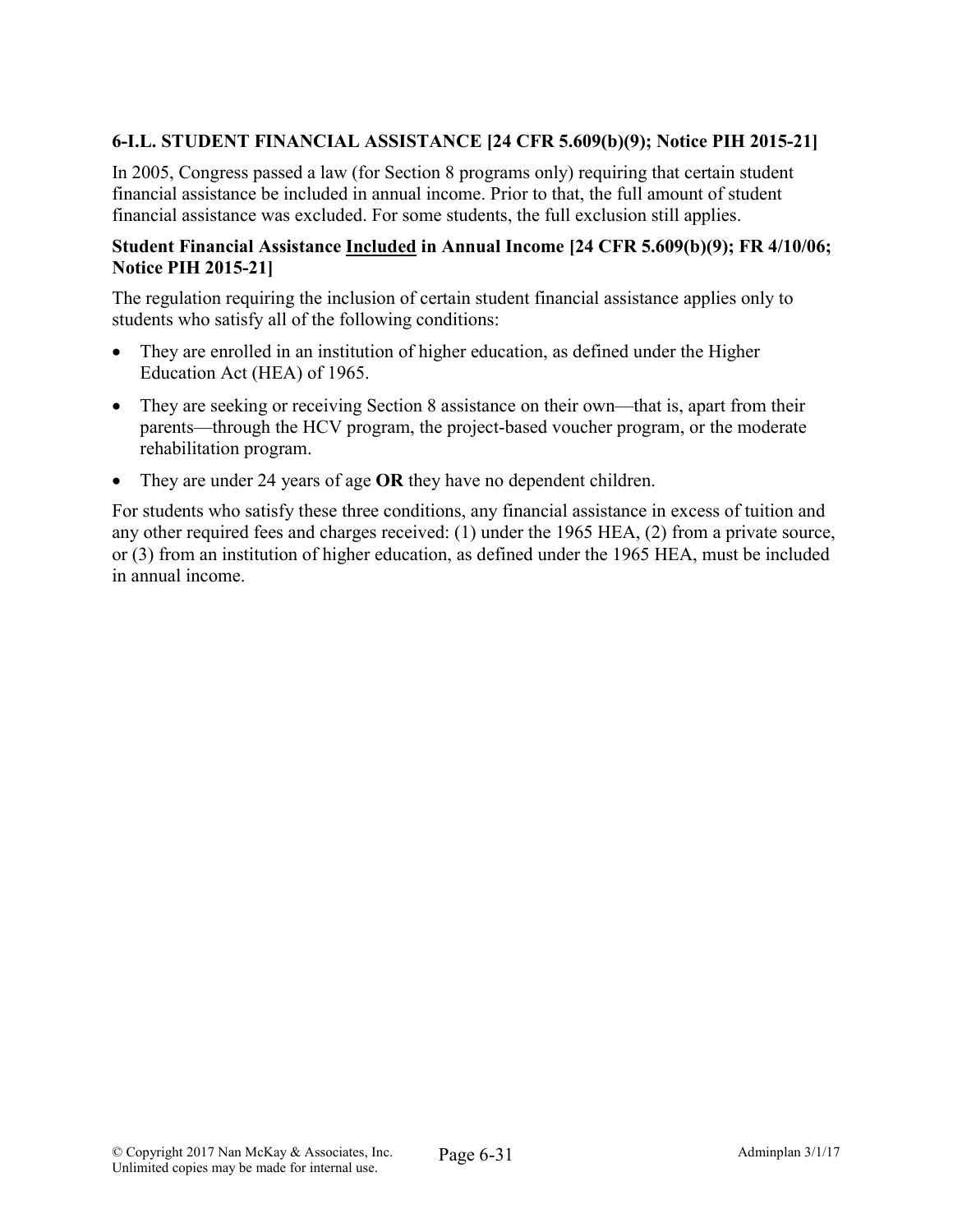### 6-I.L. STUDENT FINANCIAL ASSISTANCE [24 CFR 5.609(b)(9); Notice PIH 2015-21]

In 2005, Congress passed a law (for Section 8 programs only) requiring that certain student financial assistance be included in annual income. Prior to that, the full amount of student financial assistance was excluded. For some students, the full exclusion still applies.

#### Student Financial Assistance Included in Annual Income [24 CFR 5.609(b)(9); FR 4/10/06; Notice PIH 2015-21]

The regulation requiring the inclusion of certain student financial assistance applies only to students who satisfy all of the following conditions:

- They are enrolled in an institution of higher education, as defined under the Higher Education Act (HEA) of 1965.
- They are seeking or receiving Section 8 assistance on their own—that is, apart from their parents—through the HCV program, the project-based voucher program, or the moderate rehabilitation program.
- They are under 24 years of age **OR** they have no dependent children.

For students who satisfy these three conditions, any financial assistance in excess of tuition and any other required fees and charges received: (1) under the 1965 HEA, (2) from a private source, or (3) from an institution of higher education, as defined under the 1965 HEA, must be included in annual income.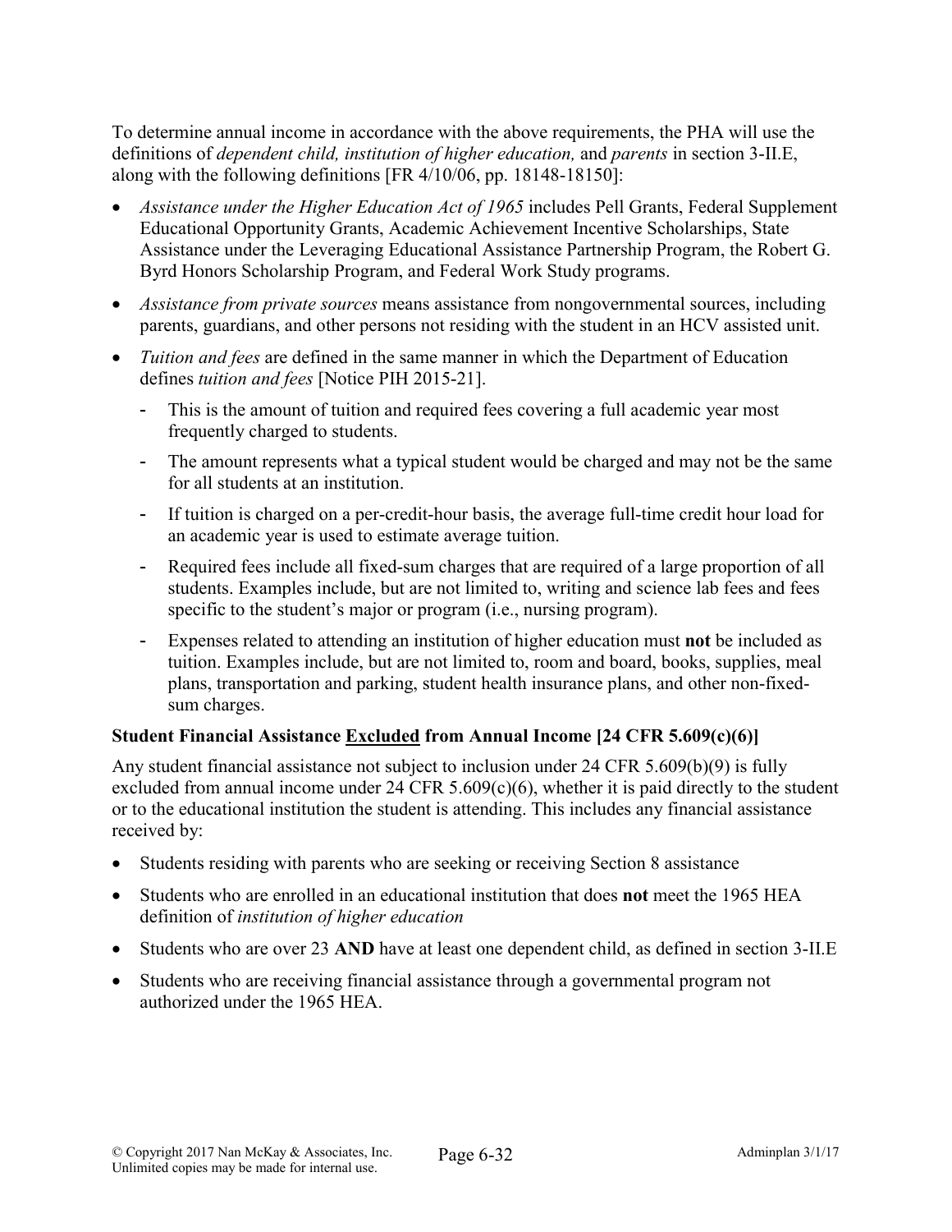To determine annual income in accordance with the above requirements, the PHA will use the definitions of *dependent child, institution of higher education,* and *parents* in section 3-II.E, along with the following definitions [FR 4/10/06, pp. 18148-18150]:

- *Assistance under the Higher Education Act of 1965* includes Pell Grants, Federal Supplement Educational Opportunity Grants, Academic Achievement Incentive Scholarships, State Assistance under the Leveraging Educational Assistance Partnership Program, the Robert G. Byrd Honors Scholarship Program, and Federal Work Study programs.
- *Assistance from private sources* means assistance from nongovernmental sources, including parents, guardians, and other persons not residing with the student in an HCV assisted unit.
- *Tuition and fees* are defined in the same manner in which the Department of Education defines *tuition and fees* [Notice PIH 2015-21].
  - This is the amount of tuition and required fees covering a full academic year most frequently charged to students.
  - The amount represents what a typical student would be charged and may not be the same for all students at an institution.
  - If tuition is charged on a per-credit-hour basis, the average full-time credit hour load for an academic year is used to estimate average tuition.
  - Required fees include all fixed-sum charges that are required of a large proportion of all students. Examples include, but are not limited to, writing and science lab fees and fees specific to the student's major or program (i.e., nursing program).
  - Expenses related to attending an institution of higher education must **not** be included as tuition. Examples include, but are not limited to, room and board, books, supplies, meal plans, transportation and parking, student health insurance plans, and other non-fixed-sum charges.

### Student Financial Assistance Excluded from Annual Income [24 CFR 5.609(c)(6)]

Any student financial assistance not subject to inclusion under 24 CFR 5.609(b)(9) is fully excluded from annual income under 24 CFR 5.609(c)(6), whether it is paid directly to the student or to the educational institution the student is attending. This includes any financial assistance received by:

- Students residing with parents who are seeking or receiving Section 8 assistance
- Students who are enrolled in an educational institution that does **not** meet the 1965 HEA definition of *institution of higher education*
- Students who are over 23 **AND** have at least one dependent child, as defined in section 3-II.E
- Students who are receiving financial assistance through a governmental program not authorized under the 1965 HEA.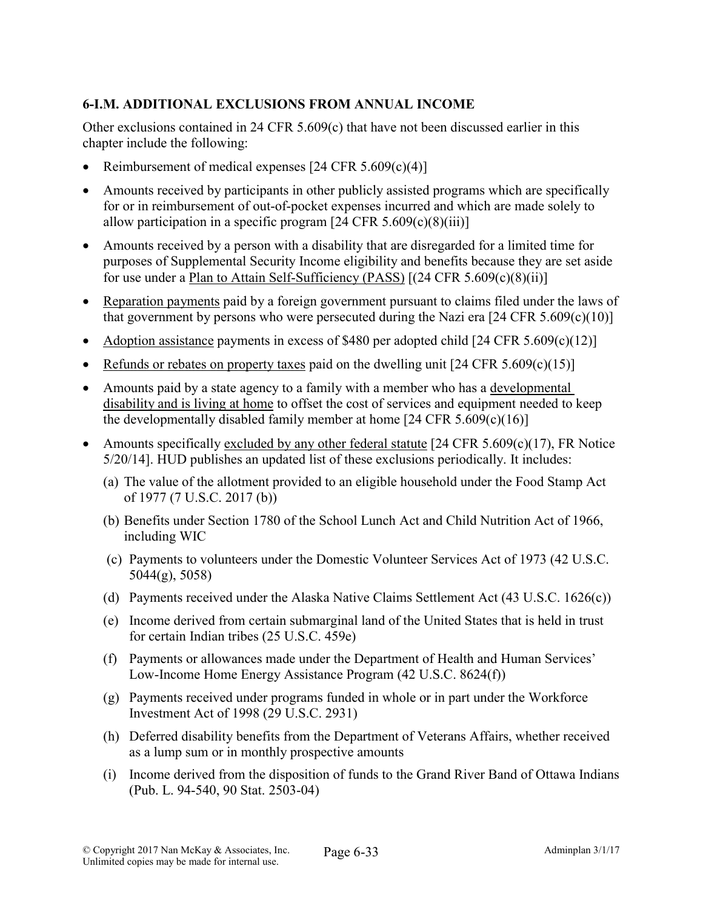### 6-I.M. ADDITIONAL EXCLUSIONS FROM ANNUAL INCOME

Other exclusions contained in 24 CFR 5.609(c) that have not been discussed earlier in this chapter include the following:

- Reimbursement of medical expenses [24 CFR 5.609(c)(4)]
- Amounts received by participants in other publicly assisted programs which are specifically for or in reimbursement of out-of-pocket expenses incurred and which are made solely to allow participation in a specific program [24 CFR 5.609(c)(8)(iii)]
- Amounts received by a person with a disability that are disregarded for a limited time for purposes of Supplemental Security Income eligibility and benefits because they are set aside for use under a Plan to Attain Self-Sufficiency (PASS) [(24 CFR 5.609(c)(8)(ii)]
- Reparation payments paid by a foreign government pursuant to claims filed under the laws of that government by persons who were persecuted during the Nazi era [24 CFR 5.609(c)(10)]
- Adoption assistance payments in excess of $480 per adopted child [24 CFR 5.609(c)(12)]
- Refunds or rebates on property taxes paid on the dwelling unit [24 CFR 5.609(c)(15)]
- Amounts paid by a state agency to a family with a member who has a developmental disability and is living at home to offset the cost of services and equipment needed to keep the developmentally disabled family member at home [24 CFR 5.609(c)(16)]
- Amounts specifically excluded by any other federal statute [24 CFR 5.609(c)(17), FR Notice 5/20/14]. HUD publishes an updated list of these exclusions periodically. It includes:
  - (a) The value of the allotment provided to an eligible household under the Food Stamp Act of 1977 (7 U.S.C. 2017 (b))
  - (b) Benefits under Section 1780 of the School Lunch Act and Child Nutrition Act of 1966, including WIC
  - (c) Payments to volunteers under the Domestic Volunteer Services Act of 1973 (42 U.S.C. 5044(g), 5058)
  - (d) Payments received under the Alaska Native Claims Settlement Act (43 U.S.C. 1626(c))
  - (e) Income derived from certain submarginal land of the United States that is held in trust for certain Indian tribes (25 U.S.C. 459e)
  - (f) Payments or allowances made under the Department of Health and Human Services' Low-Income Home Energy Assistance Program (42 U.S.C. 8624(f))
  - (g) Payments received under programs funded in whole or in part under the Workforce Investment Act of 1998 (29 U.S.C. 2931)
  - (h) Deferred disability benefits from the Department of Veterans Affairs, whether received as a lump sum or in monthly prospective amounts
  - (i) Income derived from the disposition of funds to the Grand River Band of Ottawa Indians (Pub. L. 94-540, 90 Stat. 2503-04)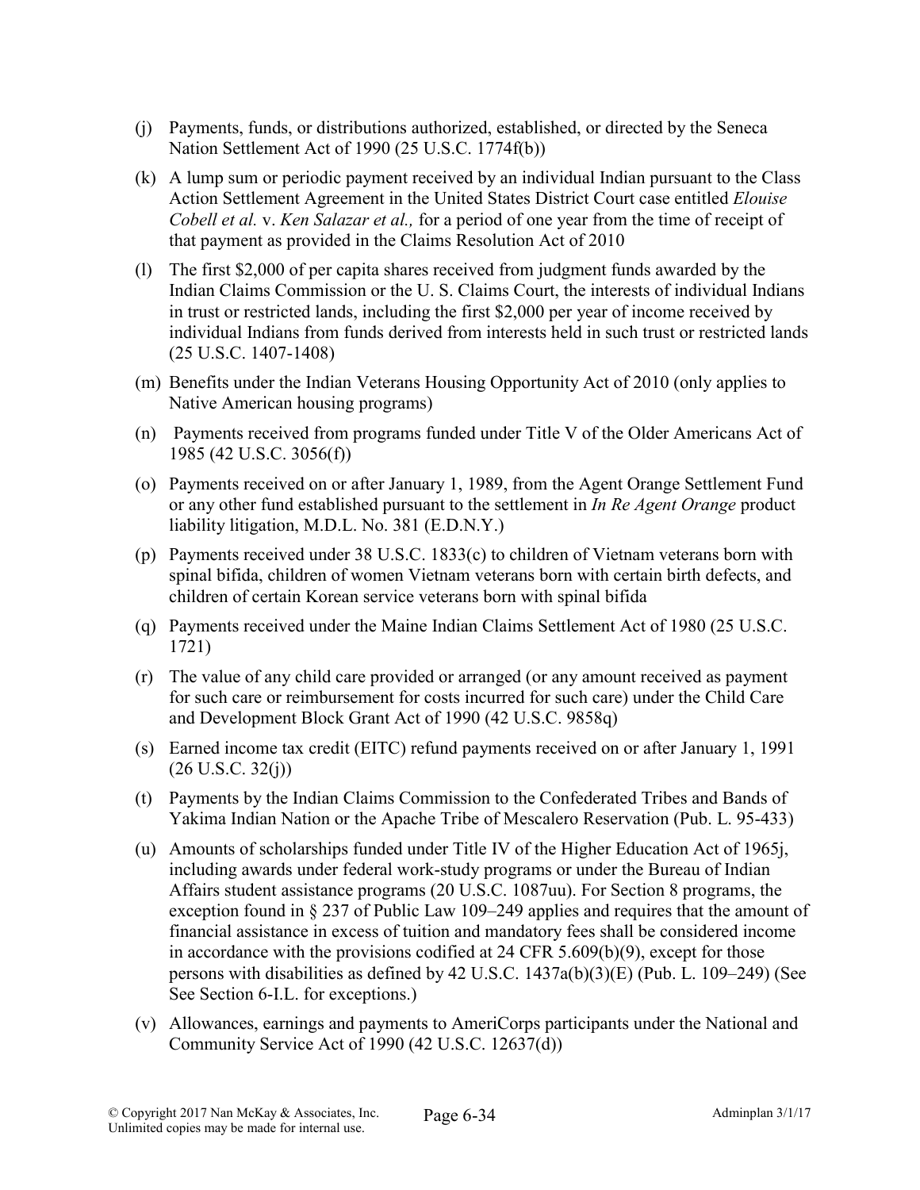(j) Payments, funds, or distributions authorized, established, or directed by the Seneca Nation Settlement Act of 1990 (25 U.S.C. 1774f(b))

(k) A lump sum or periodic payment received by an individual Indian pursuant to the Class Action Settlement Agreement in the United States District Court case entitled *Elouise Cobell et al.* v. *Ken Salazar et al.,* for a period of one year from the time of receipt of that payment as provided in the Claims Resolution Act of 2010

(l) The first $2,000 of per capita shares received from judgment funds awarded by the Indian Claims Commission or the U. S. Claims Court, the interests of individual Indians in trust or restricted lands, including the first $2,000 per year of income received by individual Indians from funds derived from interests held in such trust or restricted lands (25 U.S.C. 1407-1408)

(m) Benefits under the Indian Veterans Housing Opportunity Act of 2010 (only applies to Native American housing programs)

(n) Payments received from programs funded under Title V of the Older Americans Act of 1985 (42 U.S.C. 3056(f))

(o) Payments received on or after January 1, 1989, from the Agent Orange Settlement Fund or any other fund established pursuant to the settlement in *In Re Agent Orange* product liability litigation, M.D.L. No. 381 (E.D.N.Y.)

(p) Payments received under 38 U.S.C. 1833(c) to children of Vietnam veterans born with spinal bifida, children of women Vietnam veterans born with certain birth defects, and children of certain Korean service veterans born with spinal bifida

(q) Payments received under the Maine Indian Claims Settlement Act of 1980 (25 U.S.C. 1721)

(r) The value of any child care provided or arranged (or any amount received as payment for such care or reimbursement for costs incurred for such care) under the Child Care and Development Block Grant Act of 1990 (42 U.S.C. 9858q)

(s) Earned income tax credit (EITC) refund payments received on or after January 1, 1991 (26 U.S.C. 32(j))

(t) Payments by the Indian Claims Commission to the Confederated Tribes and Bands of Yakima Indian Nation or the Apache Tribe of Mescalero Reservation (Pub. L. 95-433)

(u) Amounts of scholarships funded under Title IV of the Higher Education Act of 1965j, including awards under federal work-study programs or under the Bureau of Indian Affairs student assistance programs (20 U.S.C. 1087uu). For Section 8 programs, the exception found in § 237 of Public Law 109–249 applies and requires that the amount of financial assistance in excess of tuition and mandatory fees shall be considered income in accordance with the provisions codified at 24 CFR 5.609(b)(9), except for those persons with disabilities as defined by 42 U.S.C. 1437a(b)(3)(E) (Pub. L. 109–249) (See See Section 6-I.L. for exceptions.)

(v) Allowances, earnings and payments to AmeriCorps participants under the National and Community Service Act of 1990 (42 U.S.C. 12637(d))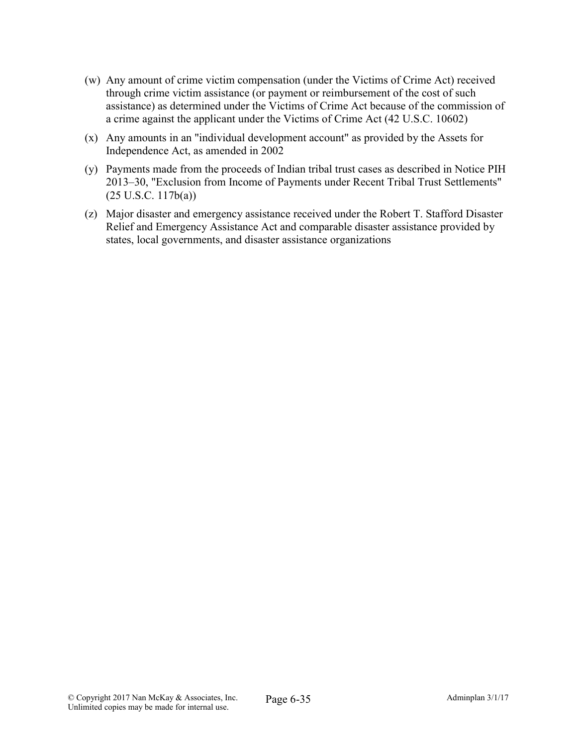(w) Any amount of crime victim compensation (under the Victims of Crime Act) received through crime victim assistance (or payment or reimbursement of the cost of such assistance) as determined under the Victims of Crime Act because of the commission of a crime against the applicant under the Victims of Crime Act (42 U.S.C. 10602)

(x) Any amounts in an "individual development account" as provided by the Assets for Independence Act, as amended in 2002

(y) Payments made from the proceeds of Indian tribal trust cases as described in Notice PIH 2013–30, "Exclusion from Income of Payments under Recent Tribal Trust Settlements" (25 U.S.C. 117b(a))

(z) Major disaster and emergency assistance received under the Robert T. Stafford Disaster Relief and Emergency Assistance Act and comparable disaster assistance provided by states, local governments, and disaster assistance organizations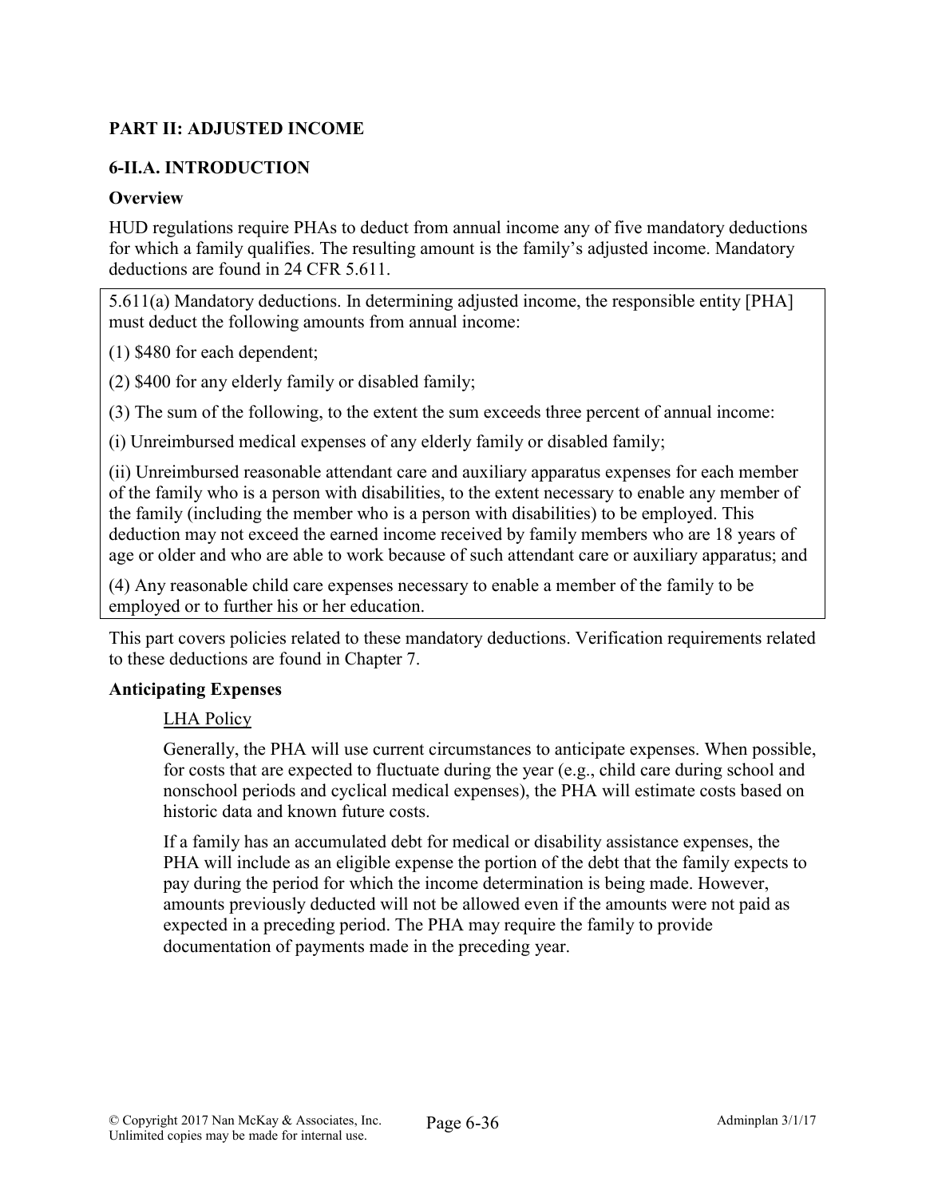## PART II: ADJUSTED INCOME

### 6-II.A. INTRODUCTION

#### Overview

HUD regulations require PHAs to deduct from annual income any of five mandatory deductions for which a family qualifies. The resulting amount is the family's adjusted income. Mandatory deductions are found in 24 CFR 5.611.

> 5.611(a) Mandatory deductions. In determining adjusted income, the responsible entity [PHA] must deduct the following amounts from annual income:
>
> (1) $480 for each dependent;
>
> (2) $400 for any elderly family or disabled family;
>
> (3) The sum of the following, to the extent the sum exceeds three percent of annual income:
>
> (i) Unreimbursed medical expenses of any elderly family or disabled family;
>
> (ii) Unreimbursed reasonable attendant care and auxiliary apparatus expenses for each member of the family who is a person with disabilities, to the extent necessary to enable any member of the family (including the member who is a person with disabilities) to be employed. This deduction may not exceed the earned income received by family members who are 18 years of age or older and who are able to work because of such attendant care or auxiliary apparatus; and
>
> (4) Any reasonable child care expenses necessary to enable a member of the family to be employed or to further his or her education.

This part covers policies related to these mandatory deductions. Verification requirements related to these deductions are found in Chapter 7.

#### Anticipating Expenses

<u>LHA Policy</u>

Generally, the PHA will use current circumstances to anticipate expenses. When possible, for costs that are expected to fluctuate during the year (e.g., child care during school and nonschool periods and cyclical medical expenses), the PHA will estimate costs based on historic data and known future costs.

If a family has an accumulated debt for medical or disability assistance expenses, the PHA will include as an eligible expense the portion of the debt that the family expects to pay during the period for which the income determination is being made. However, amounts previously deducted will not be allowed even if the amounts were not paid as expected in a preceding period. The PHA may require the family to provide documentation of payments made in the preceding year.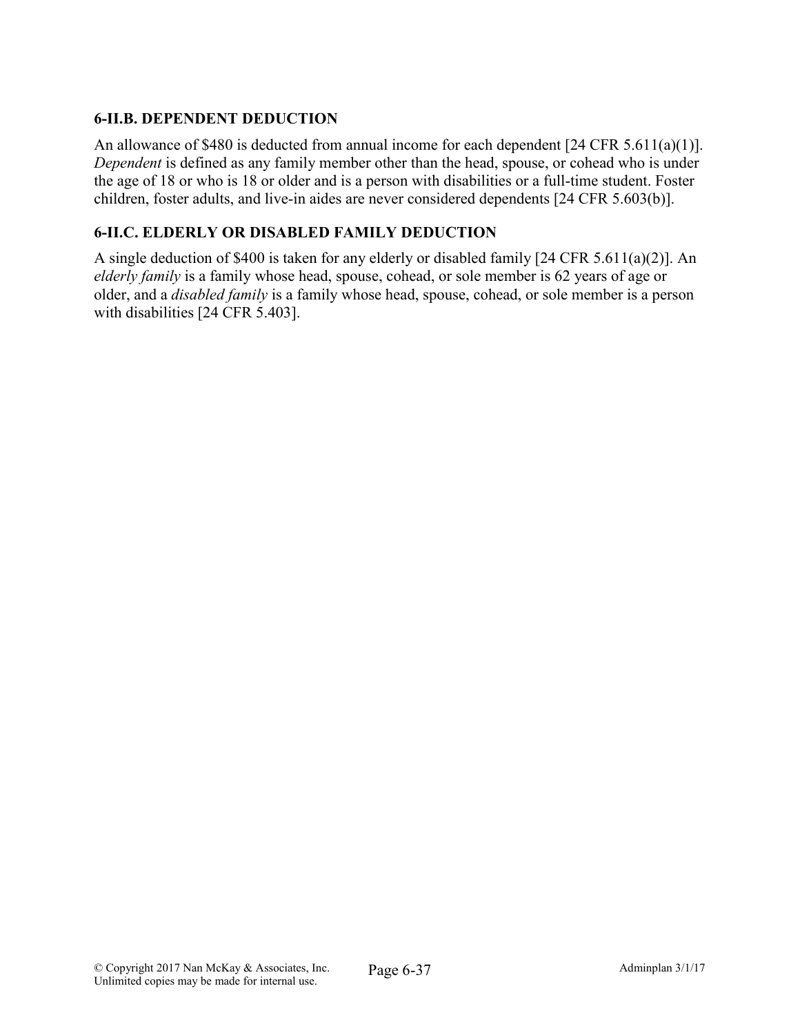### 6-II.B. DEPENDENT DEDUCTION

An allowance of $480 is deducted from annual income for each dependent [24 CFR 5.611(a)(1)]. *Dependent* is defined as any family member other than the head, spouse, or cohead who is under the age of 18 or who is 18 or older and is a person with disabilities or a full-time student. Foster children, foster adults, and live-in aides are never considered dependents [24 CFR 5.603(b)].

### 6-II.C. ELDERLY OR DISABLED FAMILY DEDUCTION

A single deduction of $400 is taken for any elderly or disabled family [24 CFR 5.611(a)(2)]. An *elderly family* is a family whose head, spouse, cohead, or sole member is 62 years of age or older, and a *disabled family* is a family whose head, spouse, cohead, or sole member is a person with disabilities [24 CFR 5.403].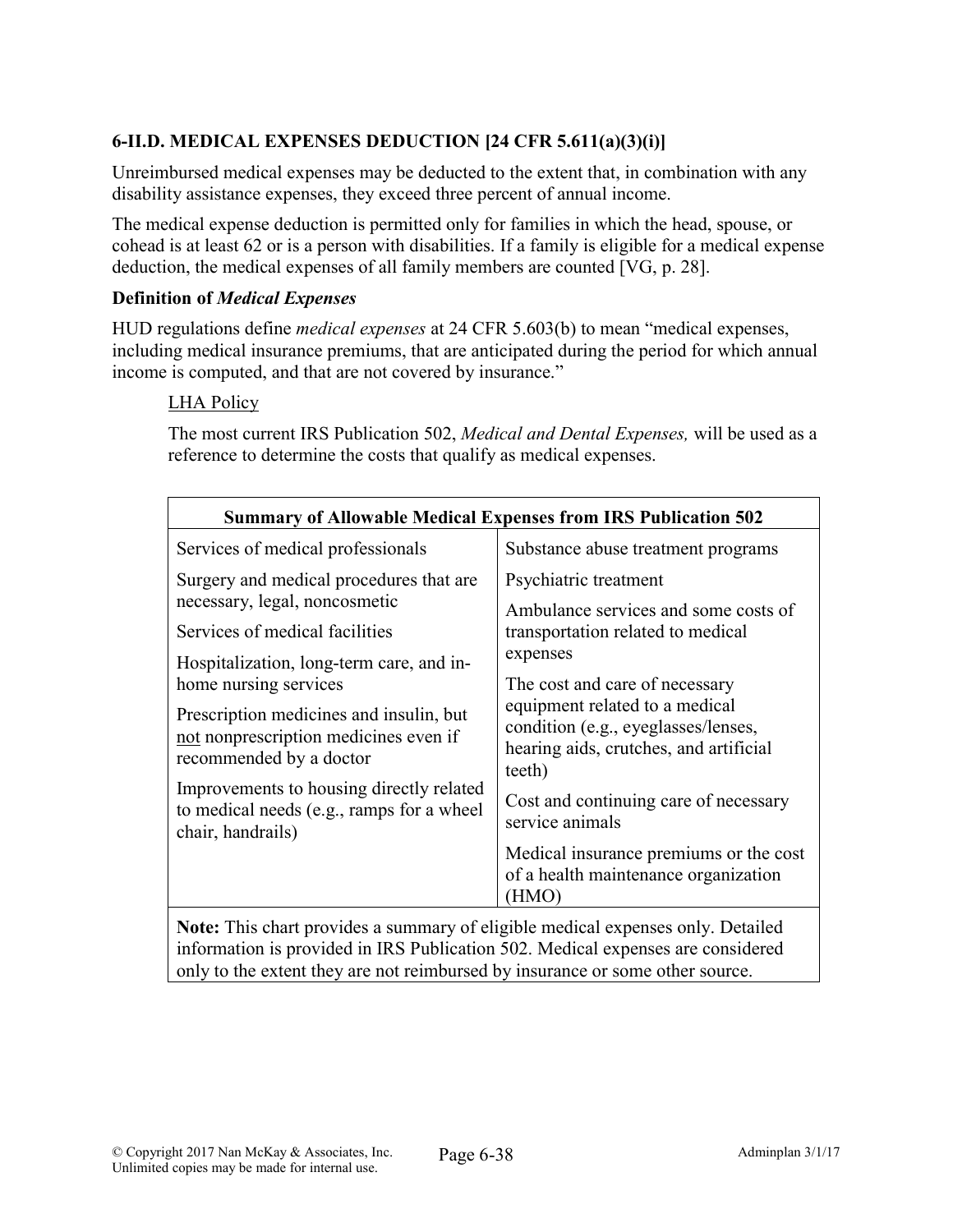### 6-II.D. MEDICAL EXPENSES DEDUCTION [24 CFR 5.611(a)(3)(i)]

Unreimbursed medical expenses may be deducted to the extent that, in combination with any disability assistance expenses, they exceed three percent of annual income.

The medical expense deduction is permitted only for families in which the head, spouse, or cohead is at least 62 or is a person with disabilities. If a family is eligible for a medical expense deduction, the medical expenses of all family members are counted [VG, p. 28].

**Definition of *Medical Expenses***

HUD regulations define *medical expenses* at 24 CFR 5.603(b) to mean "medical expenses, including medical insurance premiums, that are anticipated during the period for which annual income is computed, and that are not covered by insurance."

LHA Policy

The most current IRS Publication 502, *Medical and Dental Expenses,* will be used as a reference to determine the costs that qualify as medical expenses.

| **Summary of Allowable Medical Expenses from IRS Publication 502** | |
|---|---|
| Services of medical professionals | Substance abuse treatment programs |
| Surgery and medical procedures that are necessary, legal, noncosmetic | Psychiatric treatment |
| Services of medical facilities | Ambulance services and some costs of transportation related to medical expenses |
| Hospitalization, long-term care, and in-home nursing services | The cost and care of necessary equipment related to a medical condition (e.g., eyeglasses/lenses, hearing aids, crutches, and artificial teeth) |
| Prescription medicines and insulin, but not nonprescription medicines even if recommended by a doctor | Cost and continuing care of necessary service animals |
| Improvements to housing directly related to medical needs (e.g., ramps for a wheel chair, handrails) | Medical insurance premiums or the cost of a health maintenance organization (HMO) |
| **Note:** This chart provides a summary of eligible medical expenses only. Detailed information is provided in IRS Publication 502. Medical expenses are considered only to the extent they are not reimbursed by insurance or some other source. | |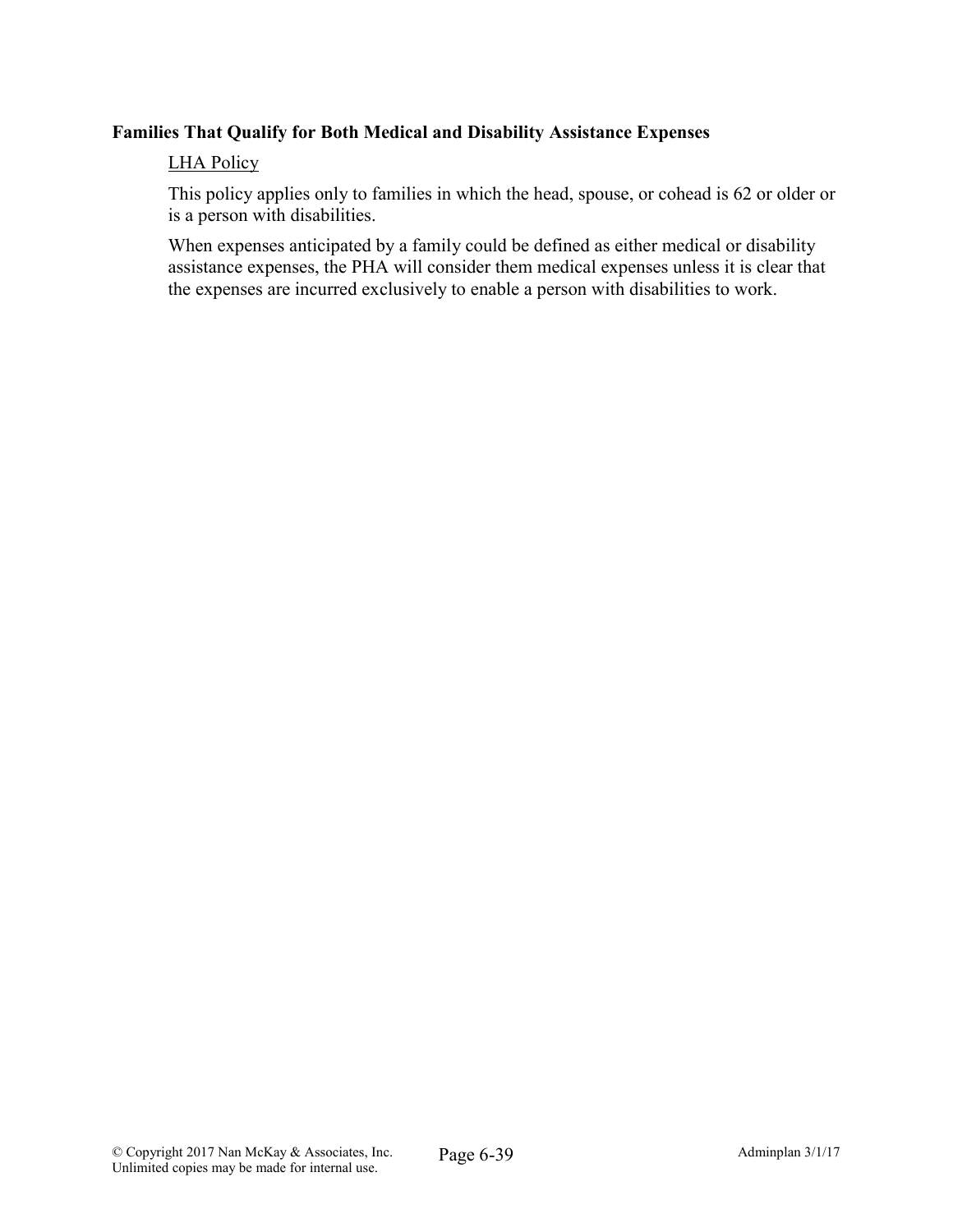**Families That Qualify for Both Medical and Disability Assistance Expenses**

LHA Policy

This policy applies only to families in which the head, spouse, or cohead is 62 or older or is a person with disabilities.

When expenses anticipated by a family could be defined as either medical or disability assistance expenses, the PHA will consider them medical expenses unless it is clear that the expenses are incurred exclusively to enable a person with disabilities to work.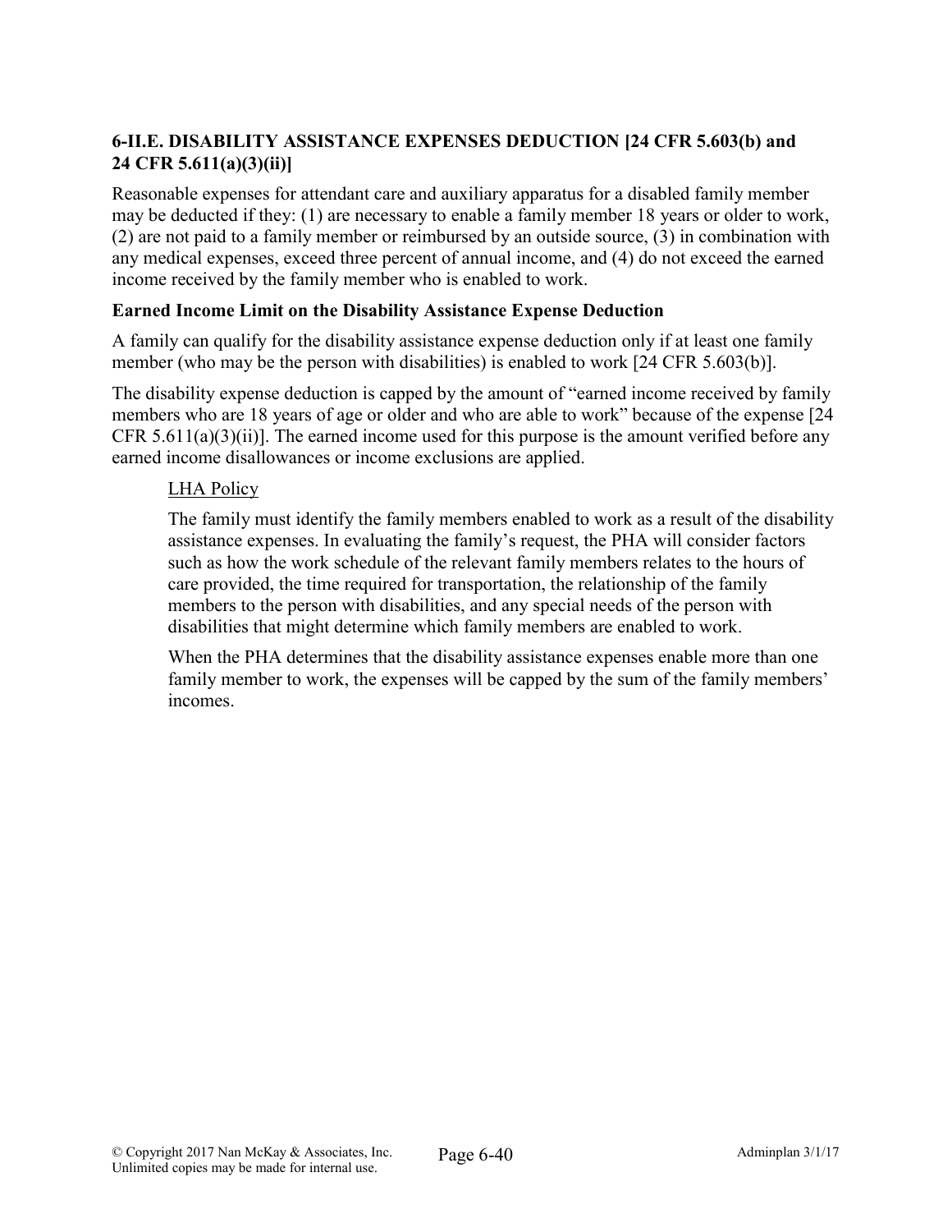### 6-II.E. DISABILITY ASSISTANCE EXPENSES DEDUCTION [24 CFR 5.603(b) and 24 CFR 5.611(a)(3)(ii)]

Reasonable expenses for attendant care and auxiliary apparatus for a disabled family member may be deducted if they: (1) are necessary to enable a family member 18 years or older to work, (2) are not paid to a family member or reimbursed by an outside source, (3) in combination with any medical expenses, exceed three percent of annual income, and (4) do not exceed the earned income received by the family member who is enabled to work.

#### Earned Income Limit on the Disability Assistance Expense Deduction

A family can qualify for the disability assistance expense deduction only if at least one family member (who may be the person with disabilities) is enabled to work [24 CFR 5.603(b)].

The disability expense deduction is capped by the amount of "earned income received by family members who are 18 years of age or older and who are able to work" because of the expense [24 CFR 5.611(a)(3)(ii)]. The earned income used for this purpose is the amount verified before any earned income disallowances or income exclusions are applied.

LHA Policy

The family must identify the family members enabled to work as a result of the disability assistance expenses. In evaluating the family's request, the PHA will consider factors such as how the work schedule of the relevant family members relates to the hours of care provided, the time required for transportation, the relationship of the family members to the person with disabilities, and any special needs of the person with disabilities that might determine which family members are enabled to work.

When the PHA determines that the disability assistance expenses enable more than one family member to work, the expenses will be capped by the sum of the family members' incomes.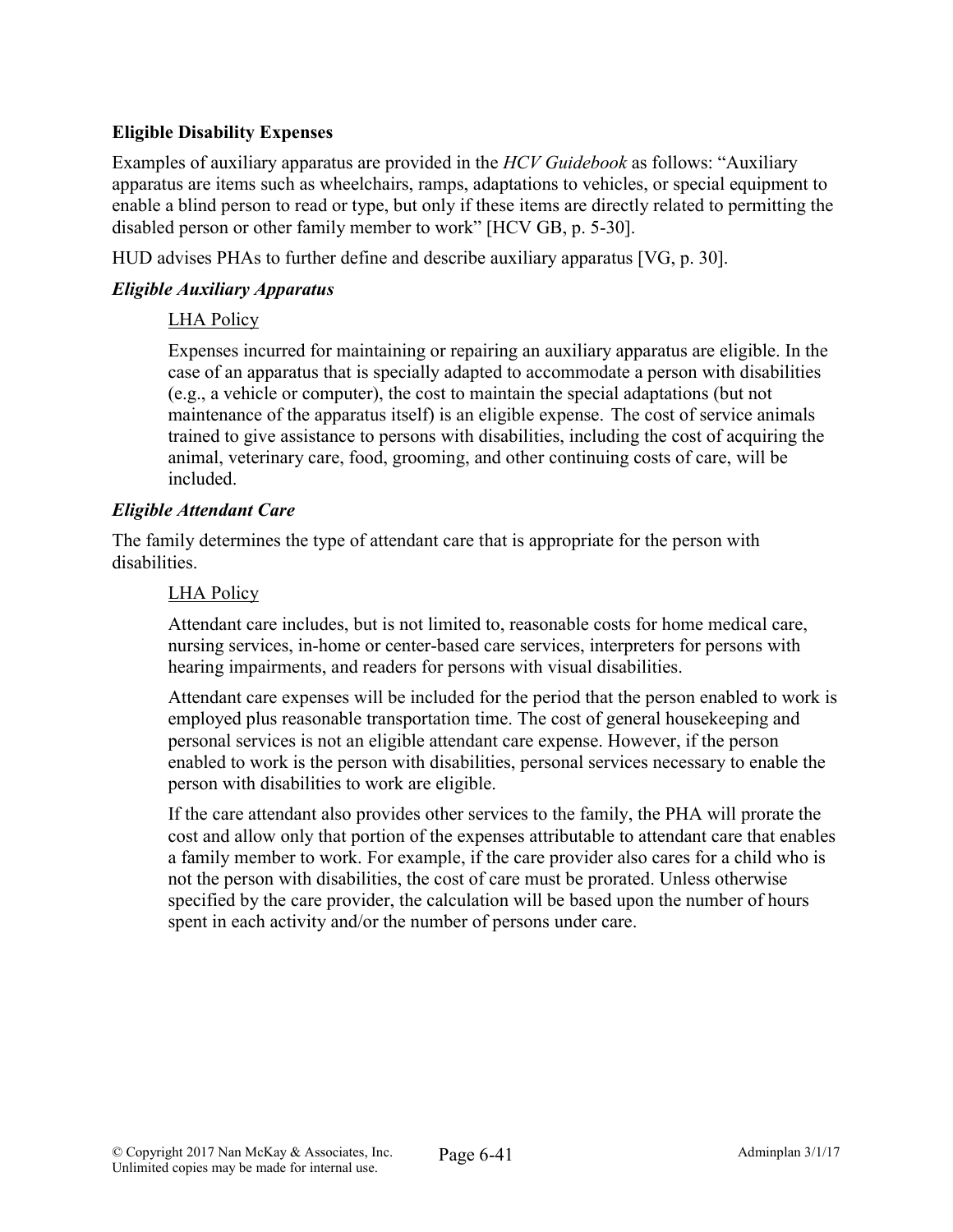### Eligible Disability Expenses

Examples of auxiliary apparatus are provided in the *HCV Guidebook* as follows: "Auxiliary apparatus are items such as wheelchairs, ramps, adaptations to vehicles, or special equipment to enable a blind person to read or type, but only if these items are directly related to permitting the disabled person or other family member to work" [HCV GB, p. 5-30].

HUD advises PHAs to further define and describe auxiliary apparatus [VG, p. 30].

#### *Eligible Auxiliary Apparatus*

LHA Policy

Expenses incurred for maintaining or repairing an auxiliary apparatus are eligible. In the case of an apparatus that is specially adapted to accommodate a person with disabilities (e.g., a vehicle or computer), the cost to maintain the special adaptations (but not maintenance of the apparatus itself) is an eligible expense. The cost of service animals trained to give assistance to persons with disabilities, including the cost of acquiring the animal, veterinary care, food, grooming, and other continuing costs of care, will be included.

#### *Eligible Attendant Care*

The family determines the type of attendant care that is appropriate for the person with disabilities.

LHA Policy

Attendant care includes, but is not limited to, reasonable costs for home medical care, nursing services, in-home or center-based care services, interpreters for persons with hearing impairments, and readers for persons with visual disabilities.

Attendant care expenses will be included for the period that the person enabled to work is employed plus reasonable transportation time. The cost of general housekeeping and personal services is not an eligible attendant care expense. However, if the person enabled to work is the person with disabilities, personal services necessary to enable the person with disabilities to work are eligible.

If the care attendant also provides other services to the family, the PHA will prorate the cost and allow only that portion of the expenses attributable to attendant care that enables a family member to work. For example, if the care provider also cares for a child who is not the person with disabilities, the cost of care must be prorated. Unless otherwise specified by the care provider, the calculation will be based upon the number of hours spent in each activity and/or the number of persons under care.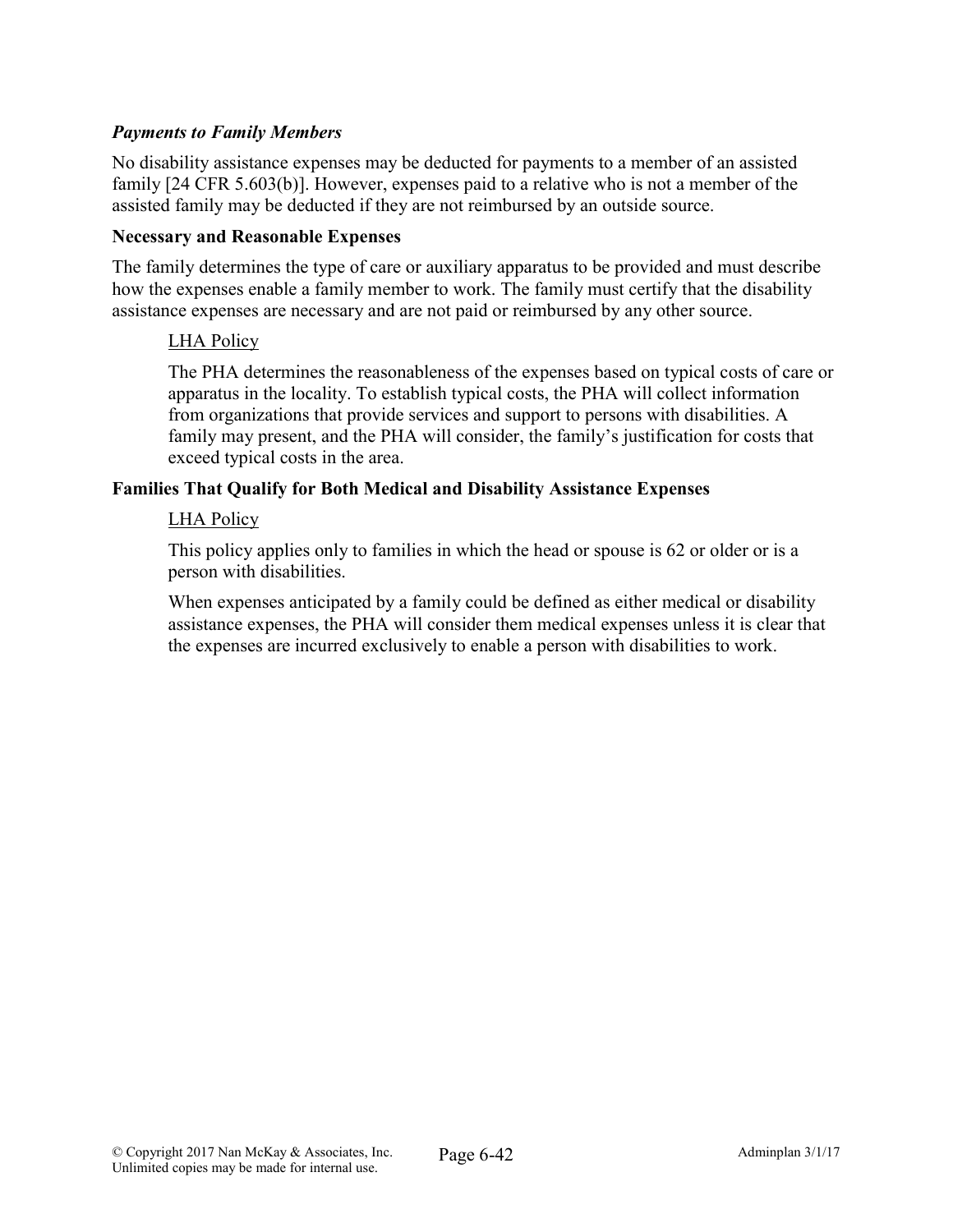***Payments to Family Members***

No disability assistance expenses may be deducted for payments to a member of an assisted family [24 CFR 5.603(b)]. However, expenses paid to a relative who is not a member of the assisted family may be deducted if they are not reimbursed by an outside source.

**Necessary and Reasonable Expenses**

The family determines the type of care or auxiliary apparatus to be provided and must describe how the expenses enable a family member to work. The family must certify that the disability assistance expenses are necessary and are not paid or reimbursed by any other source.

> LHA Policy
>
> The PHA determines the reasonableness of the expenses based on typical costs of care or apparatus in the locality. To establish typical costs, the PHA will collect information from organizations that provide services and support to persons with disabilities. A family may present, and the PHA will consider, the family's justification for costs that exceed typical costs in the area.

**Families That Qualify for Both Medical and Disability Assistance Expenses**

> LHA Policy
>
> This policy applies only to families in which the head or spouse is 62 or older or is a person with disabilities.
>
> When expenses anticipated by a family could be defined as either medical or disability assistance expenses, the PHA will consider them medical expenses unless it is clear that the expenses are incurred exclusively to enable a person with disabilities to work.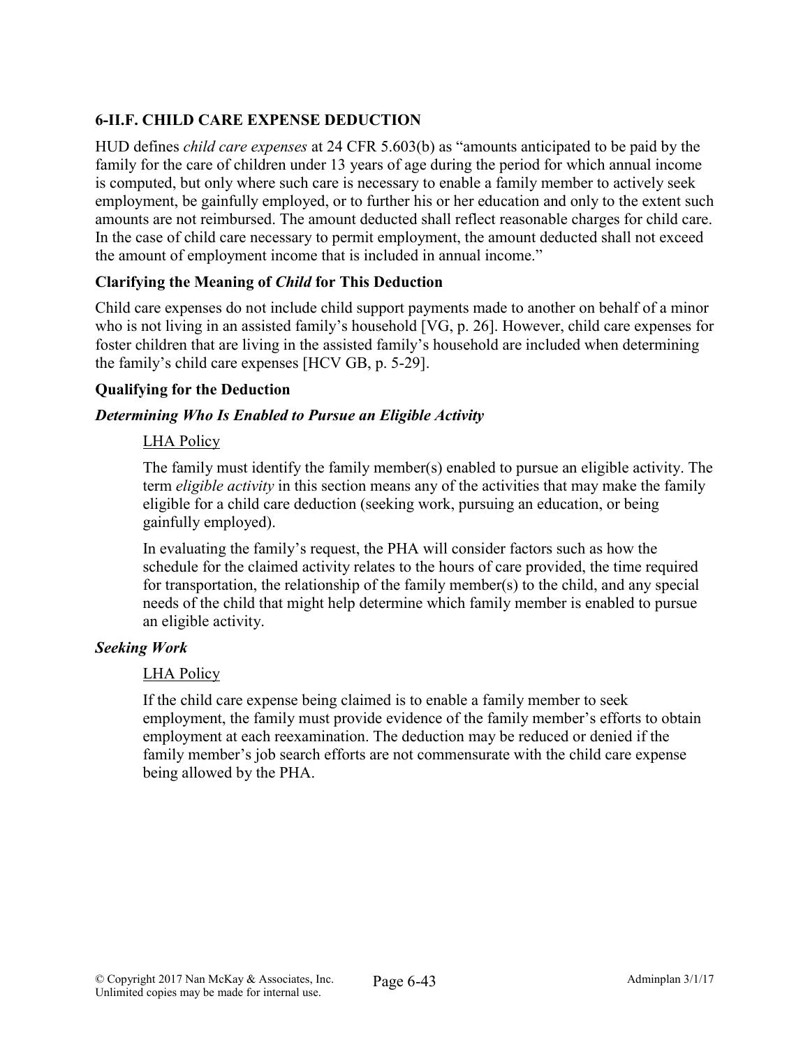## 6-II.F. CHILD CARE EXPENSE DEDUCTION

HUD defines *child care expenses* at 24 CFR 5.603(b) as "amounts anticipated to be paid by the family for the care of children under 13 years of age during the period for which annual income is computed, but only where such care is necessary to enable a family member to actively seek employment, be gainfully employed, or to further his or her education and only to the extent such amounts are not reimbursed. The amount deducted shall reflect reasonable charges for child care. In the case of child care necessary to permit employment, the amount deducted shall not exceed the amount of employment income that is included in annual income."

### Clarifying the Meaning of *Child* for This Deduction

Child care expenses do not include child support payments made to another on behalf of a minor who is not living in an assisted family's household [VG, p. 26]. However, child care expenses for foster children that are living in the assisted family's household are included when determining the family's child care expenses [HCV GB, p. 5-29].

### Qualifying for the Deduction

#### *Determining Who Is Enabled to Pursue an Eligible Activity*

<u>LHA Policy</u>

The family must identify the family member(s) enabled to pursue an eligible activity. The term *eligible activity* in this section means any of the activities that may make the family eligible for a child care deduction (seeking work, pursuing an education, or being gainfully employed).

In evaluating the family's request, the PHA will consider factors such as how the schedule for the claimed activity relates to the hours of care provided, the time required for transportation, the relationship of the family member(s) to the child, and any special needs of the child that might help determine which family member is enabled to pursue an eligible activity.

#### *Seeking Work*

<u>LHA Policy</u>

If the child care expense being claimed is to enable a family member to seek employment, the family must provide evidence of the family member's efforts to obtain employment at each reexamination. The deduction may be reduced or denied if the family member's job search efforts are not commensurate with the child care expense being allowed by the PHA.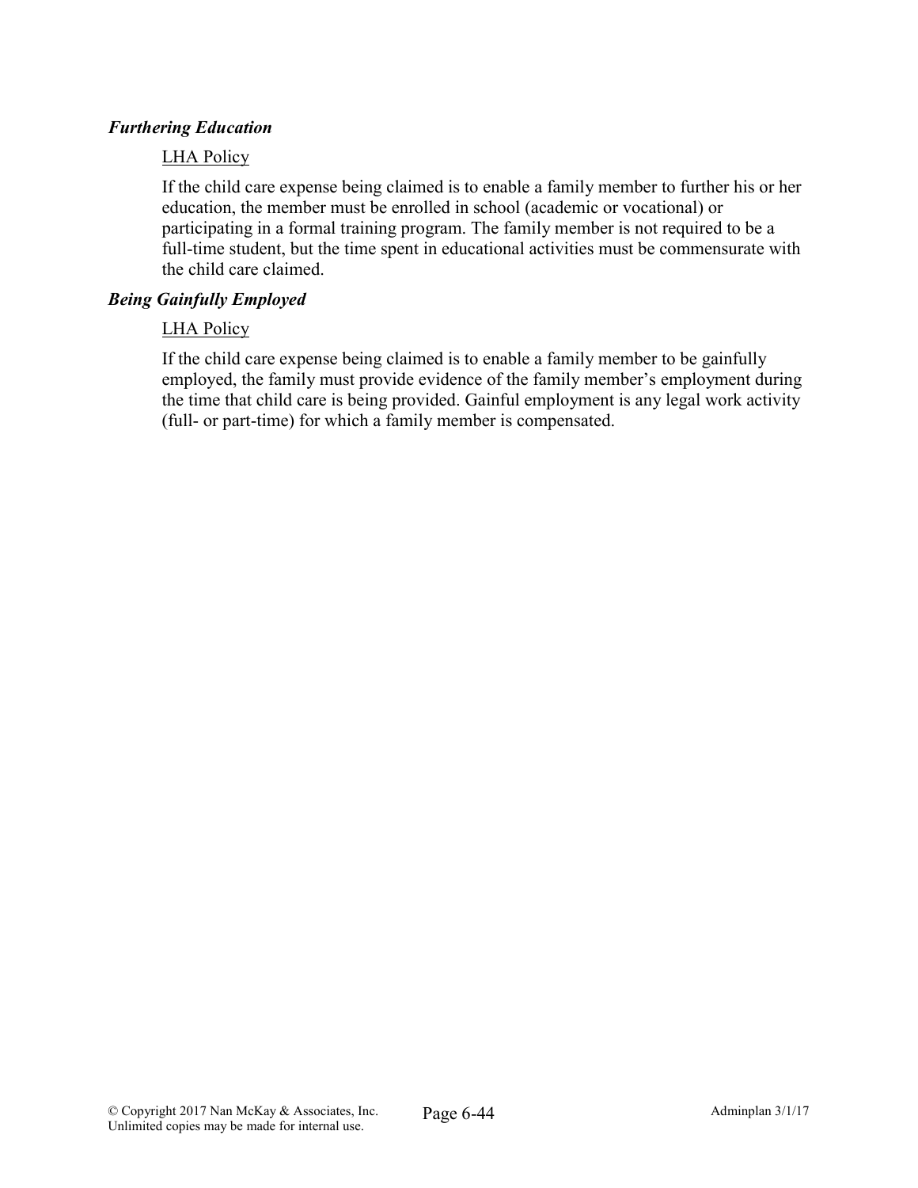### *Furthering Education*

<u>LHA Policy</u>

If the child care expense being claimed is to enable a family member to further his or her education, the member must be enrolled in school (academic or vocational) or participating in a formal training program. The family member is not required to be a full-time student, but the time spent in educational activities must be commensurate with the child care claimed.

### *Being Gainfully Employed*

<u>LHA Policy</u>

If the child care expense being claimed is to enable a family member to be gainfully employed, the family must provide evidence of the family member's employment during the time that child care is being provided. Gainful employment is any legal work activity (full- or part-time) for which a family member is compensated.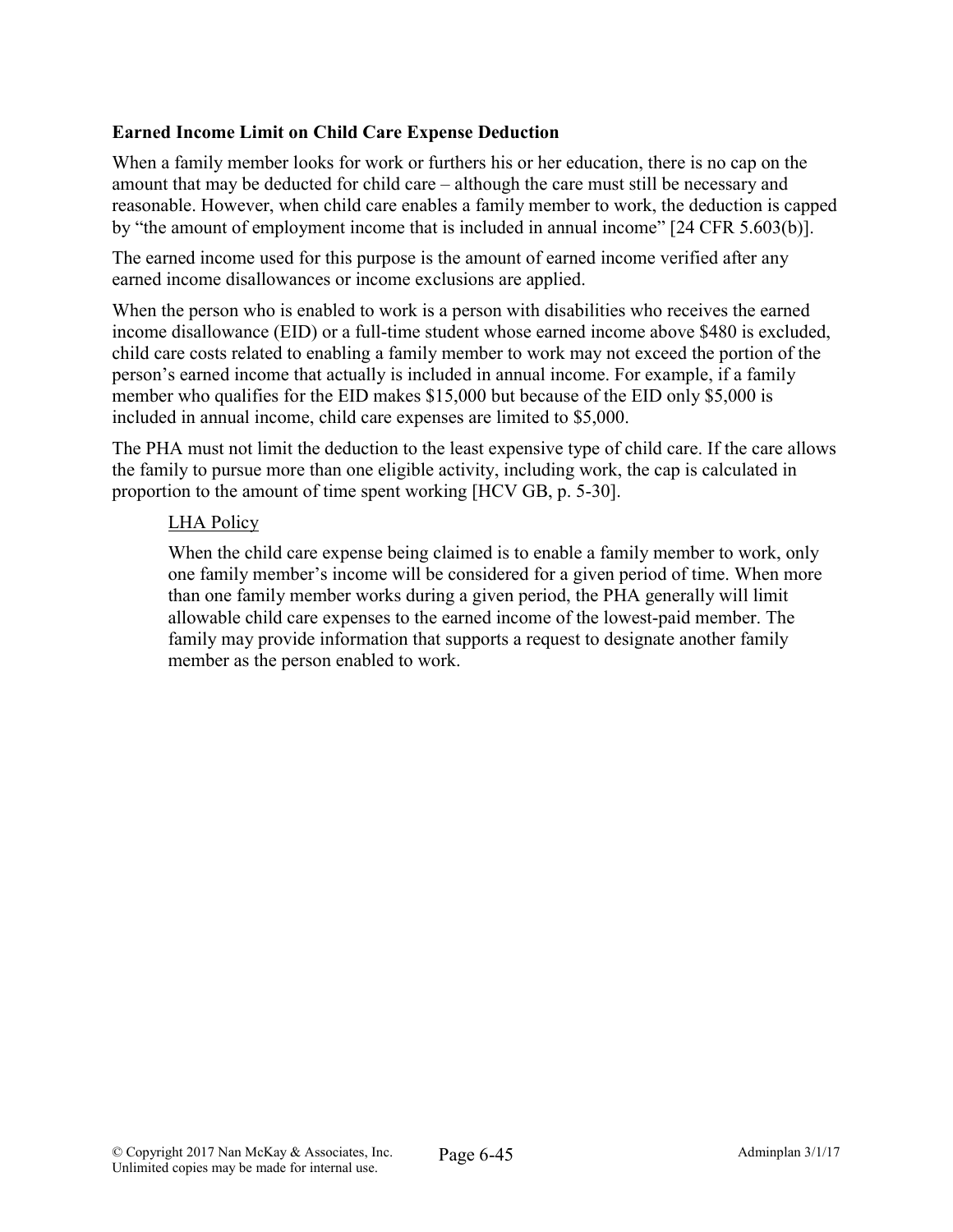**Earned Income Limit on Child Care Expense Deduction**

When a family member looks for work or furthers his or her education, there is no cap on the amount that may be deducted for child care – although the care must still be necessary and reasonable. However, when child care enables a family member to work, the deduction is capped by "the amount of employment income that is included in annual income" [24 CFR 5.603(b)].

The earned income used for this purpose is the amount of earned income verified after any earned income disallowances or income exclusions are applied.

When the person who is enabled to work is a person with disabilities who receives the earned income disallowance (EID) or a full-time student whose earned income above $480 is excluded, child care costs related to enabling a family member to work may not exceed the portion of the person's earned income that actually is included in annual income. For example, if a family member who qualifies for the EID makes $15,000 but because of the EID only $5,000 is included in annual income, child care expenses are limited to $5,000.

The PHA must not limit the deduction to the least expensive type of child care. If the care allows the family to pursue more than one eligible activity, including work, the cap is calculated in proportion to the amount of time spent working [HCV GB, p. 5-30].

<u>LHA Policy</u>

When the child care expense being claimed is to enable a family member to work, only one family member's income will be considered for a given period of time. When more than one family member works during a given period, the PHA generally will limit allowable child care expenses to the earned income of the lowest-paid member. The family may provide information that supports a request to designate another family member as the person enabled to work.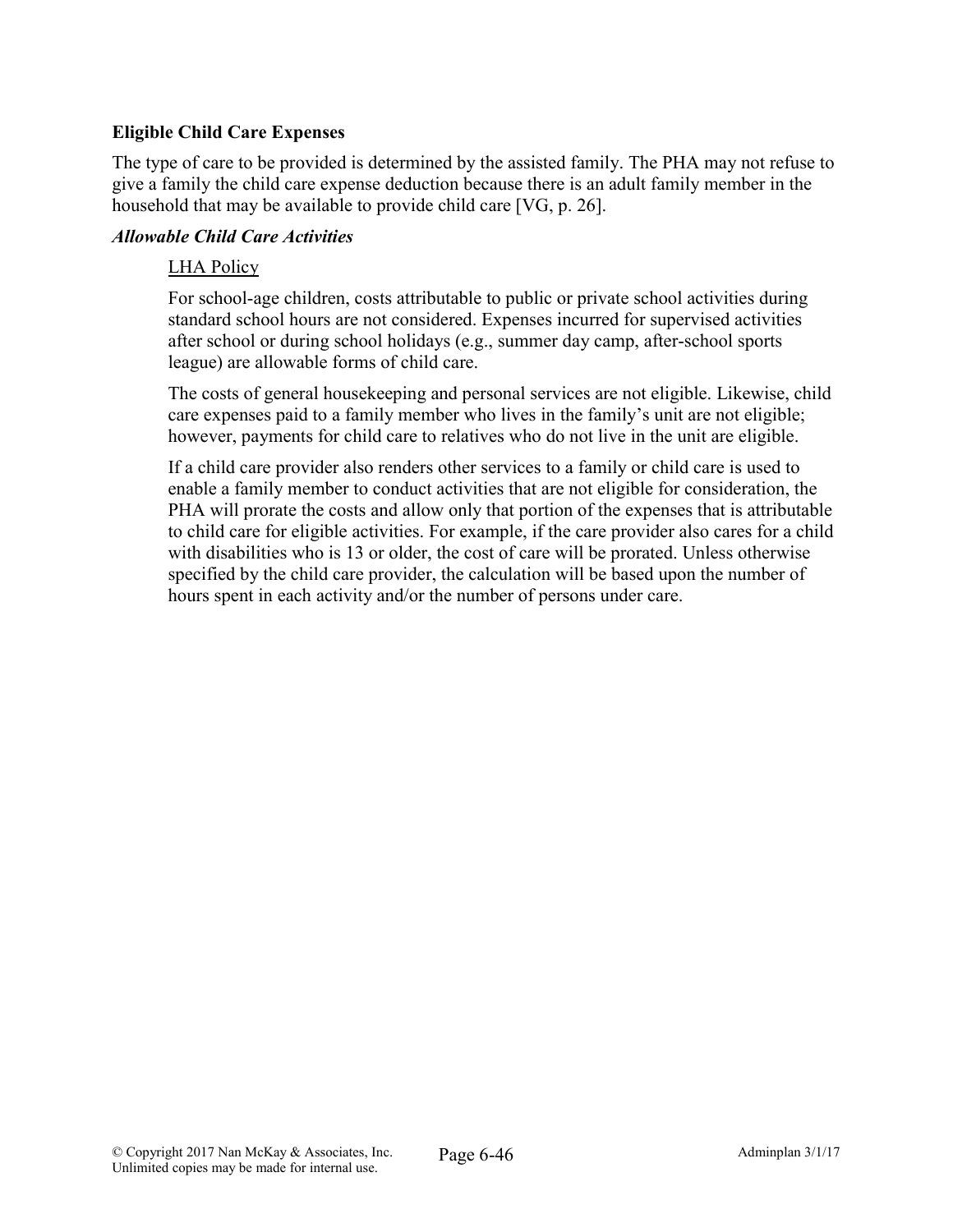**Eligible Child Care Expenses**

The type of care to be provided is determined by the assisted family. The PHA may not refuse to give a family the child care expense deduction because there is an adult family member in the household that may be available to provide child care [VG, p. 26].

***Allowable Child Care Activities***

<u>LHA Policy</u>

For school-age children, costs attributable to public or private school activities during standard school hours are not considered. Expenses incurred for supervised activities after school or during school holidays (e.g., summer day camp, after-school sports league) are allowable forms of child care.

The costs of general housekeeping and personal services are not eligible. Likewise, child care expenses paid to a family member who lives in the family's unit are not eligible; however, payments for child care to relatives who do not live in the unit are eligible.

If a child care provider also renders other services to a family or child care is used to enable a family member to conduct activities that are not eligible for consideration, the PHA will prorate the costs and allow only that portion of the expenses that is attributable to child care for eligible activities. For example, if the care provider also cares for a child with disabilities who is 13 or older, the cost of care will be prorated. Unless otherwise specified by the child care provider, the calculation will be based upon the number of hours spent in each activity and/or the number of persons under care.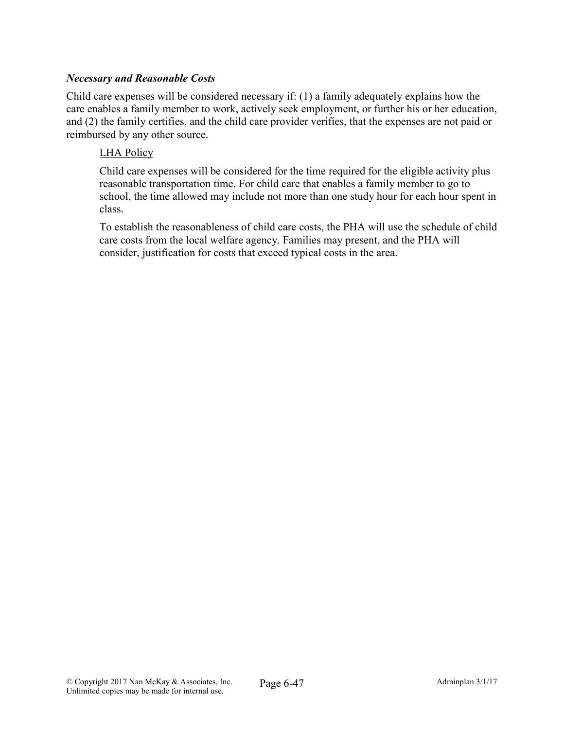***Necessary and Reasonable Costs***

Child care expenses will be considered necessary if: (1) a family adequately explains how the care enables a family member to work, actively seek employment, or further his or her education, and (2) the family certifies, and the child care provider verifies, that the expenses are not paid or reimbursed by any other source.

> <u>LHA Policy</u>
>
> Child care expenses will be considered for the time required for the eligible activity plus reasonable transportation time. For child care that enables a family member to go to school, the time allowed may include not more than one study hour for each hour spent in class.
>
> To establish the reasonableness of child care costs, the PHA will use the schedule of child care costs from the local welfare agency. Families may present, and the PHA will consider, justification for costs that exceed typical costs in the area.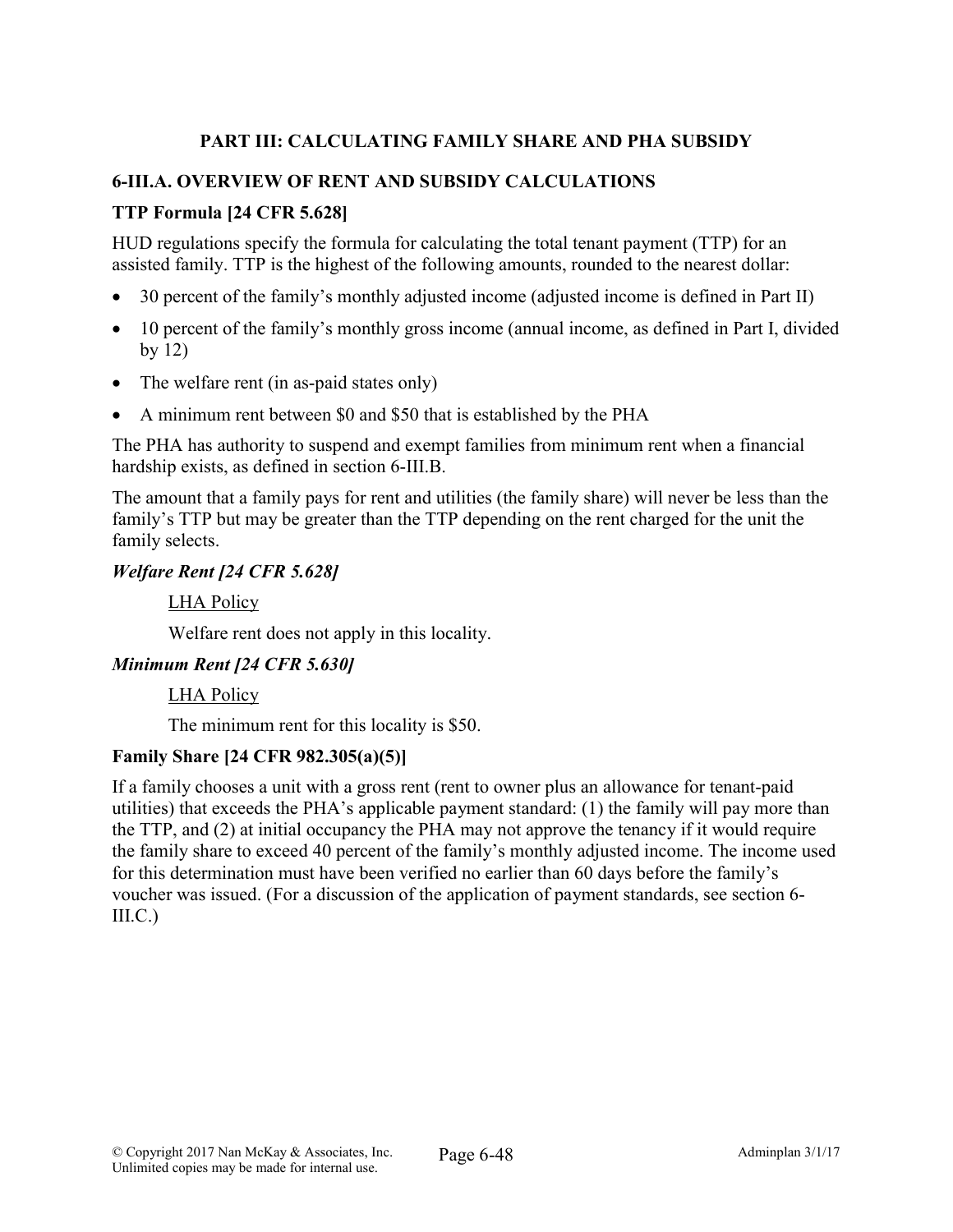## PART III: CALCULATING FAMILY SHARE AND PHA SUBSIDY

### 6-III.A. OVERVIEW OF RENT AND SUBSIDY CALCULATIONS

**TTP Formula [24 CFR 5.628]**

HUD regulations specify the formula for calculating the total tenant payment (TTP) for an assisted family. TTP is the highest of the following amounts, rounded to the nearest dollar:

- 30 percent of the family's monthly adjusted income (adjusted income is defined in Part II)
- 10 percent of the family's monthly gross income (annual income, as defined in Part I, divided by 12)
- The welfare rent (in as-paid states only)
- A minimum rent between $0 and $50 that is established by the PHA

The PHA has authority to suspend and exempt families from minimum rent when a financial hardship exists, as defined in section 6-III.B.

The amount that a family pays for rent and utilities (the family share) will never be less than the family's TTP but may be greater than the TTP depending on the rent charged for the unit the family selects.

***Welfare Rent [24 CFR 5.628]***

> <u>LHA Policy</u>
>
> Welfare rent does not apply in this locality.

***Minimum Rent [24 CFR 5.630]***

> <u>LHA Policy</u>
>
> The minimum rent for this locality is $50.

**Family Share [24 CFR 982.305(a)(5)]**

If a family chooses a unit with a gross rent (rent to owner plus an allowance for tenant-paid utilities) that exceeds the PHA's applicable payment standard: (1) the family will pay more than the TTP, and (2) at initial occupancy the PHA may not approve the tenancy if it would require the family share to exceed 40 percent of the family's monthly adjusted income. The income used for this determination must have been verified no earlier than 60 days before the family's voucher was issued. (For a discussion of the application of payment standards, see section 6-III.C.)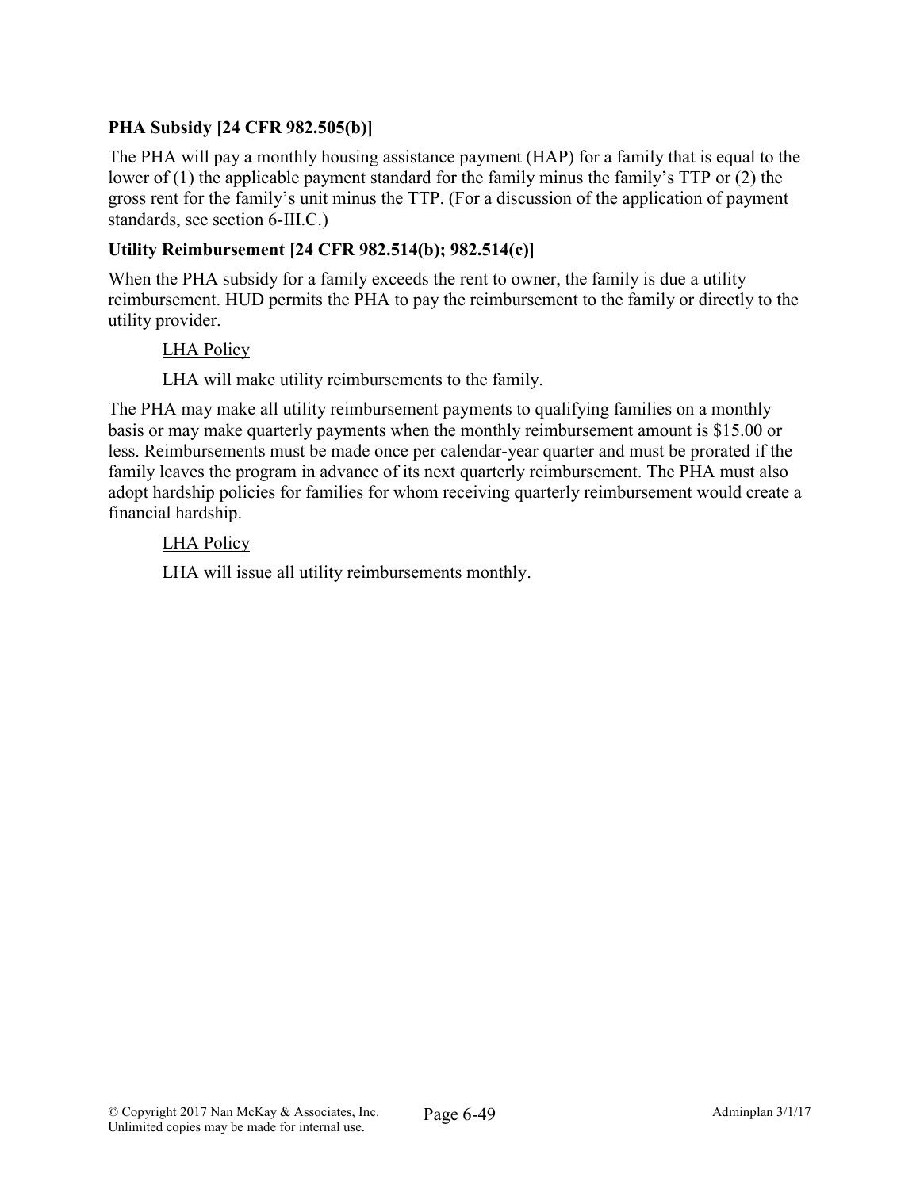**PHA Subsidy [24 CFR 982.505(b)]**

The PHA will pay a monthly housing assistance payment (HAP) for a family that is equal to the lower of (1) the applicable payment standard for the family minus the family's TTP or (2) the gross rent for the family's unit minus the TTP. (For a discussion of the application of payment standards, see section 6-III.C.)

**Utility Reimbursement [24 CFR 982.514(b); 982.514(c)]**

When the PHA subsidy for a family exceeds the rent to owner, the family is due a utility reimbursement. HUD permits the PHA to pay the reimbursement to the family or directly to the utility provider.

> <u>LHA Policy</u>
>
> LHA will make utility reimbursements to the family.

The PHA may make all utility reimbursement payments to qualifying families on a monthly basis or may make quarterly payments when the monthly reimbursement amount is $15.00 or less. Reimbursements must be made once per calendar-year quarter and must be prorated if the family leaves the program in advance of its next quarterly reimbursement. The PHA must also adopt hardship policies for families for whom receiving quarterly reimbursement would create a financial hardship.

> <u>LHA Policy</u>
>
> LHA will issue all utility reimbursements monthly.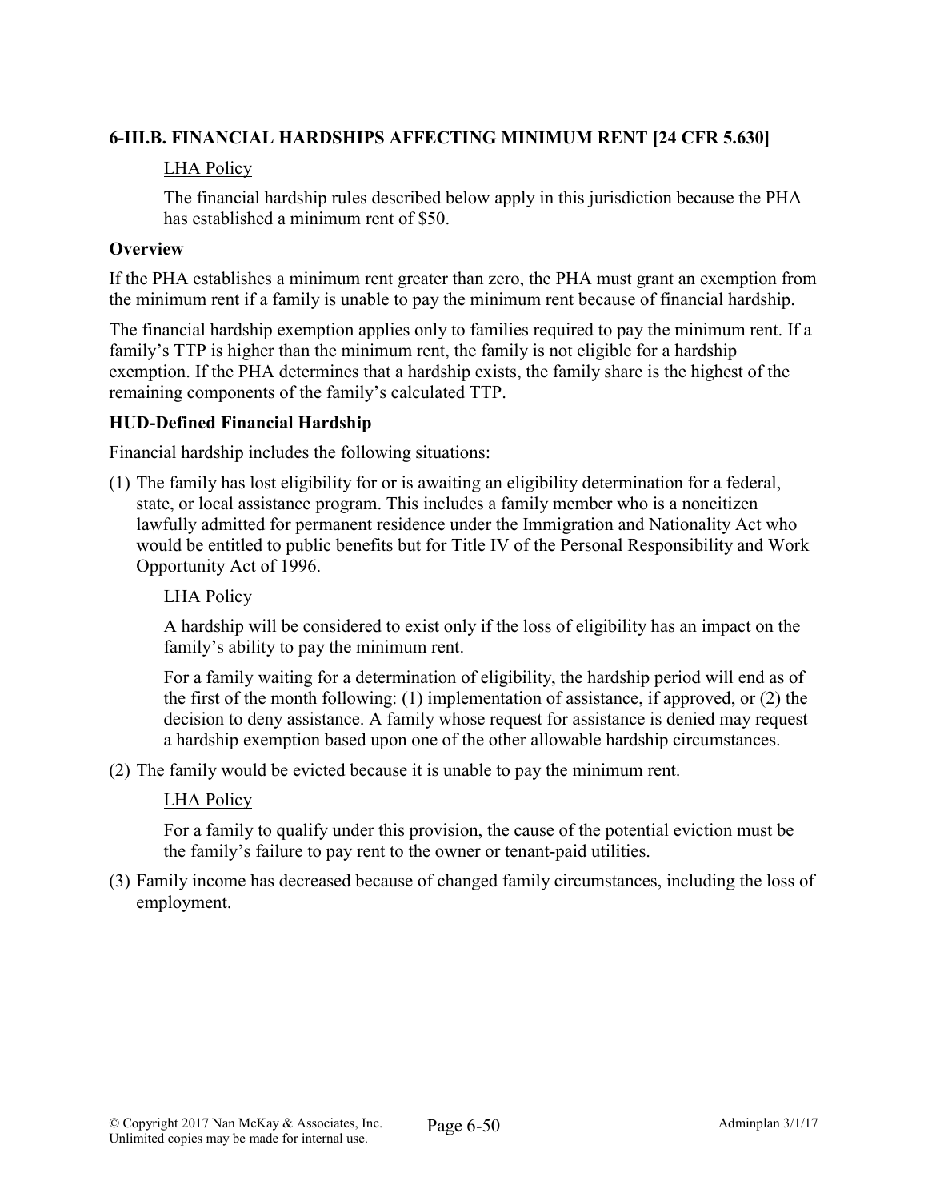### 6-III.B. FINANCIAL HARDSHIPS AFFECTING MINIMUM RENT [24 CFR 5.630]

> LHA Policy
>
> The financial hardship rules described below apply in this jurisdiction because the PHA has established a minimum rent of $50.

**Overview**

If the PHA establishes a minimum rent greater than zero, the PHA must grant an exemption from the minimum rent if a family is unable to pay the minimum rent because of financial hardship.

The financial hardship exemption applies only to families required to pay the minimum rent. If a family's TTP is higher than the minimum rent, the family is not eligible for a hardship exemption. If the PHA determines that a hardship exists, the family share is the highest of the remaining components of the family's calculated TTP.

**HUD-Defined Financial Hardship**

Financial hardship includes the following situations:

(1) The family has lost eligibility for or is awaiting an eligibility determination for a federal, state, or local assistance program. This includes a family member who is a noncitizen lawfully admitted for permanent residence under the Immigration and Nationality Act who would be entitled to public benefits but for Title IV of the Personal Responsibility and Work Opportunity Act of 1996.

> LHA Policy
>
> A hardship will be considered to exist only if the loss of eligibility has an impact on the family's ability to pay the minimum rent.
>
> For a family waiting for a determination of eligibility, the hardship period will end as of the first of the month following: (1) implementation of assistance, if approved, or (2) the decision to deny assistance. A family whose request for assistance is denied may request a hardship exemption based upon one of the other allowable hardship circumstances.

(2) The family would be evicted because it is unable to pay the minimum rent.

> LHA Policy
>
> For a family to qualify under this provision, the cause of the potential eviction must be the family's failure to pay rent to the owner or tenant-paid utilities.

(3) Family income has decreased because of changed family circumstances, including the loss of employment.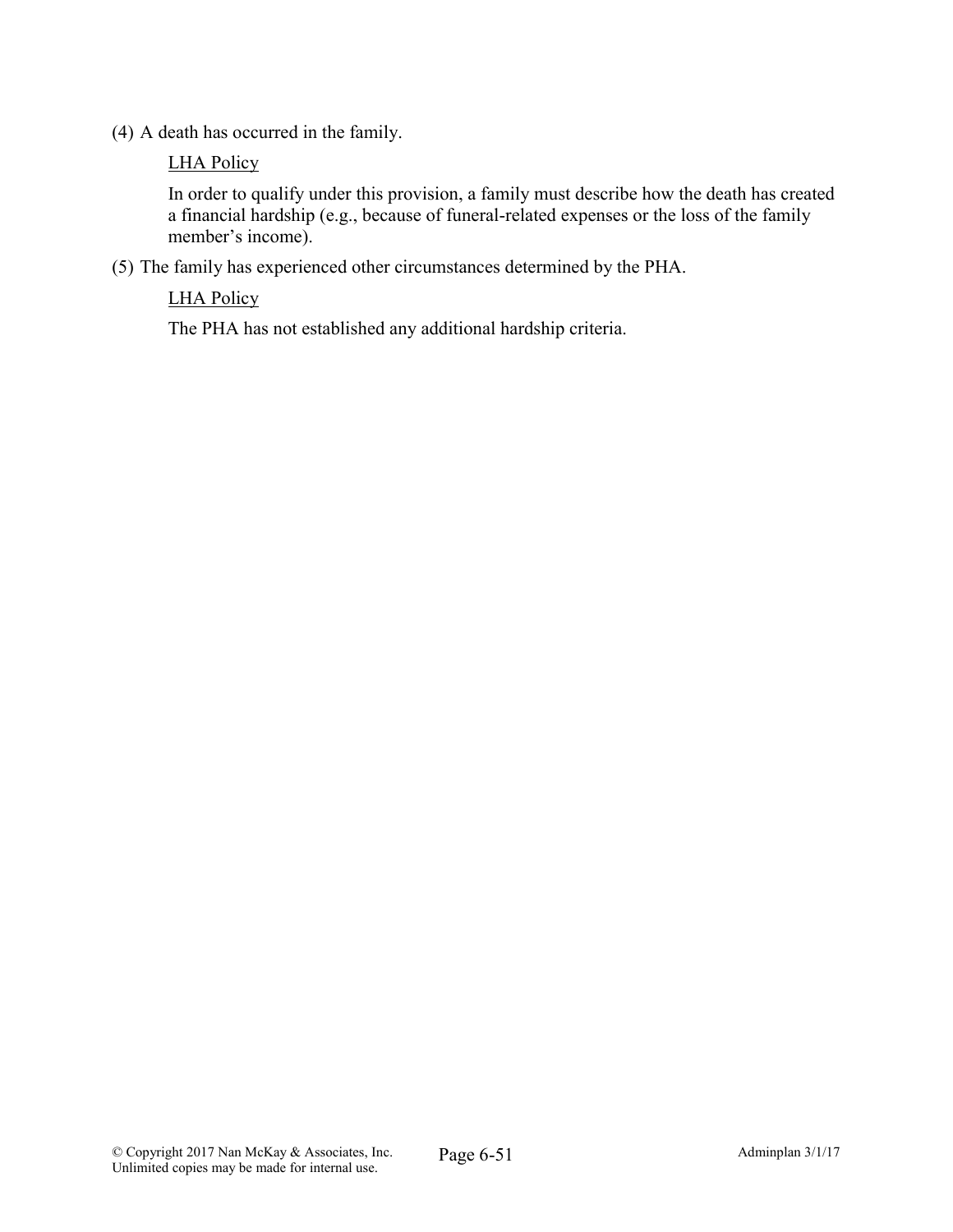(4) A death has occurred in the family.

LHA Policy

In order to qualify under this provision, a family must describe how the death has created a financial hardship (e.g., because of funeral-related expenses or the loss of the family member's income).

(5) The family has experienced other circumstances determined by the PHA.

LHA Policy

The PHA has not established any additional hardship criteria.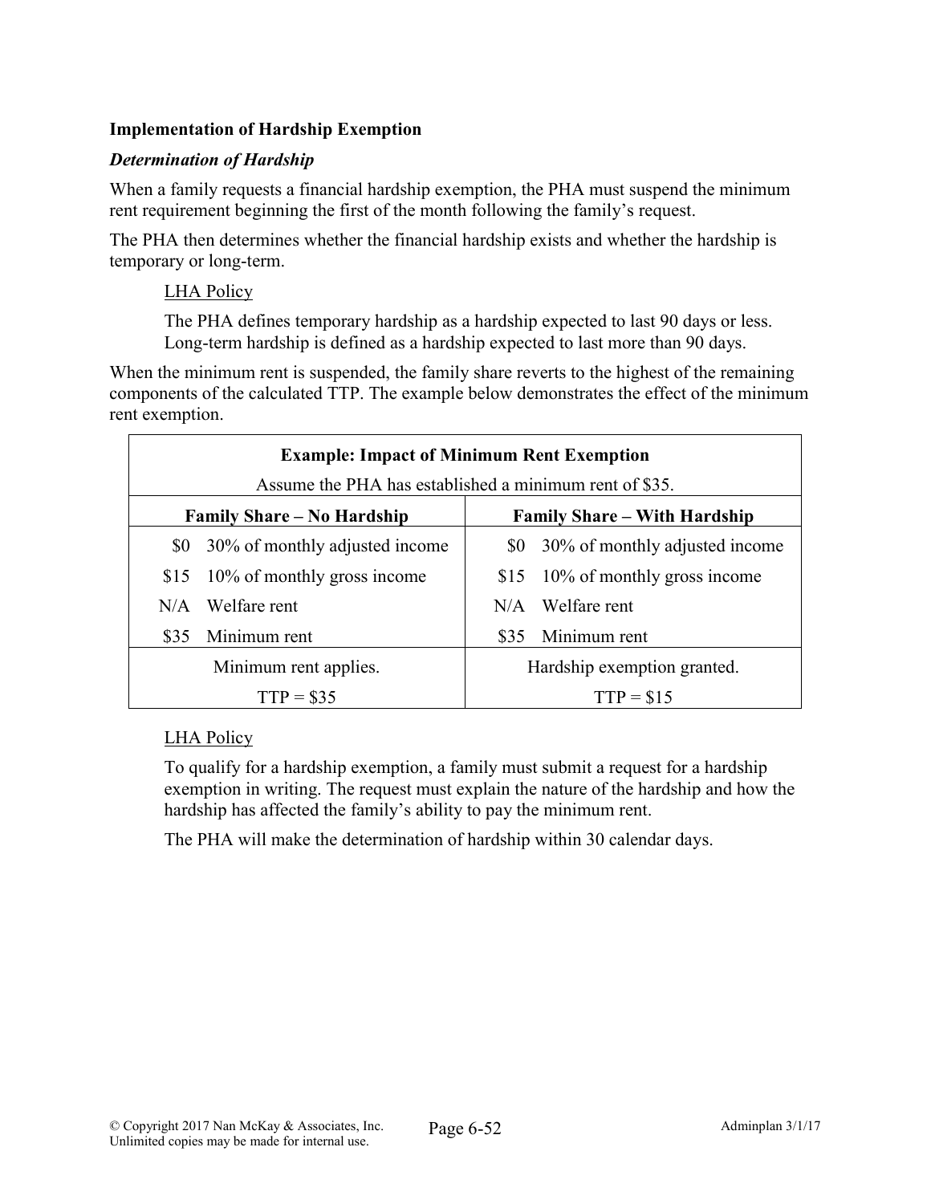**Implementation of Hardship Exemption**

***Determination of Hardship***

When a family requests a financial hardship exemption, the PHA must suspend the minimum rent requirement beginning the first of the month following the family's request.

The PHA then determines whether the financial hardship exists and whether the hardship is temporary or long-term.

LHA Policy

The PHA defines temporary hardship as a hardship expected to last 90 days or less. Long-term hardship is defined as a hardship expected to last more than 90 days.

When the minimum rent is suspended, the family share reverts to the highest of the remaining components of the calculated TTP. The example below demonstrates the effect of the minimum rent exemption.

| **Example: Impact of Minimum Rent Exemption**<br>Assume the PHA has established a minimum rent of $35. | | | |
|---|---|---|---|
| **Family Share – No Hardship** | | **Family Share – With Hardship** | |
| $0 | 30% of monthly adjusted income | $0 | 30% of monthly adjusted income |
| $15 | 10% of monthly gross income | $15 | 10% of monthly gross income |
| N/A | Welfare rent | N/A | Welfare rent |
| $35 | Minimum rent | $35 | Minimum rent |
| Minimum rent applies.<br>TTP = $35 | | Hardship exemption granted.<br>TTP = $15 | |

LHA Policy

To qualify for a hardship exemption, a family must submit a request for a hardship exemption in writing. The request must explain the nature of the hardship and how the hardship has affected the family's ability to pay the minimum rent.

The PHA will make the determination of hardship within 30 calendar days.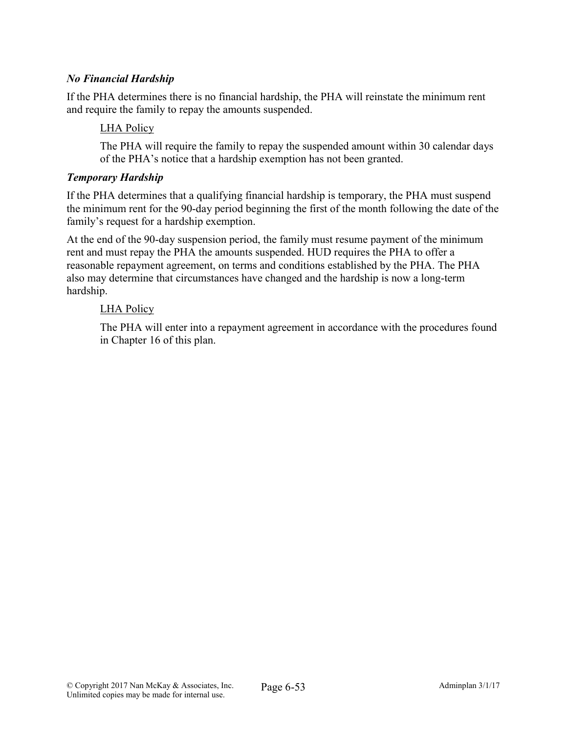### *No Financial Hardship*

If the PHA determines there is no financial hardship, the PHA will reinstate the minimum rent and require the family to repay the amounts suspended.

> <u>LHA Policy</u>
>
> The PHA will require the family to repay the suspended amount within 30 calendar days of the PHA's notice that a hardship exemption has not been granted.

### *Temporary Hardship*

If the PHA determines that a qualifying financial hardship is temporary, the PHA must suspend the minimum rent for the 90-day period beginning the first of the month following the date of the family's request for a hardship exemption.

At the end of the 90-day suspension period, the family must resume payment of the minimum rent and must repay the PHA the amounts suspended. HUD requires the PHA to offer a reasonable repayment agreement, on terms and conditions established by the PHA. The PHA also may determine that circumstances have changed and the hardship is now a long-term hardship.

> <u>LHA Policy</u>
>
> The PHA will enter into a repayment agreement in accordance with the procedures found in Chapter 16 of this plan.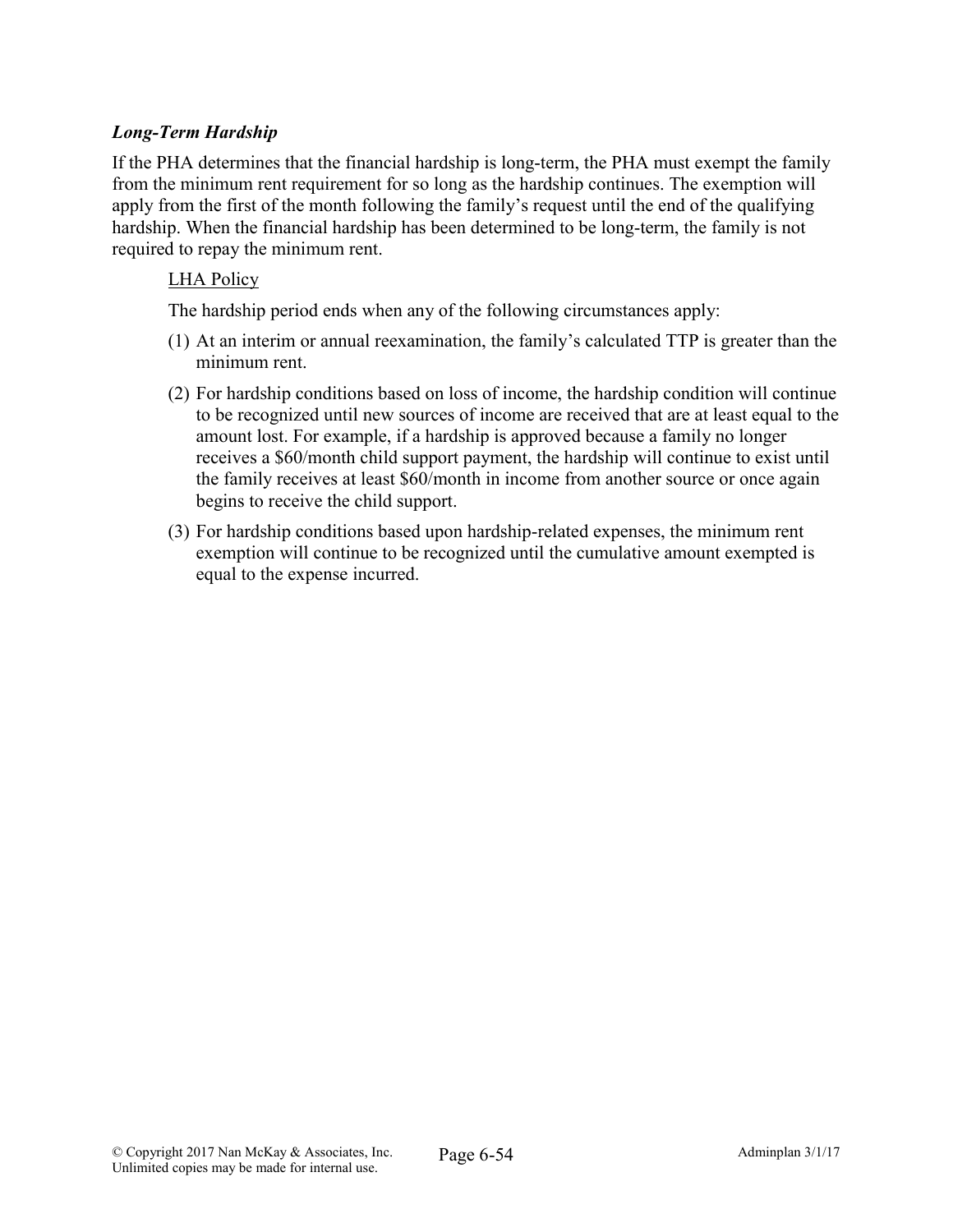### *Long-Term Hardship*

If the PHA determines that the financial hardship is long-term, the PHA must exempt the family from the minimum rent requirement for so long as the hardship continues. The exemption will apply from the first of the month following the family's request until the end of the qualifying hardship. When the financial hardship has been determined to be long-term, the family is not required to repay the minimum rent.

<u>LHA Policy</u>

The hardship period ends when any of the following circumstances apply:

(1) At an interim or annual reexamination, the family's calculated TTP is greater than the minimum rent.

(2) For hardship conditions based on loss of income, the hardship condition will continue to be recognized until new sources of income are received that are at least equal to the amount lost. For example, if a hardship is approved because a family no longer receives a $60/month child support payment, the hardship will continue to exist until the family receives at least $60/month in income from another source or once again begins to receive the child support.

(3) For hardship conditions based upon hardship-related expenses, the minimum rent exemption will continue to be recognized until the cumulative amount exempted is equal to the expense incurred.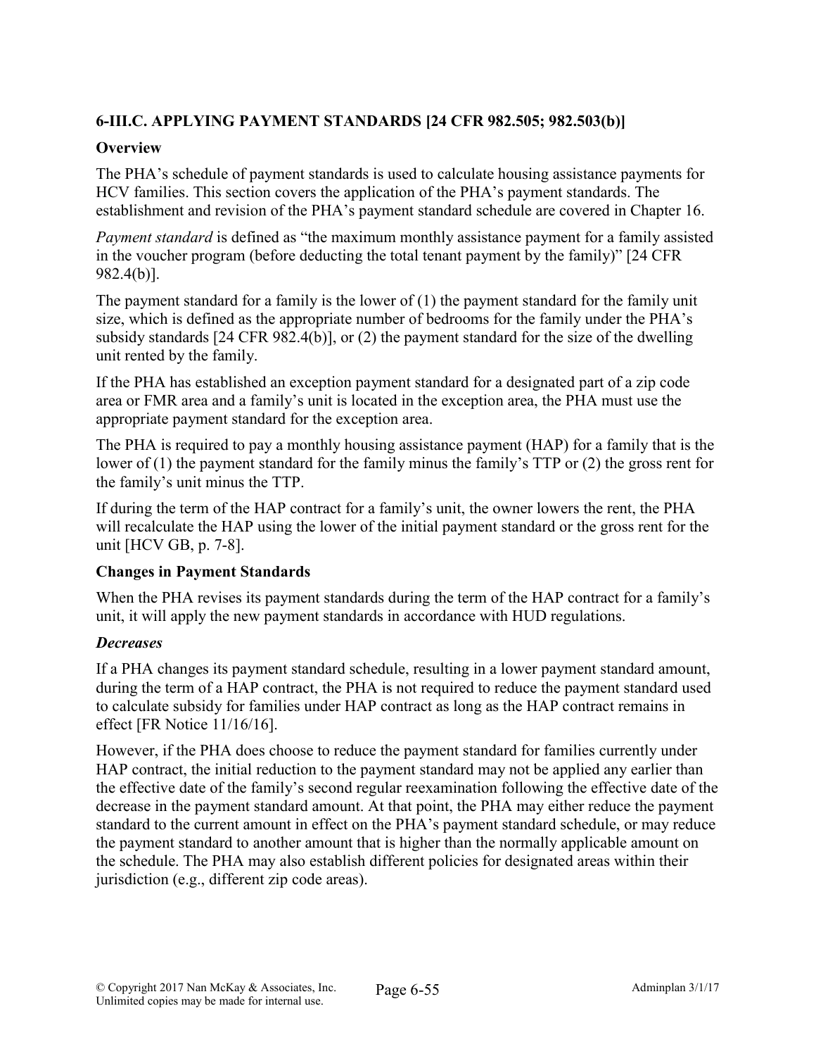## 6-III.C. APPLYING PAYMENT STANDARDS [24 CFR 982.505; 982.503(b)]

### Overview

The PHA's schedule of payment standards is used to calculate housing assistance payments for HCV families. This section covers the application of the PHA's payment standards. The establishment and revision of the PHA's payment standard schedule are covered in Chapter 16.

*Payment standard* is defined as "the maximum monthly assistance payment for a family assisted in the voucher program (before deducting the total tenant payment by the family)" [24 CFR 982.4(b)].

The payment standard for a family is the lower of (1) the payment standard for the family unit size, which is defined as the appropriate number of bedrooms for the family under the PHA's subsidy standards [24 CFR 982.4(b)], or (2) the payment standard for the size of the dwelling unit rented by the family.

If the PHA has established an exception payment standard for a designated part of a zip code area or FMR area and a family's unit is located in the exception area, the PHA must use the appropriate payment standard for the exception area.

The PHA is required to pay a monthly housing assistance payment (HAP) for a family that is the lower of (1) the payment standard for the family minus the family's TTP or (2) the gross rent for the family's unit minus the TTP.

If during the term of the HAP contract for a family's unit, the owner lowers the rent, the PHA will recalculate the HAP using the lower of the initial payment standard or the gross rent for the unit [HCV GB, p. 7-8].

### Changes in Payment Standards

When the PHA revises its payment standards during the term of the HAP contract for a family's unit, it will apply the new payment standards in accordance with HUD regulations.

***Decreases***

If a PHA changes its payment standard schedule, resulting in a lower payment standard amount, during the term of a HAP contract, the PHA is not required to reduce the payment standard used to calculate subsidy for families under HAP contract as long as the HAP contract remains in effect [FR Notice 11/16/16].

However, if the PHA does choose to reduce the payment standard for families currently under HAP contract, the initial reduction to the payment standard may not be applied any earlier than the effective date of the family's second regular reexamination following the effective date of the decrease in the payment standard amount. At that point, the PHA may either reduce the payment standard to the current amount in effect on the PHA's payment standard schedule, or may reduce the payment standard to another amount that is higher than the normally applicable amount on the schedule. The PHA may also establish different policies for designated areas within their jurisdiction (e.g., different zip code areas).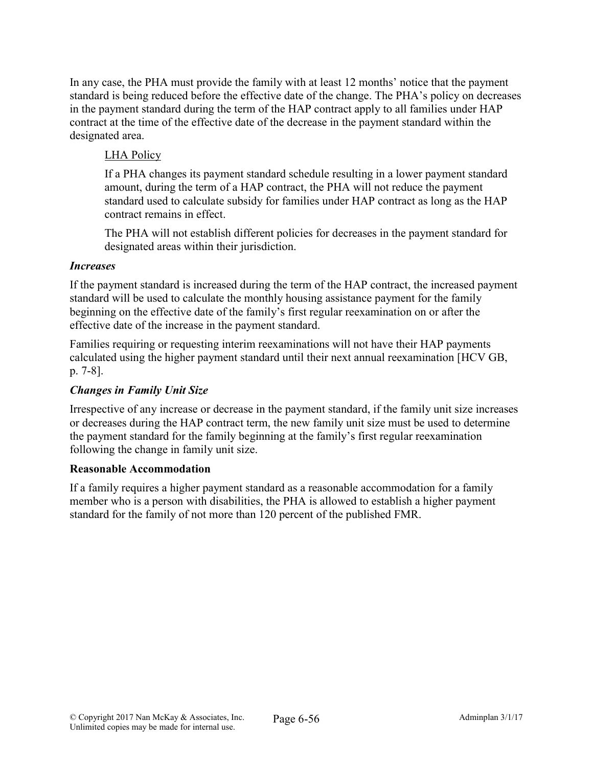In any case, the PHA must provide the family with at least 12 months' notice that the payment standard is being reduced before the effective date of the change. The PHA's policy on decreases in the payment standard during the term of the HAP contract apply to all families under HAP contract at the time of the effective date of the decrease in the payment standard within the designated area.

<u>LHA Policy</u>

If a PHA changes its payment standard schedule resulting in a lower payment standard amount, during the term of a HAP contract, the PHA will not reduce the payment standard used to calculate subsidy for families under HAP contract as long as the HAP contract remains in effect.

The PHA will not establish different policies for decreases in the payment standard for designated areas within their jurisdiction.

***Increases***

If the payment standard is increased during the term of the HAP contract, the increased payment standard will be used to calculate the monthly housing assistance payment for the family beginning on the effective date of the family's first regular reexamination on or after the effective date of the increase in the payment standard.

Families requiring or requesting interim reexaminations will not have their HAP payments calculated using the higher payment standard until their next annual reexamination [HCV GB, p. 7-8].

***Changes in Family Unit Size***

Irrespective of any increase or decrease in the payment standard, if the family unit size increases or decreases during the HAP contract term, the new family unit size must be used to determine the payment standard for the family beginning at the family's first regular reexamination following the change in family unit size.

**Reasonable Accommodation**

If a family requires a higher payment standard as a reasonable accommodation for a family member who is a person with disabilities, the PHA is allowed to establish a higher payment standard for the family of not more than 120 percent of the published FMR.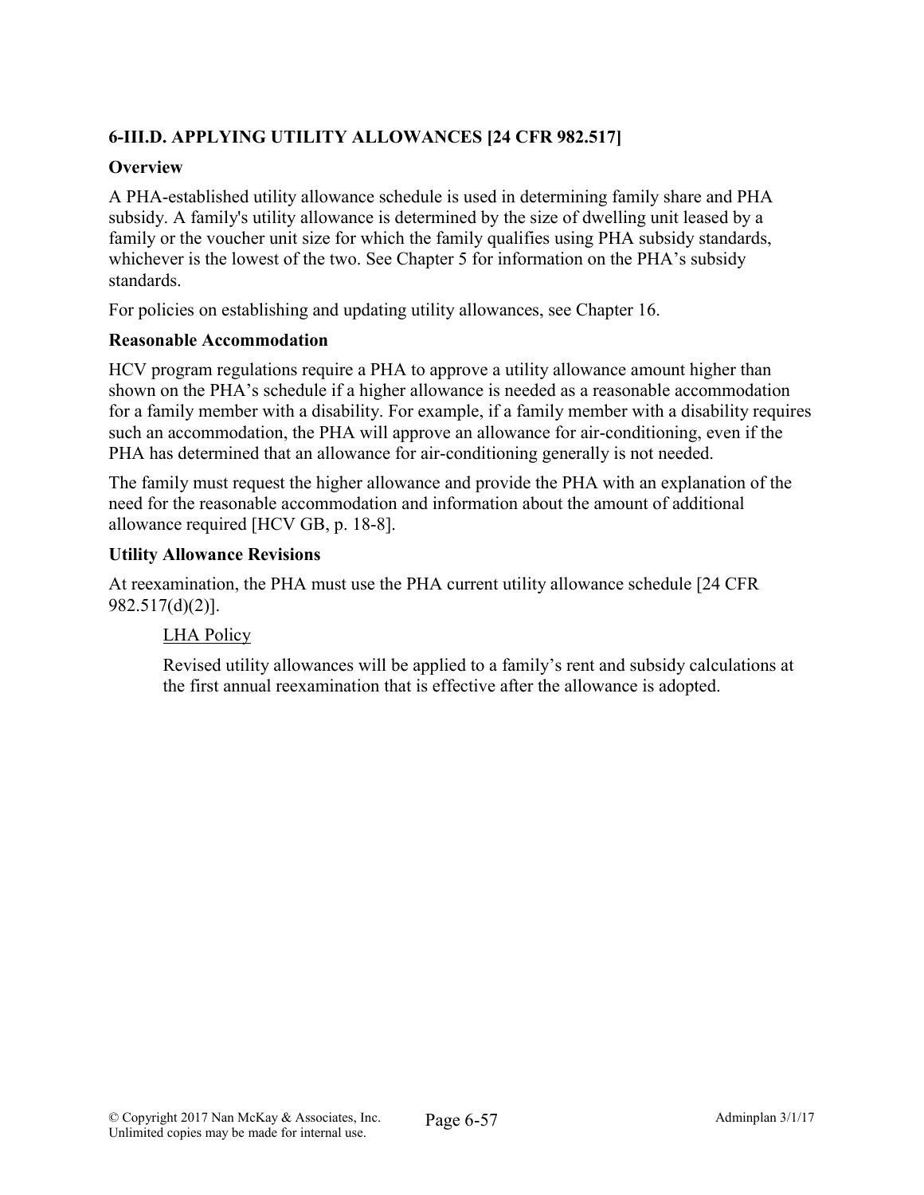### 6-III.D. APPLYING UTILITY ALLOWANCES [24 CFR 982.517]

**Overview**

A PHA-established utility allowance schedule is used in determining family share and PHA subsidy. A family's utility allowance is determined by the size of dwelling unit leased by a family or the voucher unit size for which the family qualifies using PHA subsidy standards, whichever is the lowest of the two. See Chapter 5 for information on the PHA's subsidy standards.

For policies on establishing and updating utility allowances, see Chapter 16.

**Reasonable Accommodation**

HCV program regulations require a PHA to approve a utility allowance amount higher than shown on the PHA's schedule if a higher allowance is needed as a reasonable accommodation for a family member with a disability. For example, if a family member with a disability requires such an accommodation, the PHA will approve an allowance for air-conditioning, even if the PHA has determined that an allowance for air-conditioning generally is not needed.

The family must request the higher allowance and provide the PHA with an explanation of the need for the reasonable accommodation and information about the amount of additional allowance required [HCV GB, p. 18-8].

**Utility Allowance Revisions**

At reexamination, the PHA must use the PHA current utility allowance schedule [24 CFR 982.517(d)(2)].

> LHA Policy
>
> Revised utility allowances will be applied to a family's rent and subsidy calculations at the first annual reexamination that is effective after the allowance is adopted.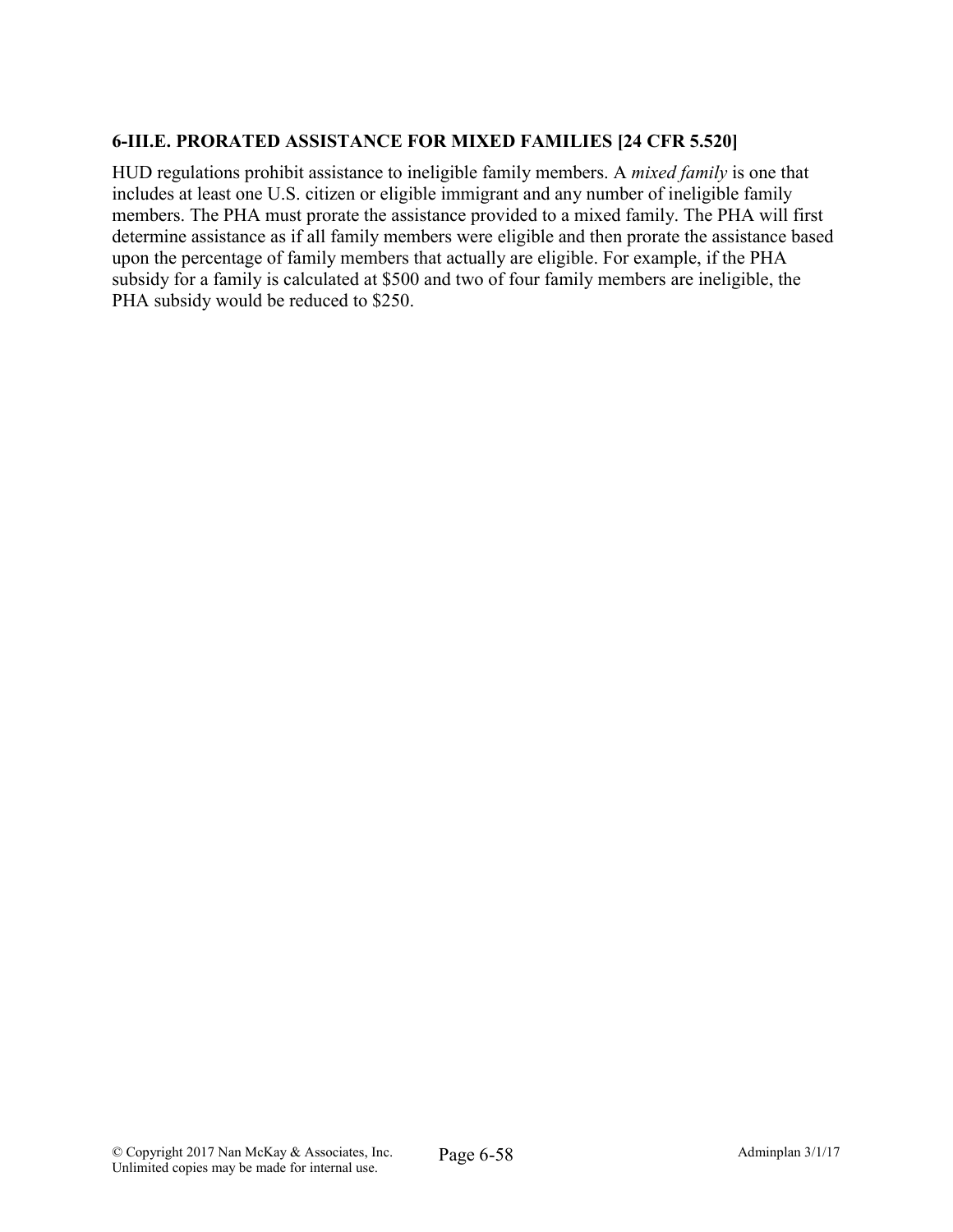### 6-III.E. PRORATED ASSISTANCE FOR MIXED FAMILIES [24 CFR 5.520]

HUD regulations prohibit assistance to ineligible family members. A *mixed family* is one that includes at least one U.S. citizen or eligible immigrant and any number of ineligible family members. The PHA must prorate the assistance provided to a mixed family. The PHA will first determine assistance as if all family members were eligible and then prorate the assistance based upon the percentage of family members that actually are eligible. For example, if the PHA subsidy for a family is calculated at $500 and two of four family members are ineligible, the PHA subsidy would be reduced to $250.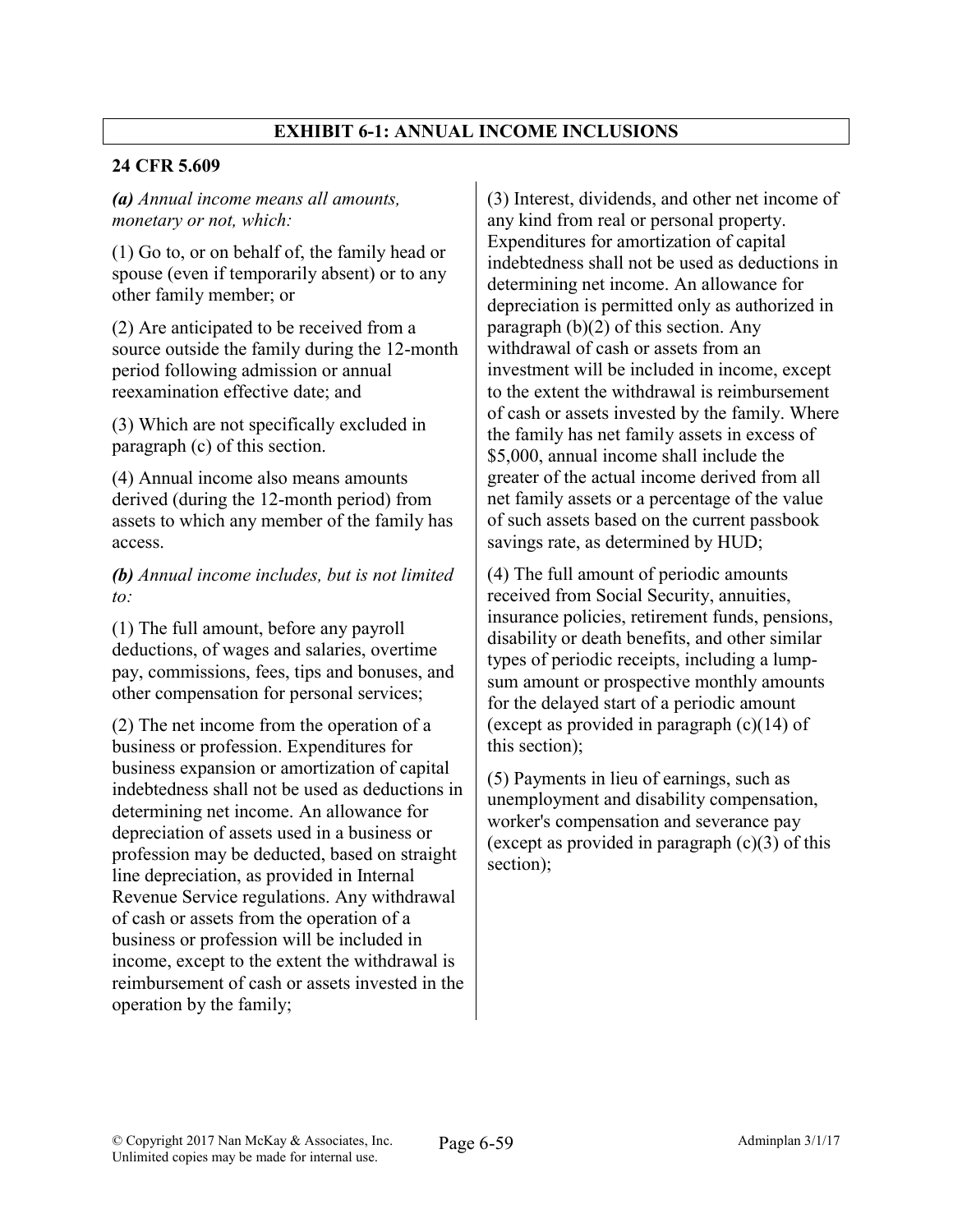## EXHIBIT 6-1: ANNUAL INCOME INCLUSIONS

### 24 CFR 5.609

***(a)*** *Annual income means all amounts, monetary or not, which:*

(1) Go to, or on behalf of, the family head or spouse (even if temporarily absent) or to any other family member; or

(2) Are anticipated to be received from a source outside the family during the 12-month period following admission or annual reexamination effective date; and

(3) Which are not specifically excluded in paragraph (c) of this section.

(4) Annual income also means amounts derived (during the 12-month period) from assets to which any member of the family has access.

***(b)*** *Annual income includes, but is not limited to:*

(1) The full amount, before any payroll deductions, of wages and salaries, overtime pay, commissions, fees, tips and bonuses, and other compensation for personal services;

(2) The net income from the operation of a business or profession. Expenditures for business expansion or amortization of capital indebtedness shall not be used as deductions in determining net income. An allowance for depreciation of assets used in a business or profession may be deducted, based on straight line depreciation, as provided in Internal Revenue Service regulations. Any withdrawal of cash or assets from the operation of a business or profession will be included in income, except to the extent the withdrawal is reimbursement of cash or assets invested in the operation by the family;

(3) Interest, dividends, and other net income of any kind from real or personal property. Expenditures for amortization of capital indebtedness shall not be used as deductions in determining net income. An allowance for depreciation is permitted only as authorized in paragraph (b)(2) of this section. Any withdrawal of cash or assets from an investment will be included in income, except to the extent the withdrawal is reimbursement of cash or assets invested by the family. Where the family has net family assets in excess of $5,000, annual income shall include the greater of the actual income derived from all net family assets or a percentage of the value of such assets based on the current passbook savings rate, as determined by HUD;

(4) The full amount of periodic amounts received from Social Security, annuities, insurance policies, retirement funds, pensions, disability or death benefits, and other similar types of periodic receipts, including a lump-sum amount or prospective monthly amounts for the delayed start of a periodic amount (except as provided in paragraph (c)(14) of this section);

(5) Payments in lieu of earnings, such as unemployment and disability compensation, worker's compensation and severance pay (except as provided in paragraph (c)(3) of this section);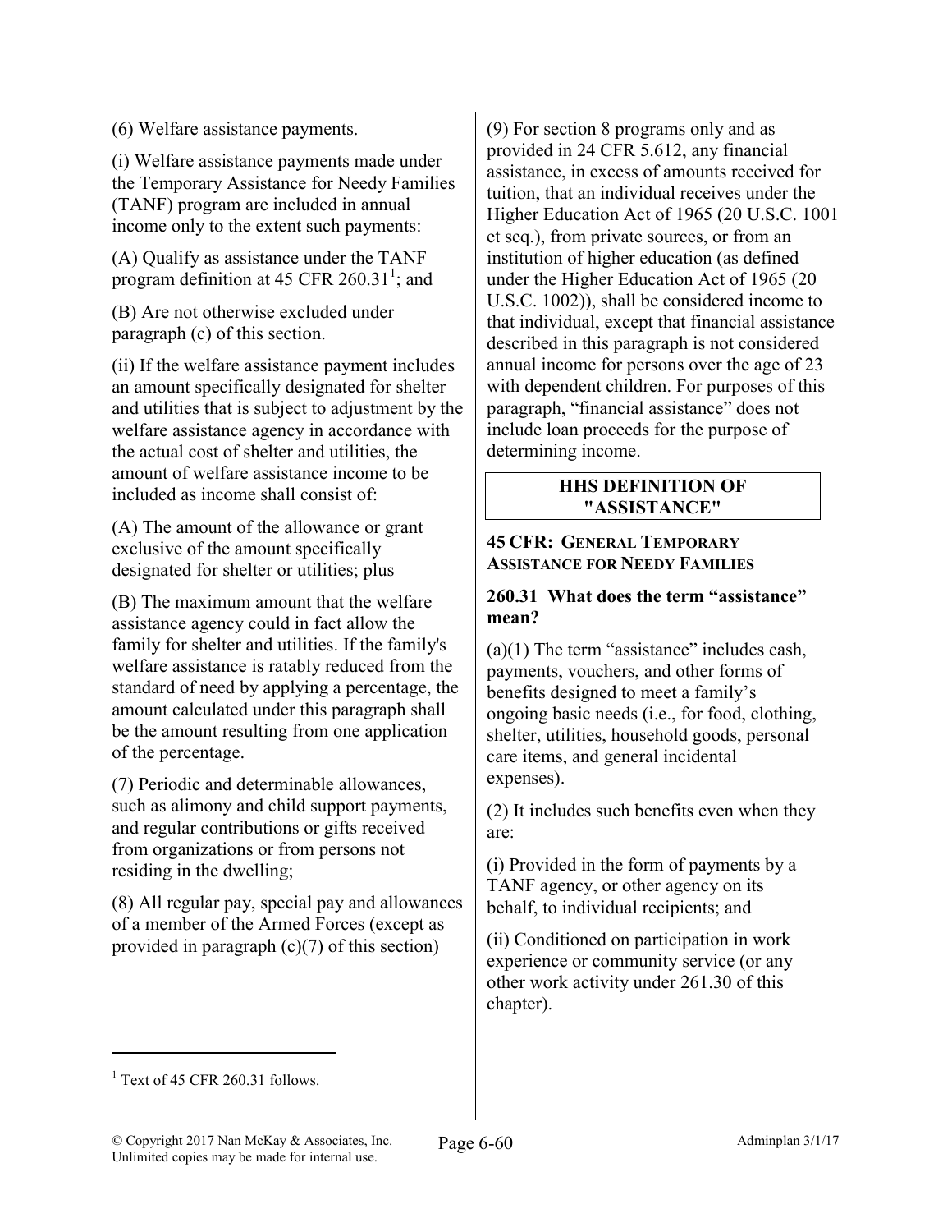(6) Welfare assistance payments.

(i) Welfare assistance payments made under the Temporary Assistance for Needy Families (TANF) program are included in annual income only to the extent such payments:

(A) Qualify as assistance under the TANF program definition at 45 CFR 260.31[1]; and

(B) Are not otherwise excluded under paragraph (c) of this section.

(ii) If the welfare assistance payment includes an amount specifically designated for shelter and utilities that is subject to adjustment by the welfare assistance agency in accordance with the actual cost of shelter and utilities, the amount of welfare assistance income to be included as income shall consist of:

(A) The amount of the allowance or grant exclusive of the amount specifically designated for shelter or utilities; plus

(B) The maximum amount that the welfare assistance agency could in fact allow the family for shelter and utilities. If the family's welfare assistance is ratably reduced from the standard of need by applying a percentage, the amount calculated under this paragraph shall be the amount resulting from one application of the percentage.

(7) Periodic and determinable allowances, such as alimony and child support payments, and regular contributions or gifts received from organizations or from persons not residing in the dwelling;

(8) All regular pay, special pay and allowances of a member of the Armed Forces (except as provided in paragraph (c)(7) of this section)

(9) For section 8 programs only and as provided in 24 CFR 5.612, any financial assistance, in excess of amounts received for tuition, that an individual receives under the Higher Education Act of 1965 (20 U.S.C. 1001 et seq.), from private sources, or from an institution of higher education (as defined under the Higher Education Act of 1965 (20 U.S.C. 1002)), shall be considered income to that individual, except that financial assistance described in this paragraph is not considered annual income for persons over the age of 23 with dependent children. For purposes of this paragraph, "financial assistance" does not include loan proceeds for the purpose of determining income.

## HHS DEFINITION OF "ASSISTANCE"

**45 CFR: GENERAL TEMPORARY ASSISTANCE FOR NEEDY FAMILIES**

**260.31 What does the term "assistance" mean?**

(a)(1) The term "assistance" includes cash, payments, vouchers, and other forms of benefits designed to meet a family's ongoing basic needs (i.e., for food, clothing, shelter, utilities, household goods, personal care items, and general incidental expenses).

(2) It includes such benefits even when they are:

(i) Provided in the form of payments by a TANF agency, or other agency on its behalf, to individual recipients; and

(ii) Conditioned on participation in work experience or community service (or any other work activity under 261.30 of this chapter).

[1] Text of 45 CFR 260.31 follows.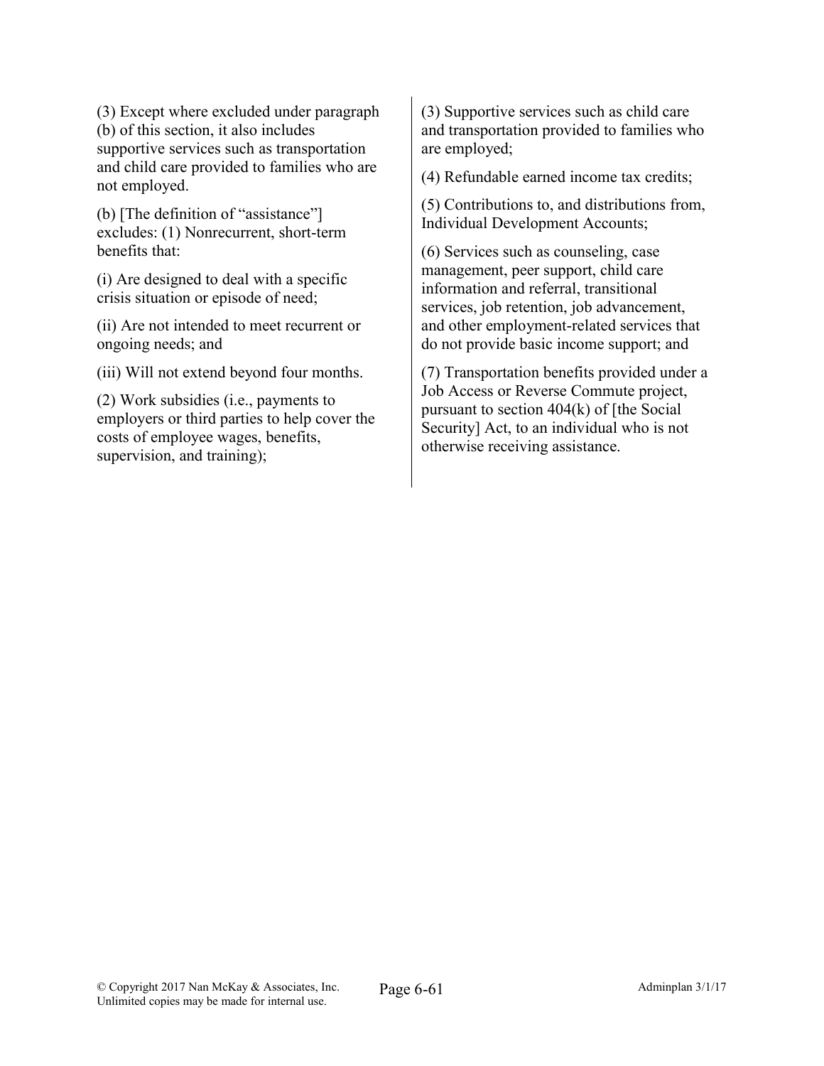(3) Except where excluded under paragraph (b) of this section, it also includes supportive services such as transportation and child care provided to families who are not employed.

(b) [The definition of "assistance"] excludes: (1) Nonrecurrent, short-term benefits that:

(i) Are designed to deal with a specific crisis situation or episode of need;

(ii) Are not intended to meet recurrent or ongoing needs; and

(iii) Will not extend beyond four months.

(2) Work subsidies (i.e., payments to employers or third parties to help cover the costs of employee wages, benefits, supervision, and training);

(3) Supportive services such as child care and transportation provided to families who are employed;

(4) Refundable earned income tax credits;

(5) Contributions to, and distributions from, Individual Development Accounts;

(6) Services such as counseling, case management, peer support, child care information and referral, transitional services, job retention, job advancement, and other employment-related services that do not provide basic income support; and

(7) Transportation benefits provided under a Job Access or Reverse Commute project, pursuant to section 404(k) of [the Social Security] Act, to an individual who is not otherwise receiving assistance.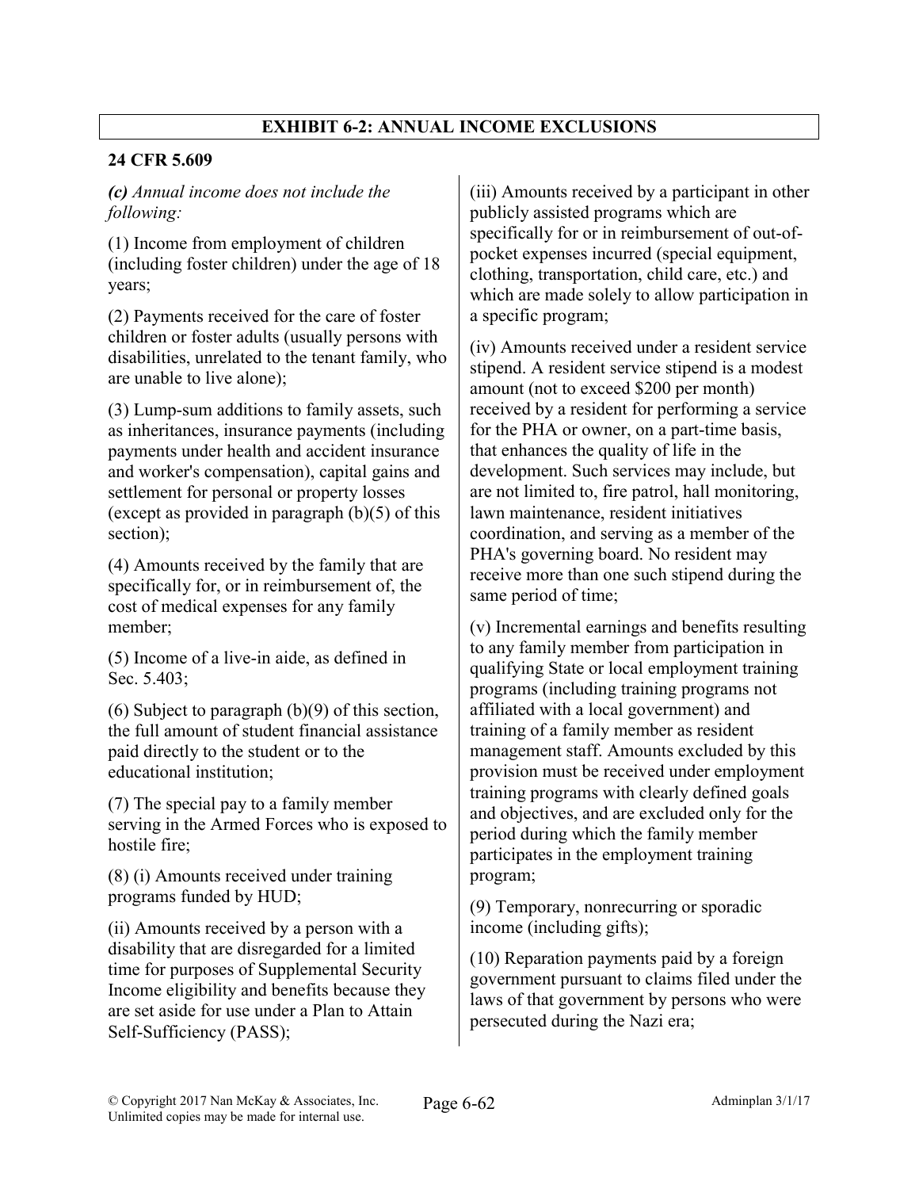## EXHIBIT 6-2: ANNUAL INCOME EXCLUSIONS

### 24 CFR 5.609

***(c)** Annual income does not include the following:*

(1) Income from employment of children (including foster children) under the age of 18 years;

(2) Payments received for the care of foster children or foster adults (usually persons with disabilities, unrelated to the tenant family, who are unable to live alone);

(3) Lump-sum additions to family assets, such as inheritances, insurance payments (including payments under health and accident insurance and worker's compensation), capital gains and settlement for personal or property losses (except as provided in paragraph (b)(5) of this section);

(4) Amounts received by the family that are specifically for, or in reimbursement of, the cost of medical expenses for any family member;

(5) Income of a live-in aide, as defined in Sec. 5.403;

(6) Subject to paragraph (b)(9) of this section, the full amount of student financial assistance paid directly to the student or to the educational institution;

(7) The special pay to a family member serving in the Armed Forces who is exposed to hostile fire;

(8) (i) Amounts received under training programs funded by HUD;

(ii) Amounts received by a person with a disability that are disregarded for a limited time for purposes of Supplemental Security Income eligibility and benefits because they are set aside for use under a Plan to Attain Self-Sufficiency (PASS);

(iii) Amounts received by a participant in other publicly assisted programs which are specifically for or in reimbursement of out-of-pocket expenses incurred (special equipment, clothing, transportation, child care, etc.) and which are made solely to allow participation in a specific program;

(iv) Amounts received under a resident service stipend. A resident service stipend is a modest amount (not to exceed $200 per month) received by a resident for performing a service for the PHA or owner, on a part-time basis, that enhances the quality of life in the development. Such services may include, but are not limited to, fire patrol, hall monitoring, lawn maintenance, resident initiatives coordination, and serving as a member of the PHA's governing board. No resident may receive more than one such stipend during the same period of time;

(v) Incremental earnings and benefits resulting to any family member from participation in qualifying State or local employment training programs (including training programs not affiliated with a local government) and training of a family member as resident management staff. Amounts excluded by this provision must be received under employment training programs with clearly defined goals and objectives, and are excluded only for the period during which the family member participates in the employment training program;

(9) Temporary, nonrecurring or sporadic income (including gifts);

(10) Reparation payments paid by a foreign government pursuant to claims filed under the laws of that government by persons who were persecuted during the Nazi era;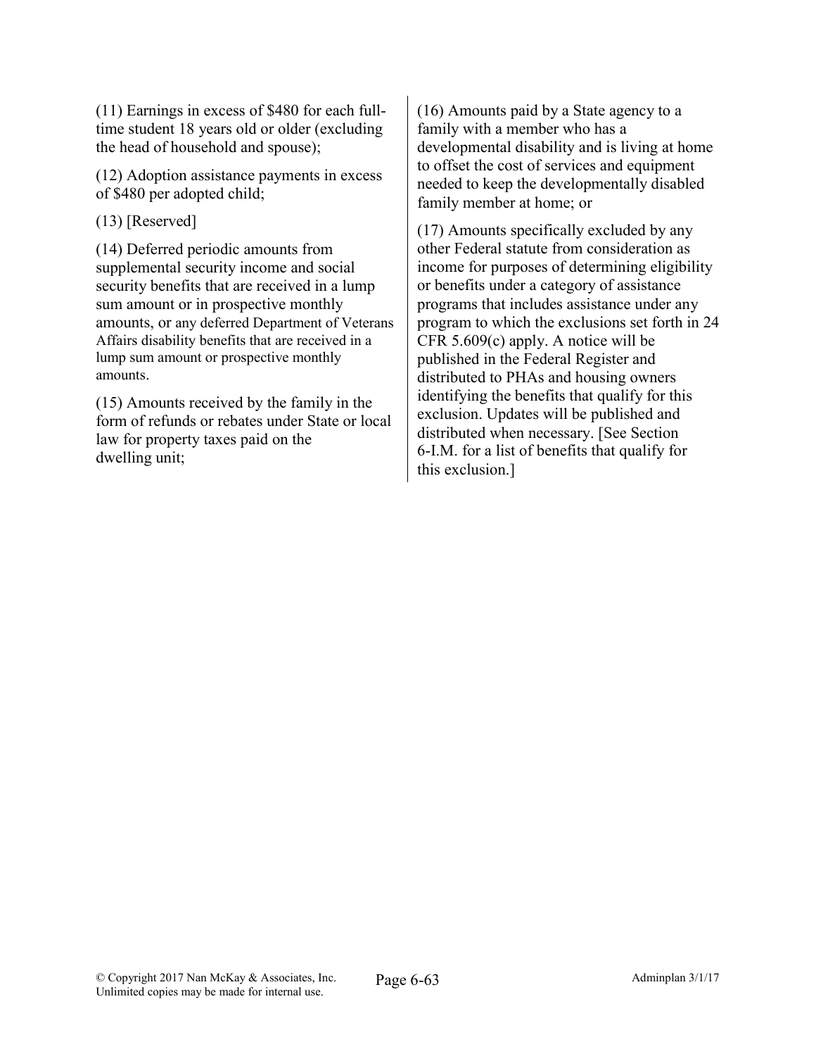(11) Earnings in excess of $480 for each full-time student 18 years old or older (excluding the head of household and spouse);

(12) Adoption assistance payments in excess of $480 per adopted child;

(13) [Reserved]

(14) Deferred periodic amounts from supplemental security income and social security benefits that are received in a lump sum amount or in prospective monthly amounts, or any deferred Department of Veterans Affairs disability benefits that are received in a lump sum amount or prospective monthly amounts.

(15) Amounts received by the family in the form of refunds or rebates under State or local law for property taxes paid on the dwelling unit;

(16) Amounts paid by a State agency to a family with a member who has a developmental disability and is living at home to offset the cost of services and equipment needed to keep the developmentally disabled family member at home; or

(17) Amounts specifically excluded by any other Federal statute from consideration as income for purposes of determining eligibility or benefits under a category of assistance programs that includes assistance under any program to which the exclusions set forth in 24 CFR 5.609(c) apply. A notice will be published in the Federal Register and distributed to PHAs and housing owners identifying the benefits that qualify for this exclusion. Updates will be published and distributed when necessary. [See Section 6-I.M. for a list of benefits that qualify for this exclusion.]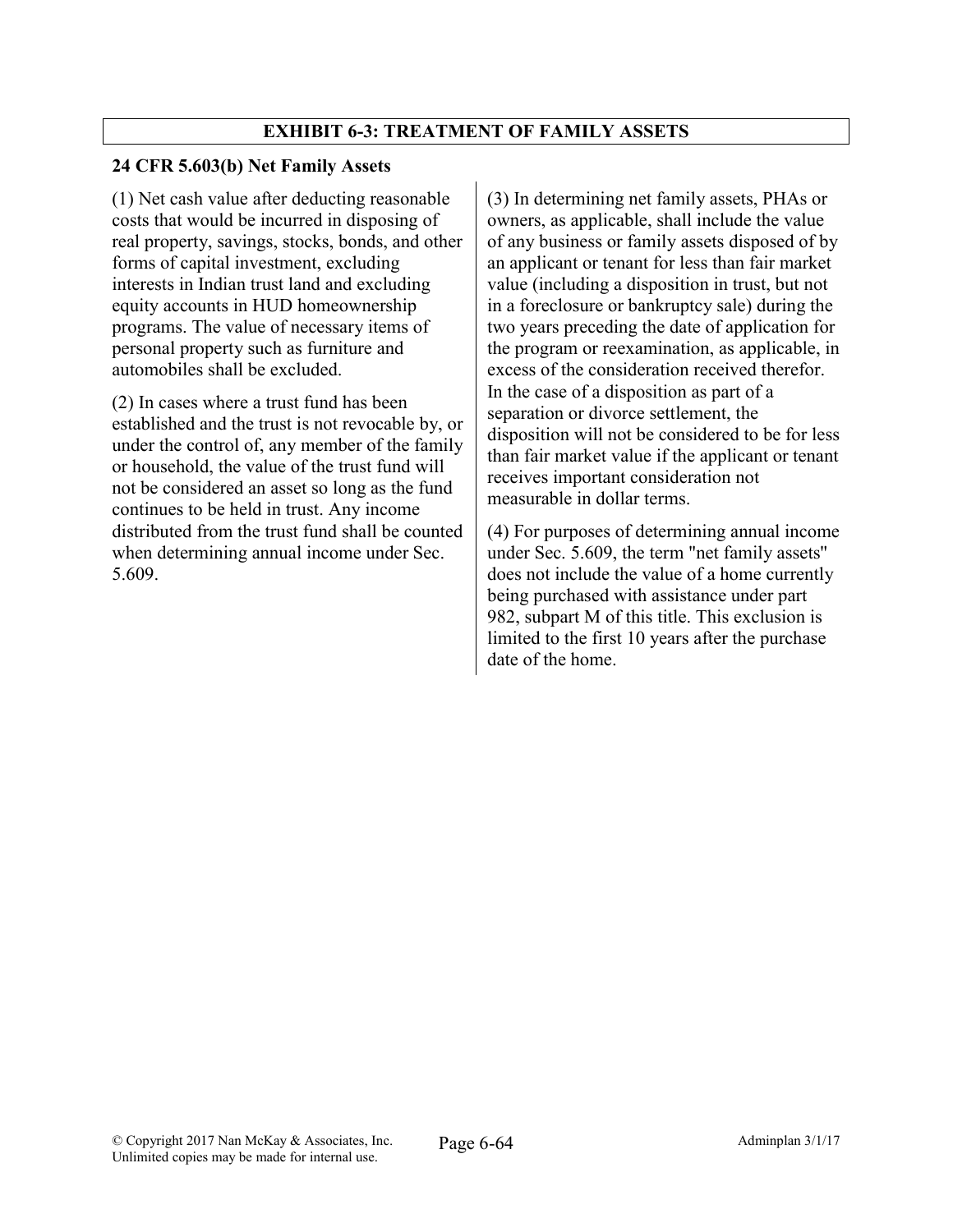# EXHIBIT 6-3: TREATMENT OF FAMILY ASSETS

**24 CFR 5.603(b) Net Family Assets**

(1) Net cash value after deducting reasonable costs that would be incurred in disposing of real property, savings, stocks, bonds, and other forms of capital investment, excluding interests in Indian trust land and excluding equity accounts in HUD homeownership programs. The value of necessary items of personal property such as furniture and automobiles shall be excluded.

(2) In cases where a trust fund has been established and the trust is not revocable by, or under the control of, any member of the family or household, the value of the trust fund will not be considered an asset so long as the fund continues to be held in trust. Any income distributed from the trust fund shall be counted when determining annual income under Sec. 5.609.

(3) In determining net family assets, PHAs or owners, as applicable, shall include the value of any business or family assets disposed of by an applicant or tenant for less than fair market value (including a disposition in trust, but not in a foreclosure or bankruptcy sale) during the two years preceding the date of application for the program or reexamination, as applicable, in excess of the consideration received therefor. In the case of a disposition as part of a separation or divorce settlement, the disposition will not be considered to be for less than fair market value if the applicant or tenant receives important consideration not measurable in dollar terms.

(4) For purposes of determining annual income under Sec. 5.609, the term "net family assets" does not include the value of a home currently being purchased with assistance under part 982, subpart M of this title. This exclusion is limited to the first 10 years after the purchase date of the home.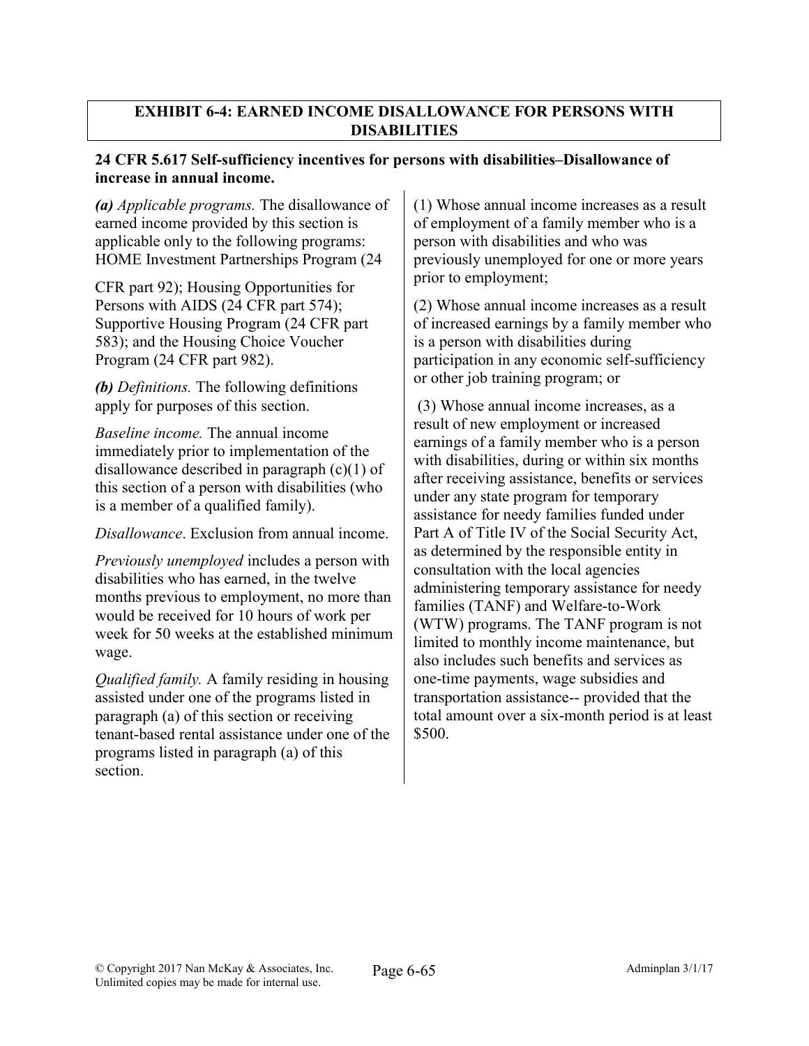**EXHIBIT 6-4: EARNED INCOME DISALLOWANCE FOR PERSONS WITH DISABILITIES**

**24 CFR 5.617 Self-sufficiency incentives for persons with disabilities–Disallowance of increase in annual income.**

***(a)*** *Applicable programs.* The disallowance of earned income provided by this section is applicable only to the following programs: HOME Investment Partnerships Program (24 CFR part 92); Housing Opportunities for Persons with AIDS (24 CFR part 574); Supportive Housing Program (24 CFR part 583); and the Housing Choice Voucher Program (24 CFR part 982).

***(b)*** *Definitions.* The following definitions apply for purposes of this section.

*Baseline income.* The annual income immediately prior to implementation of the disallowance described in paragraph (c)(1) of this section of a person with disabilities (who is a member of a qualified family).

*Disallowance*. Exclusion from annual income.

*Previously unemployed* includes a person with disabilities who has earned, in the twelve months previous to employment, no more than would be received for 10 hours of work per week for 50 weeks at the established minimum wage.

*Qualified family.* A family residing in housing assisted under one of the programs listed in paragraph (a) of this section or receiving tenant-based rental assistance under one of the programs listed in paragraph (a) of this section.

(1) Whose annual income increases as a result of employment of a family member who is a person with disabilities and who was previously unemployed for one or more years prior to employment;

(2) Whose annual income increases as a result of increased earnings by a family member who is a person with disabilities during participation in any economic self-sufficiency or other job training program; or

(3) Whose annual income increases, as a result of new employment or increased earnings of a family member who is a person with disabilities, during or within six months after receiving assistance, benefits or services under any state program for temporary assistance for needy families funded under Part A of Title IV of the Social Security Act, as determined by the responsible entity in consultation with the local agencies administering temporary assistance for needy families (TANF) and Welfare-to-Work (WTW) programs. The TANF program is not limited to monthly income maintenance, but also includes such benefits and services as one-time payments, wage subsidies and transportation assistance-- provided that the total amount over a six-month period is at least $500.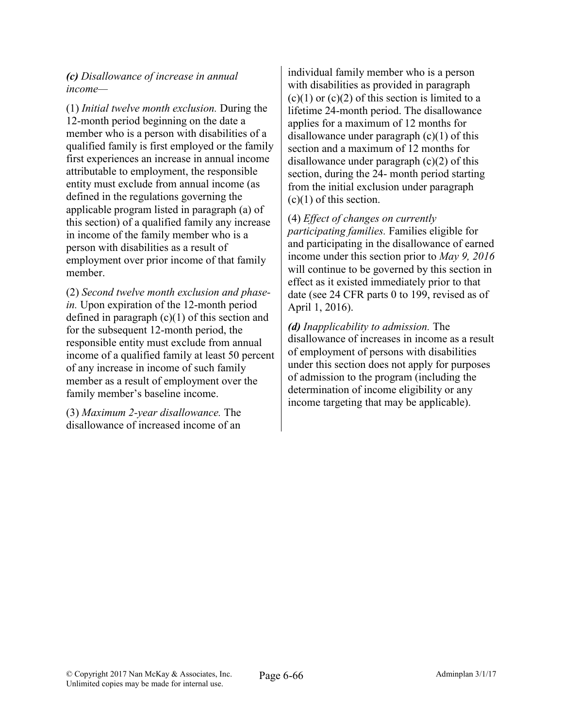***(c)*** *Disallowance of increase in annual income—*

(1) *Initial twelve month exclusion.* During the 12-month period beginning on the date a member who is a person with disabilities of a qualified family is first employed or the family first experiences an increase in annual income attributable to employment, the responsible entity must exclude from annual income (as defined in the regulations governing the applicable program listed in paragraph (a) of this section) of a qualified family any increase in income of the family member who is a person with disabilities as a result of employment over prior income of that family member.

(2) *Second twelve month exclusion and phase-in.* Upon expiration of the 12-month period defined in paragraph (c)(1) of this section and for the subsequent 12-month period, the responsible entity must exclude from annual income of a qualified family at least 50 percent of any increase in income of such family member as a result of employment over the family member's baseline income.

(3) *Maximum 2-year disallowance.* The disallowance of increased income of an individual family member who is a person with disabilities as provided in paragraph (c)(1) or (c)(2) of this section is limited to a lifetime 24-month period. The disallowance applies for a maximum of 12 months for disallowance under paragraph (c)(1) of this section and a maximum of 12 months for disallowance under paragraph (c)(2) of this section, during the 24- month period starting from the initial exclusion under paragraph (c)(1) of this section.

(4) *Effect of changes on currently participating families.* Families eligible for and participating in the disallowance of earned income under this section prior to *May 9, 2016* will continue to be governed by this section in effect as it existed immediately prior to that date (see 24 CFR parts 0 to 199, revised as of April 1, 2016).

***(d)*** *Inapplicability to admission.* The disallowance of increases in income as a result of employment of persons with disabilities under this section does not apply for purposes of admission to the program (including the determination of income eligibility or any income targeting that may be applicable).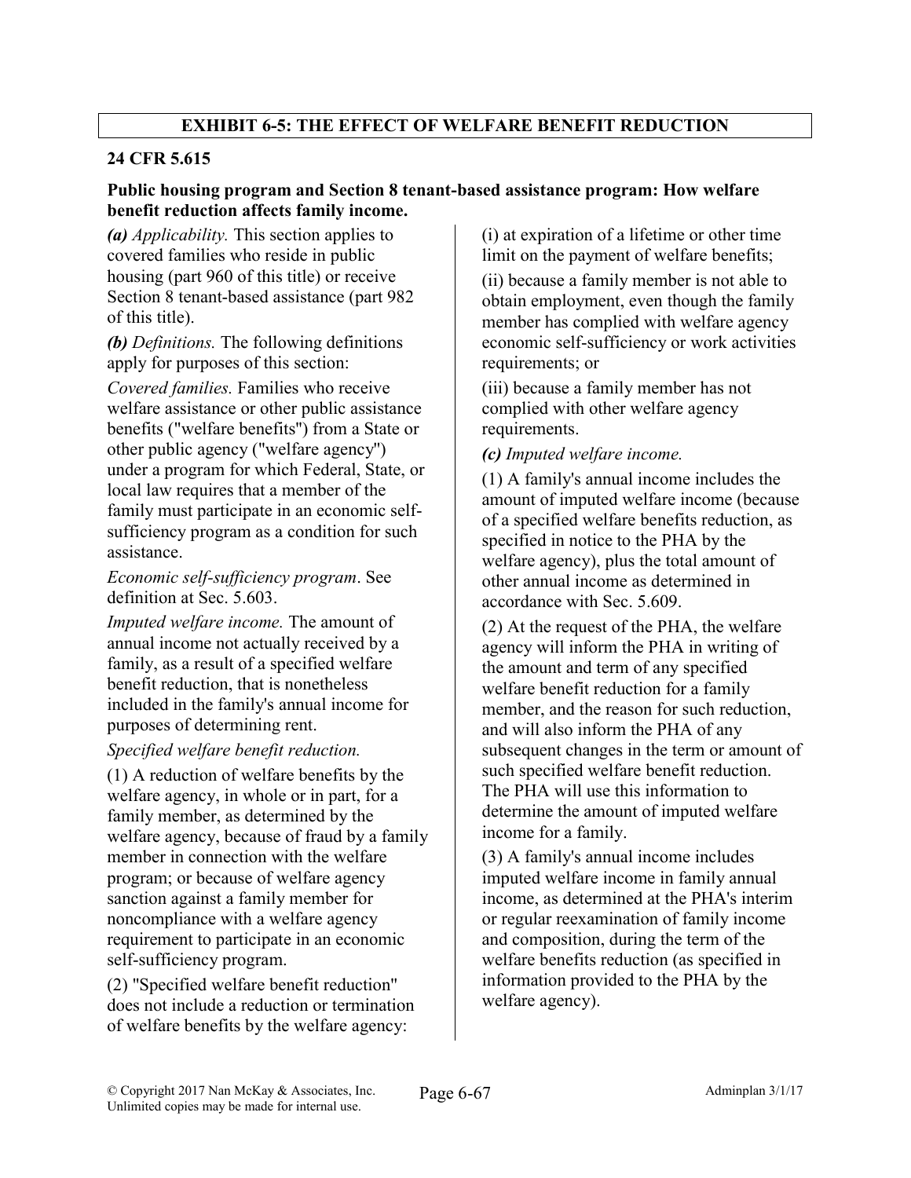# EXHIBIT 6-5: THE EFFECT OF WELFARE BENEFIT REDUCTION

## 24 CFR 5.615

### Public housing program and Section 8 tenant-based assistance program: How welfare benefit reduction affects family income.

***(a)*** *Applicability.* This section applies to covered families who reside in public housing (part 960 of this title) or receive Section 8 tenant-based assistance (part 982 of this title).

***(b)*** *Definitions.* The following definitions apply for purposes of this section:

*Covered families.* Families who receive welfare assistance or other public assistance benefits ("welfare benefits") from a State or other public agency ("welfare agency") under a program for which Federal, State, or local law requires that a member of the family must participate in an economic self-sufficiency program as a condition for such assistance.

*Economic self-sufficiency program*. See definition at Sec. 5.603.

*Imputed welfare income.* The amount of annual income not actually received by a family, as a result of a specified welfare benefit reduction, that is nonetheless included in the family's annual income for purposes of determining rent.

*Specified welfare benefit reduction.*

(1) A reduction of welfare benefits by the welfare agency, in whole or in part, for a family member, as determined by the welfare agency, because of fraud by a family member in connection with the welfare program; or because of welfare agency sanction against a family member for noncompliance with a welfare agency requirement to participate in an economic self-sufficiency program.

(2) "Specified welfare benefit reduction" does not include a reduction or termination of welfare benefits by the welfare agency:

(i) at expiration of a lifetime or other time limit on the payment of welfare benefits;

(ii) because a family member is not able to obtain employment, even though the family member has complied with welfare agency economic self-sufficiency or work activities requirements; or

(iii) because a family member has not complied with other welfare agency requirements.

***(c)*** *Imputed welfare income.*

(1) A family's annual income includes the amount of imputed welfare income (because of a specified welfare benefits reduction, as specified in notice to the PHA by the welfare agency), plus the total amount of other annual income as determined in accordance with Sec. 5.609.

(2) At the request of the PHA, the welfare agency will inform the PHA in writing of the amount and term of any specified welfare benefit reduction for a family member, and the reason for such reduction, and will also inform the PHA of any subsequent changes in the term or amount of such specified welfare benefit reduction. The PHA will use this information to determine the amount of imputed welfare income for a family.

(3) A family's annual income includes imputed welfare income in family annual income, as determined at the PHA's interim or regular reexamination of family income and composition, during the term of the welfare benefits reduction (as specified in information provided to the PHA by the welfare agency).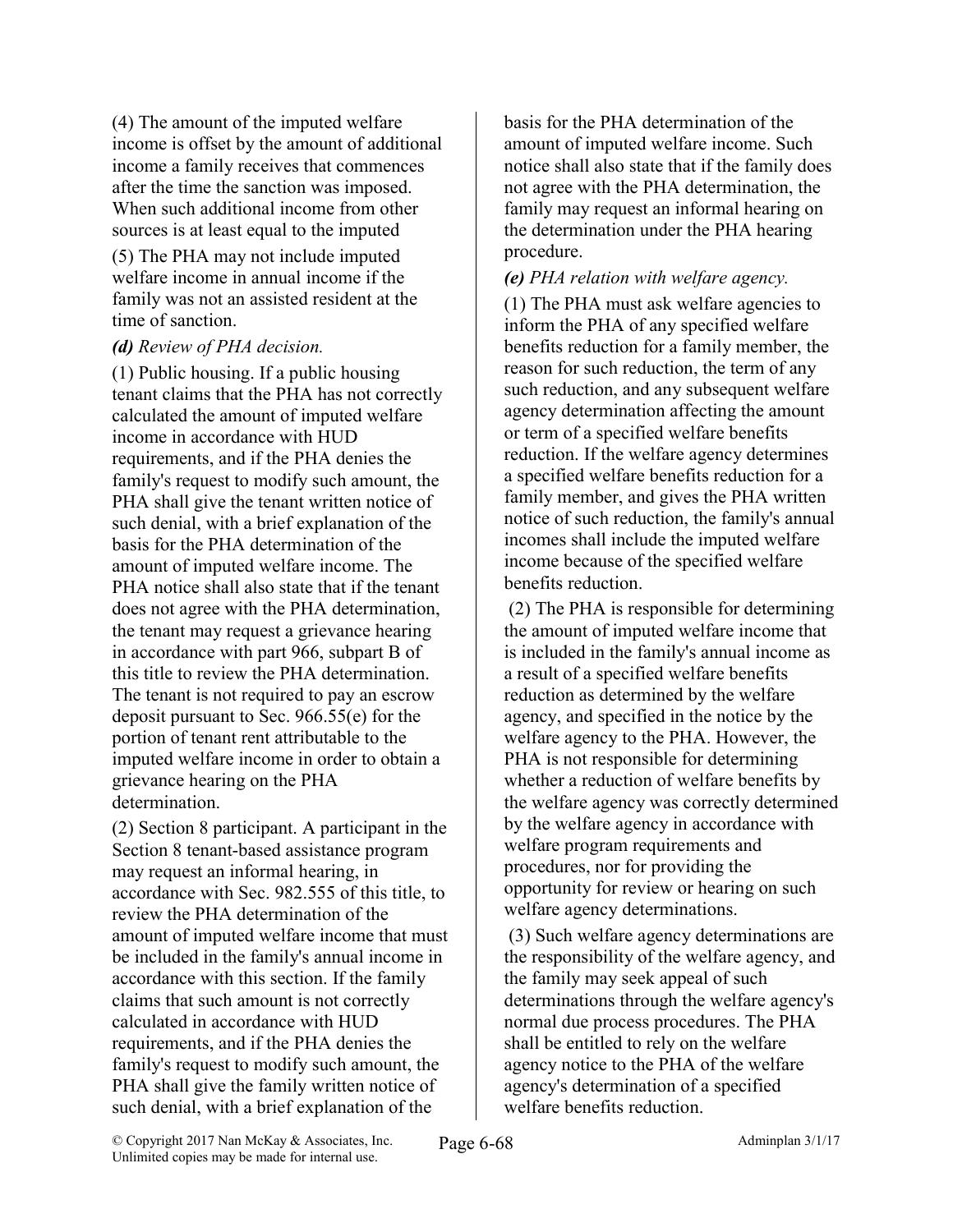(4) The amount of the imputed welfare income is offset by the amount of additional income a family receives that commences after the time the sanction was imposed. When such additional income from other sources is at least equal to the imputed

(5) The PHA may not include imputed welfare income in annual income if the family was not an assisted resident at the time of sanction.

***(d)*** *Review of PHA decision.*

(1) Public housing. If a public housing tenant claims that the PHA has not correctly calculated the amount of imputed welfare income in accordance with HUD requirements, and if the PHA denies the family's request to modify such amount, the PHA shall give the tenant written notice of such denial, with a brief explanation of the basis for the PHA determination of the amount of imputed welfare income. The PHA notice shall also state that if the tenant does not agree with the PHA determination, the tenant may request a grievance hearing in accordance with part 966, subpart B of this title to review the PHA determination. The tenant is not required to pay an escrow deposit pursuant to Sec. 966.55(e) for the portion of tenant rent attributable to the imputed welfare income in order to obtain a grievance hearing on the PHA determination.

(2) Section 8 participant. A participant in the Section 8 tenant-based assistance program may request an informal hearing, in accordance with Sec. 982.555 of this title, to review the PHA determination of the amount of imputed welfare income that must be included in the family's annual income in accordance with this section. If the family claims that such amount is not correctly calculated in accordance with HUD requirements, and if the PHA denies the family's request to modify such amount, the PHA shall give the family written notice of such denial, with a brief explanation of the basis for the PHA determination of the amount of imputed welfare income. Such notice shall also state that if the family does not agree with the PHA determination, the family may request an informal hearing on the determination under the PHA hearing procedure.

***(e)*** *PHA relation with welfare agency.*

(1) The PHA must ask welfare agencies to inform the PHA of any specified welfare benefits reduction for a family member, the reason for such reduction, the term of any such reduction, and any subsequent welfare agency determination affecting the amount or term of a specified welfare benefits reduction. If the welfare agency determines a specified welfare benefits reduction for a family member, and gives the PHA written notice of such reduction, the family's annual incomes shall include the imputed welfare income because of the specified welfare benefits reduction.

(2) The PHA is responsible for determining the amount of imputed welfare income that is included in the family's annual income as a result of a specified welfare benefits reduction as determined by the welfare agency, and specified in the notice by the welfare agency to the PHA. However, the PHA is not responsible for determining whether a reduction of welfare benefits by the welfare agency was correctly determined by the welfare agency in accordance with welfare program requirements and procedures, nor for providing the opportunity for review or hearing on such welfare agency determinations.

(3) Such welfare agency determinations are the responsibility of the welfare agency, and the family may seek appeal of such determinations through the welfare agency's normal due process procedures. The PHA shall be entitled to rely on the welfare agency notice to the PHA of the welfare agency's determination of a specified welfare benefits reduction.